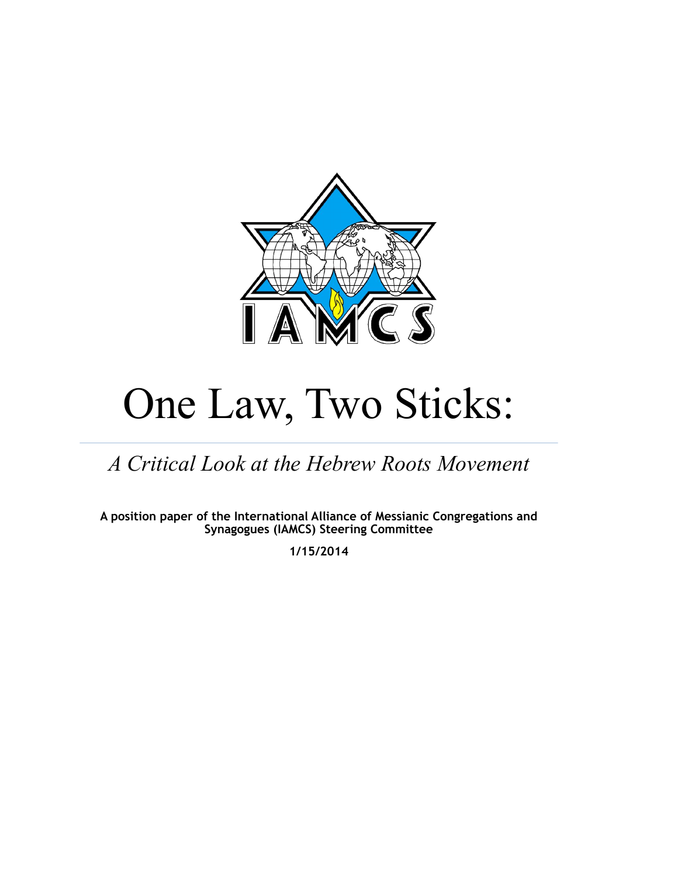IAMCS

# One Law, Two Sticks:

## *A Critical Look at the Hebrew Roots Movement*

**A position paper of the International Alliance of Messianic Congregations and Synagogues (IAMCS) Steering Committee**

**1/15/2014**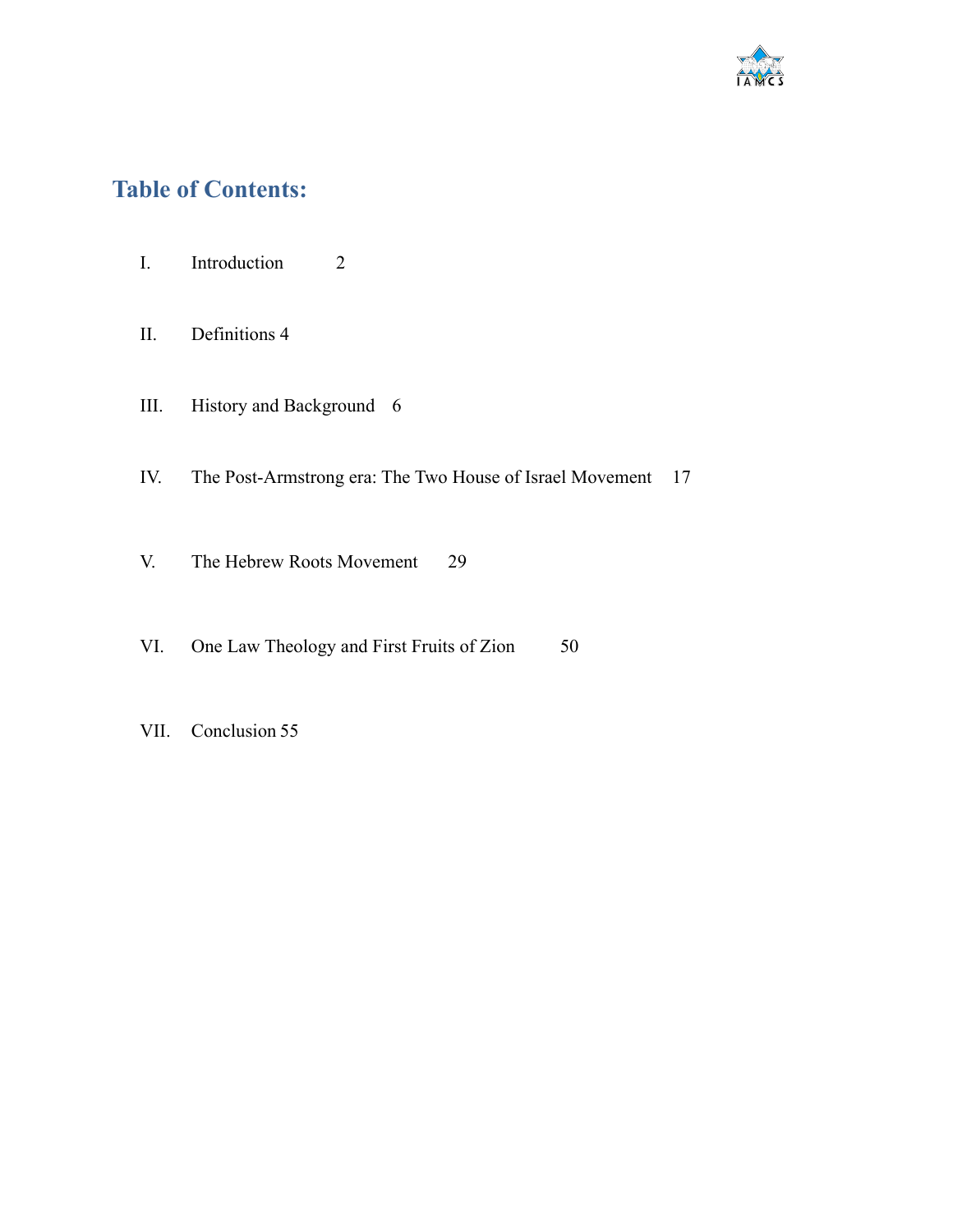## Table of Contents:

I. Introduction 2

II. Definitions 4

III. History and Background 6

IV. The Post-Armstrong era: The Two House of Israel Movement 17

V. The Hebrew Roots Movement 29

VI. One Law Theology and First Fruits of Zion 50

VII. Conclusion 55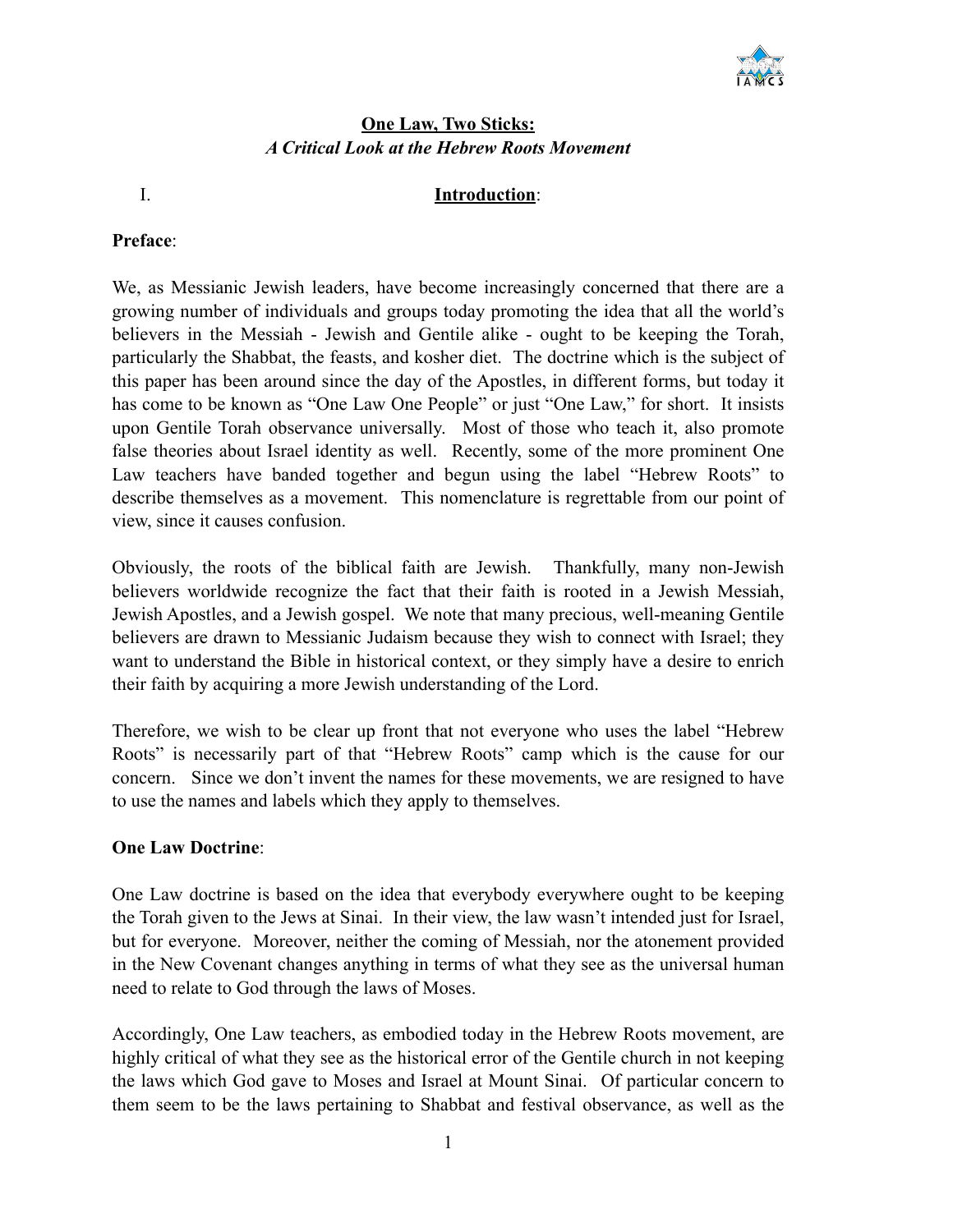# **One Law, Two Sticks:**
## ***A Critical Look at the Hebrew Roots Movement***

## I. **Introduction**:

**Preface**:

We, as Messianic Jewish leaders, have become increasingly concerned that there are a growing number of individuals and groups today promoting the idea that all the world's believers in the Messiah - Jewish and Gentile alike - ought to be keeping the Torah, particularly the Shabbat, the feasts, and kosher diet. The doctrine which is the subject of this paper has been around since the day of the Apostles, in different forms, but today it has come to be known as "One Law One People" or just "One Law," for short. It insists upon Gentile Torah observance universally. Most of those who teach it, also promote false theories about Israel identity as well. Recently, some of the more prominent One Law teachers have banded together and begun using the label "Hebrew Roots" to describe themselves as a movement. This nomenclature is regrettable from our point of view, since it causes confusion.

Obviously, the roots of the biblical faith are Jewish. Thankfully, many non-Jewish believers worldwide recognize the fact that their faith is rooted in a Jewish Messiah, Jewish Apostles, and a Jewish gospel. We note that many precious, well-meaning Gentile believers are drawn to Messianic Judaism because they wish to connect with Israel; they want to understand the Bible in historical context, or they simply have a desire to enrich their faith by acquiring a more Jewish understanding of the Lord.

Therefore, we wish to be clear up front that not everyone who uses the label "Hebrew Roots" is necessarily part of that "Hebrew Roots" camp which is the cause for our concern. Since we don't invent the names for these movements, we are resigned to have to use the names and labels which they apply to themselves.

**One Law Doctrine**:

One Law doctrine is based on the idea that everybody everywhere ought to be keeping the Torah given to the Jews at Sinai. In their view, the law wasn't intended just for Israel, but for everyone. Moreover, neither the coming of Messiah, nor the atonement provided in the New Covenant changes anything in terms of what they see as the universal human need to relate to God through the laws of Moses.

Accordingly, One Law teachers, as embodied today in the Hebrew Roots movement, are highly critical of what they see as the historical error of the Gentile church in not keeping the laws which God gave to Moses and Israel at Mount Sinai. Of particular concern to them seem to be the laws pertaining to Shabbat and festival observance, as well as the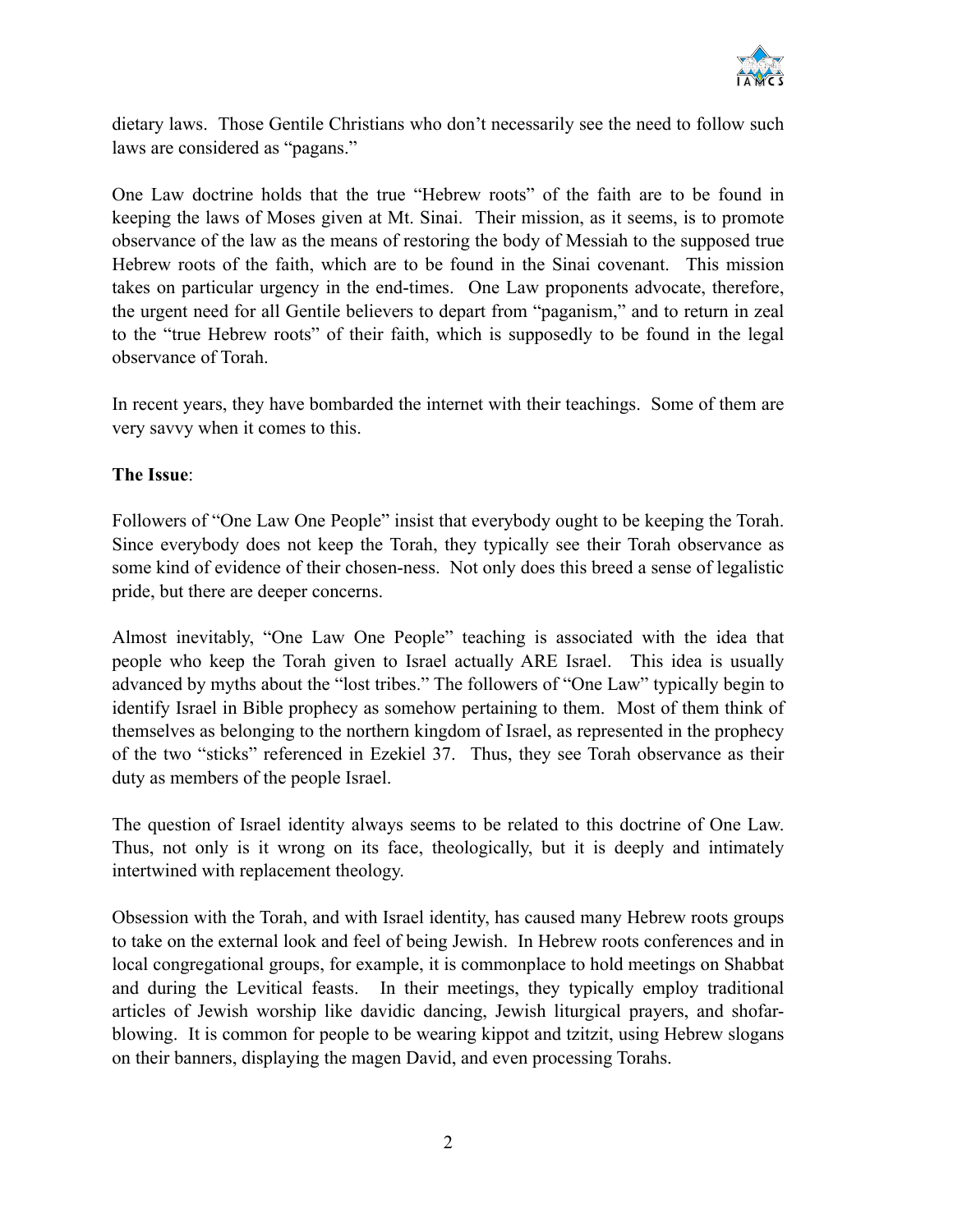dietary laws. Those Gentile Christians who don't necessarily see the need to follow such laws are considered as "pagans."

One Law doctrine holds that the true "Hebrew roots" of the faith are to be found in keeping the laws of Moses given at Mt. Sinai. Their mission, as it seems, is to promote observance of the law as the means of restoring the body of Messiah to the supposed true Hebrew roots of the faith, which are to be found in the Sinai covenant. This mission takes on particular urgency in the end-times. One Law proponents advocate, therefore, the urgent need for all Gentile believers to depart from "paganism," and to return in zeal to the "true Hebrew roots" of their faith, which is supposedly to be found in the legal observance of Torah.

In recent years, they have bombarded the internet with their teachings. Some of them are very savvy when it comes to this.

**The Issue**:

Followers of "One Law One People" insist that everybody ought to be keeping the Torah. Since everybody does not keep the Torah, they typically see their Torah observance as some kind of evidence of their chosen-ness. Not only does this breed a sense of legalistic pride, but there are deeper concerns.

Almost inevitably, "One Law One People" teaching is associated with the idea that people who keep the Torah given to Israel actually ARE Israel. This idea is usually advanced by myths about the "lost tribes." The followers of "One Law" typically begin to identify Israel in Bible prophecy as somehow pertaining to them. Most of them think of themselves as belonging to the northern kingdom of Israel, as represented in the prophecy of the two "sticks" referenced in Ezekiel 37. Thus, they see Torah observance as their duty as members of the people Israel.

The question of Israel identity always seems to be related to this doctrine of One Law. Thus, not only is it wrong on its face, theologically, but it is deeply and intimately intertwined with replacement theology.

Obsession with the Torah, and with Israel identity, has caused many Hebrew roots groups to take on the external look and feel of being Jewish. In Hebrew roots conferences and in local congregational groups, for example, it is commonplace to hold meetings on Shabbat and during the Levitical feasts. In their meetings, they typically employ traditional articles of Jewish worship like davidic dancing, Jewish liturgical prayers, and shofar-blowing. It is common for people to be wearing kippot and tzitzit, using Hebrew slogans on their banners, displaying the magen David, and even processing Torahs.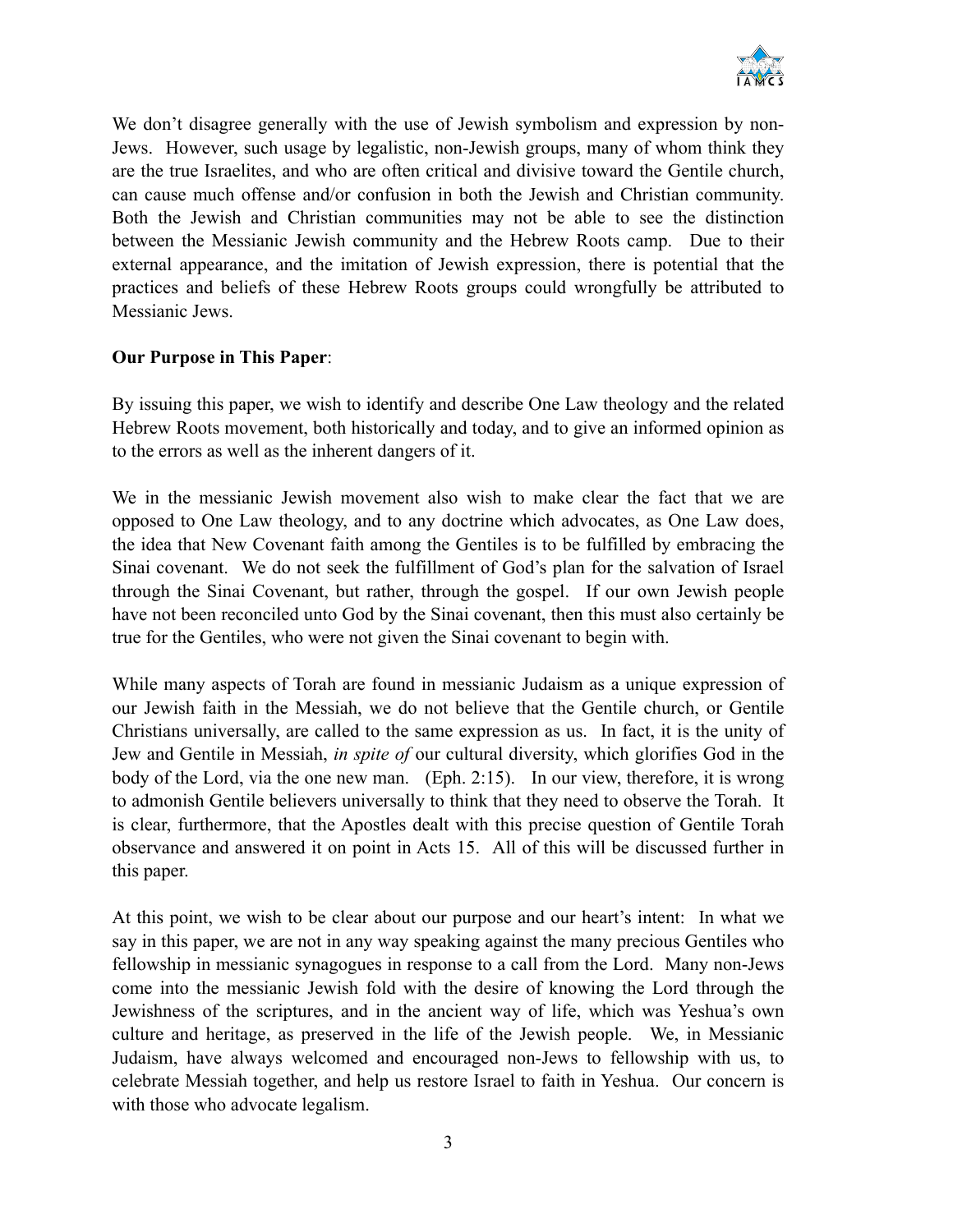We don't disagree generally with the use of Jewish symbolism and expression by non-Jews. However, such usage by legalistic, non-Jewish groups, many of whom think they are the true Israelites, and who are often critical and divisive toward the Gentile church, can cause much offense and/or confusion in both the Jewish and Christian community. Both the Jewish and Christian communities may not be able to see the distinction between the Messianic Jewish community and the Hebrew Roots camp. Due to their external appearance, and the imitation of Jewish expression, there is potential that the practices and beliefs of these Hebrew Roots groups could wrongfully be attributed to Messianic Jews.

**Our Purpose in This Paper**:

By issuing this paper, we wish to identify and describe One Law theology and the related Hebrew Roots movement, both historically and today, and to give an informed opinion as to the errors as well as the inherent dangers of it.

We in the messianic Jewish movement also wish to make clear the fact that we are opposed to One Law theology, and to any doctrine which advocates, as One Law does, the idea that New Covenant faith among the Gentiles is to be fulfilled by embracing the Sinai covenant. We do not seek the fulfillment of God's plan for the salvation of Israel through the Sinai Covenant, but rather, through the gospel. If our own Jewish people have not been reconciled unto God by the Sinai covenant, then this must also certainly be true for the Gentiles, who were not given the Sinai covenant to begin with.

While many aspects of Torah are found in messianic Judaism as a unique expression of our Jewish faith in the Messiah, we do not believe that the Gentile church, or Gentile Christians universally, are called to the same expression as us. In fact, it is the unity of Jew and Gentile in Messiah, *in spite of* our cultural diversity, which glorifies God in the body of the Lord, via the one new man. (Eph. 2:15). In our view, therefore, it is wrong to admonish Gentile believers universally to think that they need to observe the Torah. It is clear, furthermore, that the Apostles dealt with this precise question of Gentile Torah observance and answered it on point in Acts 15. All of this will be discussed further in this paper.

At this point, we wish to be clear about our purpose and our heart's intent: In what we say in this paper, we are not in any way speaking against the many precious Gentiles who fellowship in messianic synagogues in response to a call from the Lord. Many non-Jews come into the messianic Jewish fold with the desire of knowing the Lord through the Jewishness of the scriptures, and in the ancient way of life, which was Yeshua's own culture and heritage, as preserved in the life of the Jewish people. We, in Messianic Judaism, have always welcomed and encouraged non-Jews to fellowship with us, to celebrate Messiah together, and help us restore Israel to faith in Yeshua. Our concern is with those who advocate legalism.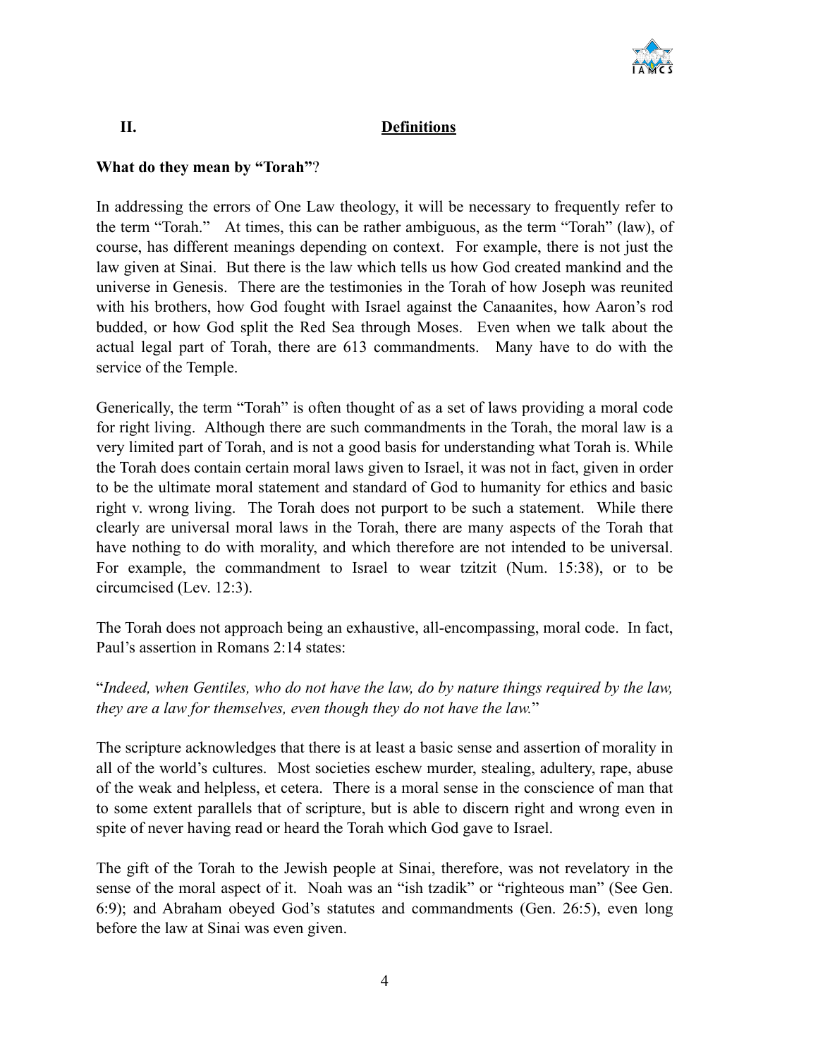## II. Definitions

**What do they mean by "Torah"**?

In addressing the errors of One Law theology, it will be necessary to frequently refer to the term "Torah." At times, this can be rather ambiguous, as the term "Torah" (law), of course, has different meanings depending on context. For example, there is not just the law given at Sinai. But there is the law which tells us how God created mankind and the universe in Genesis. There are the testimonies in the Torah of how Joseph was reunited with his brothers, how God fought with Israel against the Canaanites, how Aaron's rod budded, or how God split the Red Sea through Moses. Even when we talk about the actual legal part of Torah, there are 613 commandments. Many have to do with the service of the Temple.

Generically, the term "Torah" is often thought of as a set of laws providing a moral code for right living. Although there are such commandments in the Torah, the moral law is a very limited part of Torah, and is not a good basis for understanding what Torah is. While the Torah does contain certain moral laws given to Israel, it was not in fact, given in order to be the ultimate moral statement and standard of God to humanity for ethics and basic right v. wrong living. The Torah does not purport to be such a statement. While there clearly are universal moral laws in the Torah, there are many aspects of the Torah that have nothing to do with morality, and which therefore are not intended to be universal. For example, the commandment to Israel to wear tzitzit (Num. 15:38), or to be circumcised (Lev. 12:3).

The Torah does not approach being an exhaustive, all-encompassing, moral code. In fact, Paul's assertion in Romans 2:14 states:

"*Indeed, when Gentiles, who do not have the law, do by nature things required by the law, they are a law for themselves, even though they do not have the law.*"

The scripture acknowledges that there is at least a basic sense and assertion of morality in all of the world's cultures. Most societies eschew murder, stealing, adultery, rape, abuse of the weak and helpless, et cetera. There is a moral sense in the conscience of man that to some extent parallels that of scripture, but is able to discern right and wrong even in spite of never having read or heard the Torah which God gave to Israel.

The gift of the Torah to the Jewish people at Sinai, therefore, was not revelatory in the sense of the moral aspect of it. Noah was an "ish tzadik" or "righteous man" (See Gen. 6:9); and Abraham obeyed God's statutes and commandments (Gen. 26:5), even long before the law at Sinai was even given.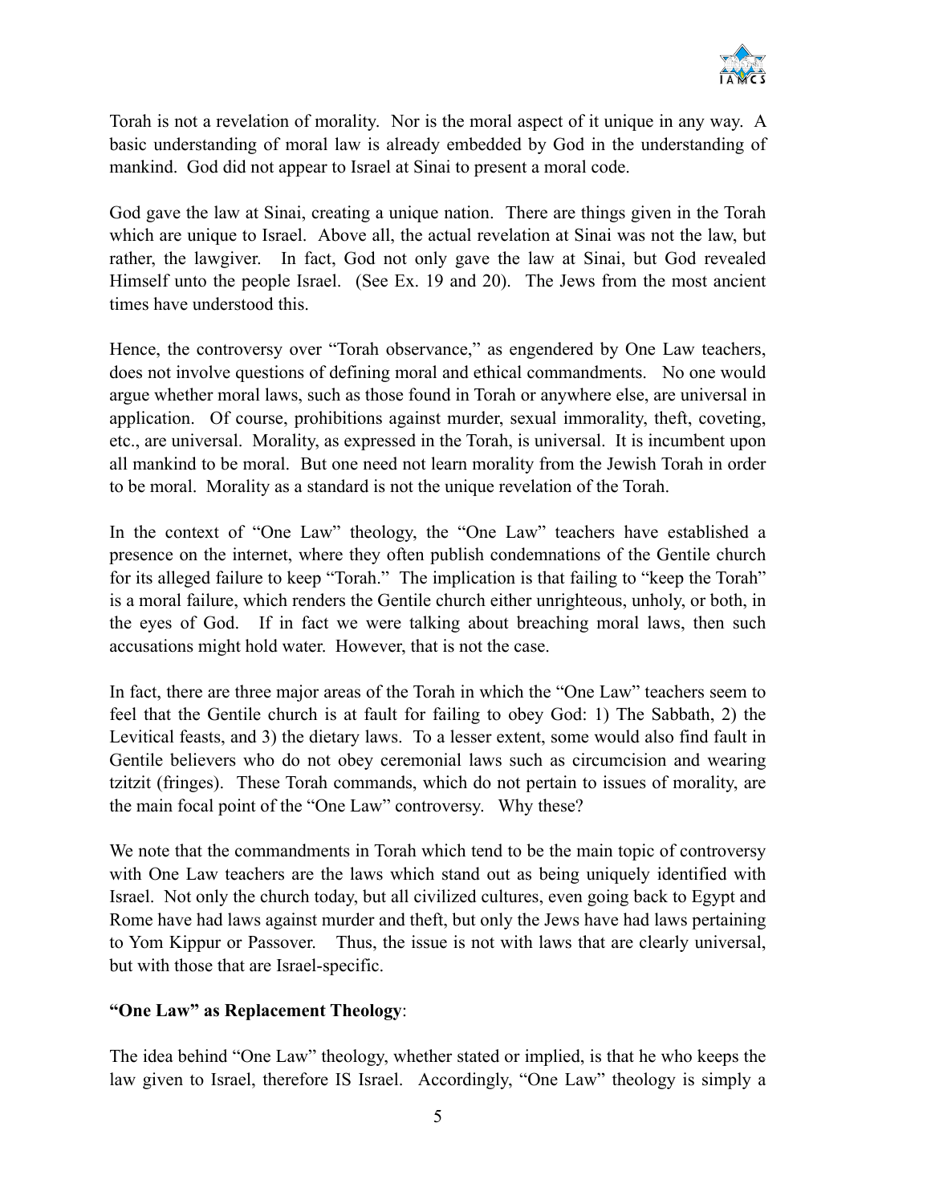Torah is not a revelation of morality. Nor is the moral aspect of it unique in any way. A basic understanding of moral law is already embedded by God in the understanding of mankind. God did not appear to Israel at Sinai to present a moral code.

God gave the law at Sinai, creating a unique nation. There are things given in the Torah which are unique to Israel. Above all, the actual revelation at Sinai was not the law, but rather, the lawgiver. In fact, God not only gave the law at Sinai, but God revealed Himself unto the people Israel. (See Ex. 19 and 20). The Jews from the most ancient times have understood this.

Hence, the controversy over "Torah observance," as engendered by One Law teachers, does not involve questions of defining moral and ethical commandments. No one would argue whether moral laws, such as those found in Torah or anywhere else, are universal in application. Of course, prohibitions against murder, sexual immorality, theft, coveting, etc., are universal. Morality, as expressed in the Torah, is universal. It is incumbent upon all mankind to be moral. But one need not learn morality from the Jewish Torah in order to be moral. Morality as a standard is not the unique revelation of the Torah.

In the context of "One Law" theology, the "One Law" teachers have established a presence on the internet, where they often publish condemnations of the Gentile church for its alleged failure to keep "Torah." The implication is that failing to "keep the Torah" is a moral failure, which renders the Gentile church either unrighteous, unholy, or both, in the eyes of God. If in fact we were talking about breaching moral laws, then such accusations might hold water. However, that is not the case.

In fact, there are three major areas of the Torah in which the "One Law" teachers seem to feel that the Gentile church is at fault for failing to obey God: 1) The Sabbath, 2) the Levitical feasts, and 3) the dietary laws. To a lesser extent, some would also find fault in Gentile believers who do not obey ceremonial laws such as circumcision and wearing tzitzit (fringes). These Torah commands, which do not pertain to issues of morality, are the main focal point of the "One Law" controversy. Why these?

We note that the commandments in Torah which tend to be the main topic of controversy with One Law teachers are the laws which stand out as being uniquely identified with Israel. Not only the church today, but all civilized cultures, even going back to Egypt and Rome have had laws against murder and theft, but only the Jews have had laws pertaining to Yom Kippur or Passover. Thus, the issue is not with laws that are clearly universal, but with those that are Israel-specific.

**"One Law" as Replacement Theology**:

The idea behind "One Law" theology, whether stated or implied, is that he who keeps the law given to Israel, therefore IS Israel. Accordingly, "One Law" theology is simply a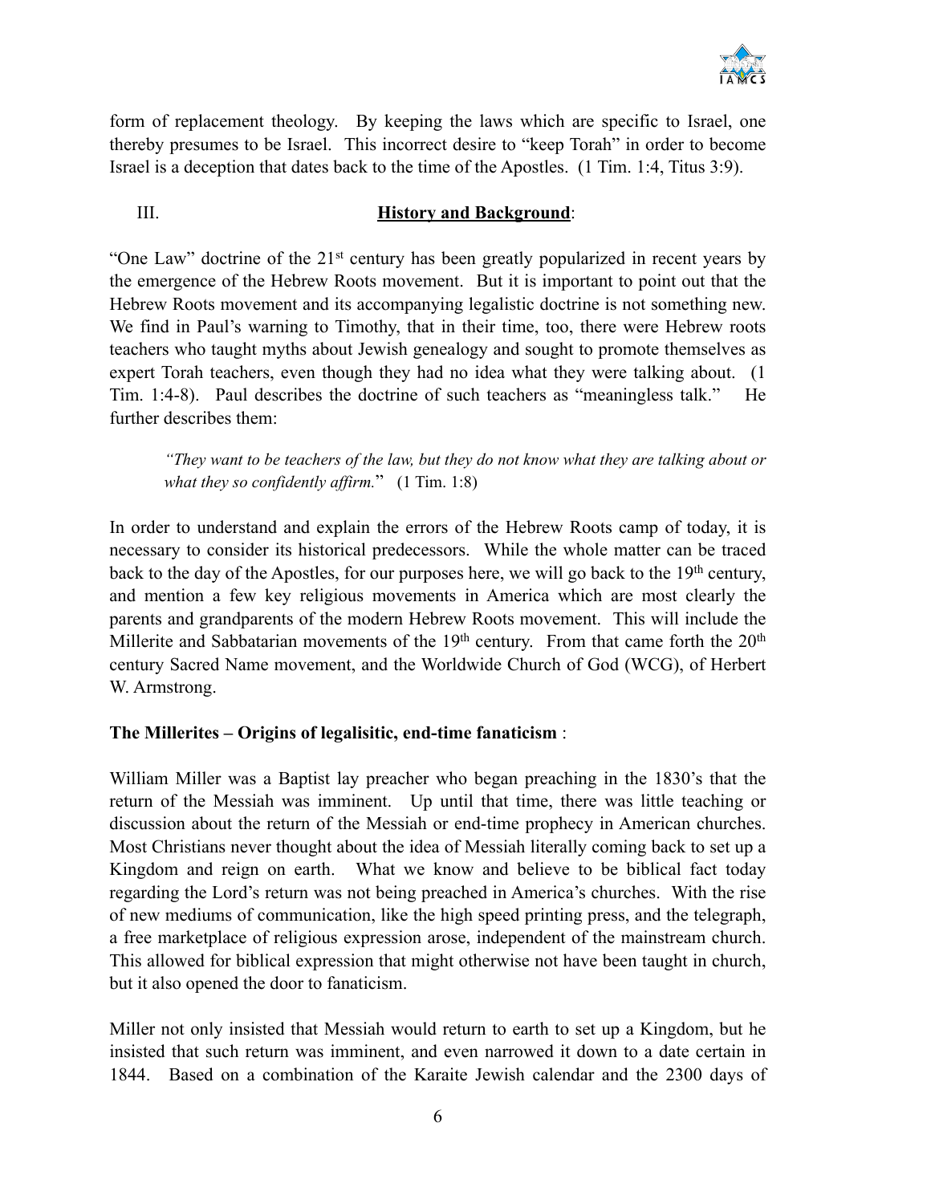form of replacement theology. By keeping the laws which are specific to Israel, one thereby presumes to be Israel. This incorrect desire to "keep Torah" in order to become Israel is a deception that dates back to the time of the Apostles. (1 Tim. 1:4, Titus 3:9).

## III. **History and Background**:

"One Law" doctrine of the 21st century has been greatly popularized in recent years by the emergence of the Hebrew Roots movement. But it is important to point out that the Hebrew Roots movement and its accompanying legalistic doctrine is not something new. We find in Paul's warning to Timothy, that in their time, too, there were Hebrew roots teachers who taught myths about Jewish genealogy and sought to promote themselves as expert Torah teachers, even though they had no idea what they were talking about. (1 Tim. 1:4-8). Paul describes the doctrine of such teachers as "meaningless talk." He further describes them:

> *"They want to be teachers of the law, but they do not know what they are talking about or what they so confidently affirm."* (1 Tim. 1:8)

In order to understand and explain the errors of the Hebrew Roots camp of today, it is necessary to consider its historical predecessors. While the whole matter can be traced back to the day of the Apostles, for our purposes here, we will go back to the 19th century, and mention a few key religious movements in America which are most clearly the parents and grandparents of the modern Hebrew Roots movement. This will include the Millerite and Sabbatarian movements of the 19th century. From that came forth the 20th century Sacred Name movement, and the Worldwide Church of God (WCG), of Herbert W. Armstrong.

**The Millerites – Origins of legalisitic, end-time fanaticism** :

William Miller was a Baptist lay preacher who began preaching in the 1830's that the return of the Messiah was imminent. Up until that time, there was little teaching or discussion about the return of the Messiah or end-time prophecy in American churches. Most Christians never thought about the idea of Messiah literally coming back to set up a Kingdom and reign on earth. What we know and believe to be biblical fact today regarding the Lord's return was not being preached in America's churches. With the rise of new mediums of communication, like the high speed printing press, and the telegraph, a free marketplace of religious expression arose, independent of the mainstream church. This allowed for biblical expression that might otherwise not have been taught in church, but it also opened the door to fanaticism.

Miller not only insisted that Messiah would return to earth to set up a Kingdom, but he insisted that such return was imminent, and even narrowed it down to a date certain in 1844. Based on a combination of the Karaite Jewish calendar and the 2300 days of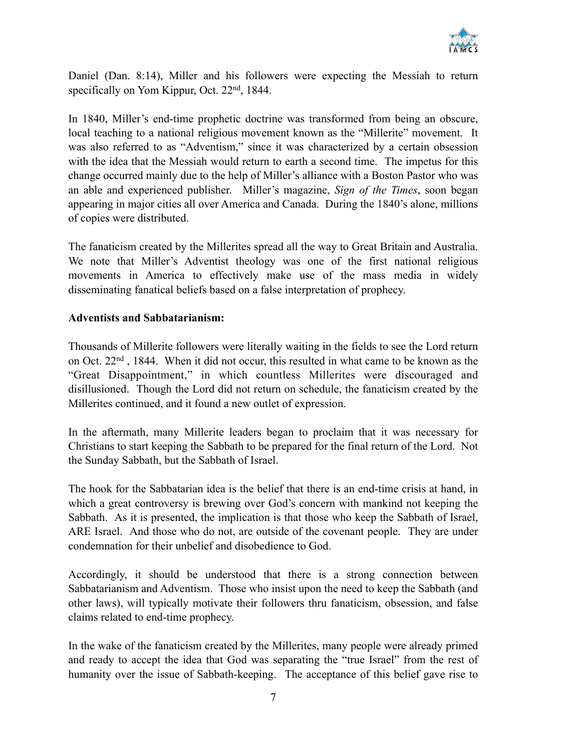Daniel (Dan. 8:14), Miller and his followers were expecting the Messiah to return specifically on Yom Kippur, Oct. 22nd, 1844.

In 1840, Miller's end-time prophetic doctrine was transformed from being an obscure, local teaching to a national religious movement known as the "Millerite" movement. It was also referred to as "Adventism," since it was characterized by a certain obsession with the idea that the Messiah would return to earth a second time. The impetus for this change occurred mainly due to the help of Miller's alliance with a Boston Pastor who was an able and experienced publisher. Miller's magazine, *Sign of the Times*, soon began appearing in major cities all over America and Canada. During the 1840's alone, millions of copies were distributed.

The fanaticism created by the Millerites spread all the way to Great Britain and Australia. We note that Miller's Adventist theology was one of the first national religious movements in America to effectively make use of the mass media in widely disseminating fanatical beliefs based on a false interpretation of prophecy.

**Adventists and Sabbatarianism:**

Thousands of Millerite followers were literally waiting in the fields to see the Lord return on Oct. 22nd , 1844. When it did not occur, this resulted in what came to be known as the "Great Disappointment," in which countless Millerites were discouraged and disillusioned. Though the Lord did not return on schedule, the fanaticism created by the Millerites continued, and it found a new outlet of expression.

In the aftermath, many Millerite leaders began to proclaim that it was necessary for Christians to start keeping the Sabbath to be prepared for the final return of the Lord. Not the Sunday Sabbath, but the Sabbath of Israel.

The hook for the Sabbatarian idea is the belief that there is an end-time crisis at hand, in which a great controversy is brewing over God's concern with mankind not keeping the Sabbath. As it is presented, the implication is that those who keep the Sabbath of Israel, ARE Israel. And those who do not, are outside of the covenant people. They are under condemnation for their unbelief and disobedience to God.

Accordingly, it should be understood that there is a strong connection between Sabbatarianism and Adventism. Those who insist upon the need to keep the Sabbath (and other laws), will typically motivate their followers thru fanaticism, obsession, and false claims related to end-time prophecy.

In the wake of the fanaticism created by the Millerites, many people were already primed and ready to accept the idea that God was separating the "true Israel" from the rest of humanity over the issue of Sabbath-keeping. The acceptance of this belief gave rise to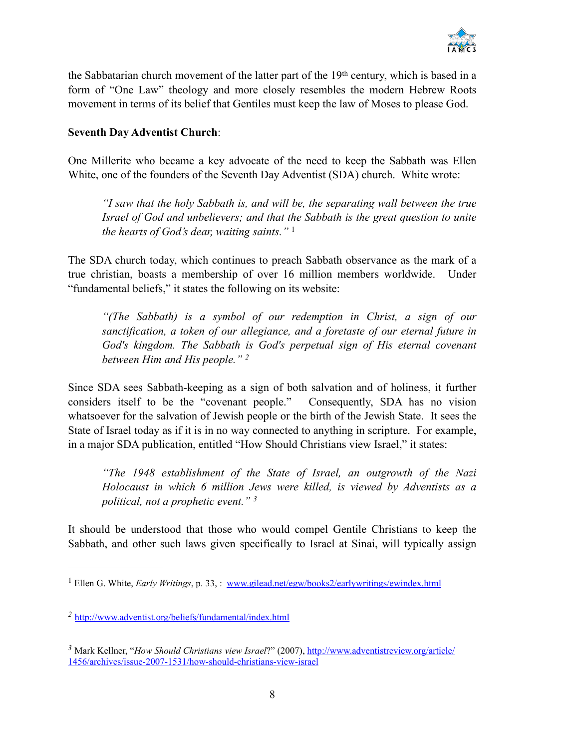the Sabbatarian church movement of the latter part of the 19th century, which is based in a form of "One Law" theology and more closely resembles the modern Hebrew Roots movement in terms of its belief that Gentiles must keep the law of Moses to please God.

**Seventh Day Adventist Church**:

One Millerite who became a key advocate of the need to keep the Sabbath was Ellen White, one of the founders of the Seventh Day Adventist (SDA) church. White wrote:

> *"I saw that the holy Sabbath is, and will be, the separating wall between the true Israel of God and unbelievers; and that the Sabbath is the great question to unite the hearts of God's dear, waiting saints."* [1]

The SDA church today, which continues to preach Sabbath observance as the mark of a true christian, boasts a membership of over 16 million members worldwide. Under "fundamental beliefs," it states the following on its website:

> *"(The Sabbath) is a symbol of our redemption in Christ, a sign of our sanctification, a token of our allegiance, and a foretaste of our eternal future in God's kingdom. The Sabbath is God's perpetual sign of His eternal covenant between Him and His people."* [2]

Since SDA sees Sabbath-keeping as a sign of both salvation and of holiness, it further considers itself to be the "covenant people." Consequently, SDA has no vision whatsoever for the salvation of Jewish people or the birth of the Jewish State. It sees the State of Israel today as if it is in no way connected to anything in scripture. For example, in a major SDA publication, entitled "How Should Christians view Israel," it states:

> *"The 1948 establishment of the State of Israel, an outgrowth of the Nazi Holocaust in which 6 million Jews were killed, is viewed by Adventists as a political, not a prophetic event."* [3]

It should be understood that those who would compel Gentile Christians to keep the Sabbath, and other such laws given specifically to Israel at Sinai, will typically assign

---

[1] Ellen G. White, *Early Writings*, p. 33, : www.gilead.net/egw/books2/earlywritings/ewindex.html

[2] http://www.adventist.org/beliefs/fundamental/index.html

[3] Mark Kellner, "*How Should Christians view Israel*?" (2007), http://www.adventistreview.org/article/1456/archives/issue-2007-1531/how-should-christians-view-israel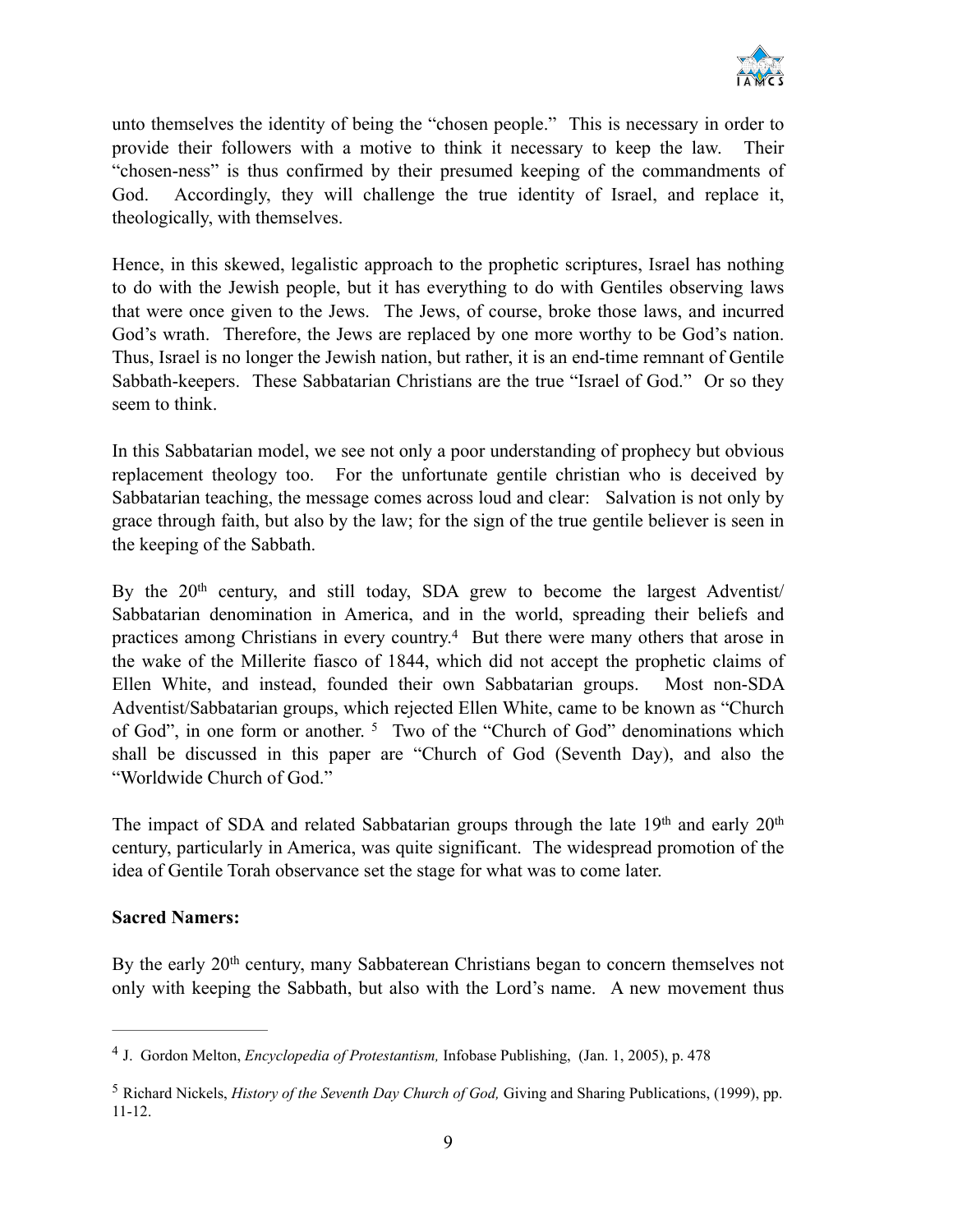unto themselves the identity of being the "chosen people." This is necessary in order to provide their followers with a motive to think it necessary to keep the law. Their "chosen-ness" is thus confirmed by their presumed keeping of the commandments of God. Accordingly, they will challenge the true identity of Israel, and replace it, theologically, with themselves.

Hence, in this skewed, legalistic approach to the prophetic scriptures, Israel has nothing to do with the Jewish people, but it has everything to do with Gentiles observing laws that were once given to the Jews. The Jews, of course, broke those laws, and incurred God's wrath. Therefore, the Jews are replaced by one more worthy to be God's nation. Thus, Israel is no longer the Jewish nation, but rather, it is an end-time remnant of Gentile Sabbath-keepers. These Sabbatarian Christians are the true "Israel of God." Or so they seem to think.

In this Sabbatarian model, we see not only a poor understanding of prophecy but obvious replacement theology too. For the unfortunate gentile christian who is deceived by Sabbatarian teaching, the message comes across loud and clear: Salvation is not only by grace through faith, but also by the law; for the sign of the true gentile believer is seen in the keeping of the Sabbath.

By the 20th century, and still today, SDA grew to become the largest Adventist/ Sabbatarian denomination in America, and in the world, spreading their beliefs and practices among Christians in every country.[4] But there were many others that arose in the wake of the Millerite fiasco of 1844, which did not accept the prophetic claims of Ellen White, and instead, founded their own Sabbatarian groups. Most non-SDA Adventist/Sabbatarian groups, which rejected Ellen White, came to be known as "Church of God", in one form or another. [5] Two of the "Church of God" denominations which shall be discussed in this paper are "Church of God (Seventh Day), and also the "Worldwide Church of God."

The impact of SDA and related Sabbatarian groups through the late 19th and early 20th century, particularly in America, was quite significant. The widespread promotion of the idea of Gentile Torah observance set the stage for what was to come later.

**Sacred Namers:**

By the early 20th century, many Sabbaterean Christians began to concern themselves not only with keeping the Sabbath, but also with the Lord's name. A new movement thus

---

[4] J. Gordon Melton, *Encyclopedia of Protestantism,* Infobase Publishing, (Jan. 1, 2005), p. 478

[5] Richard Nickels, *History of the Seventh Day Church of God,* Giving and Sharing Publications, (1999), pp. 11-12.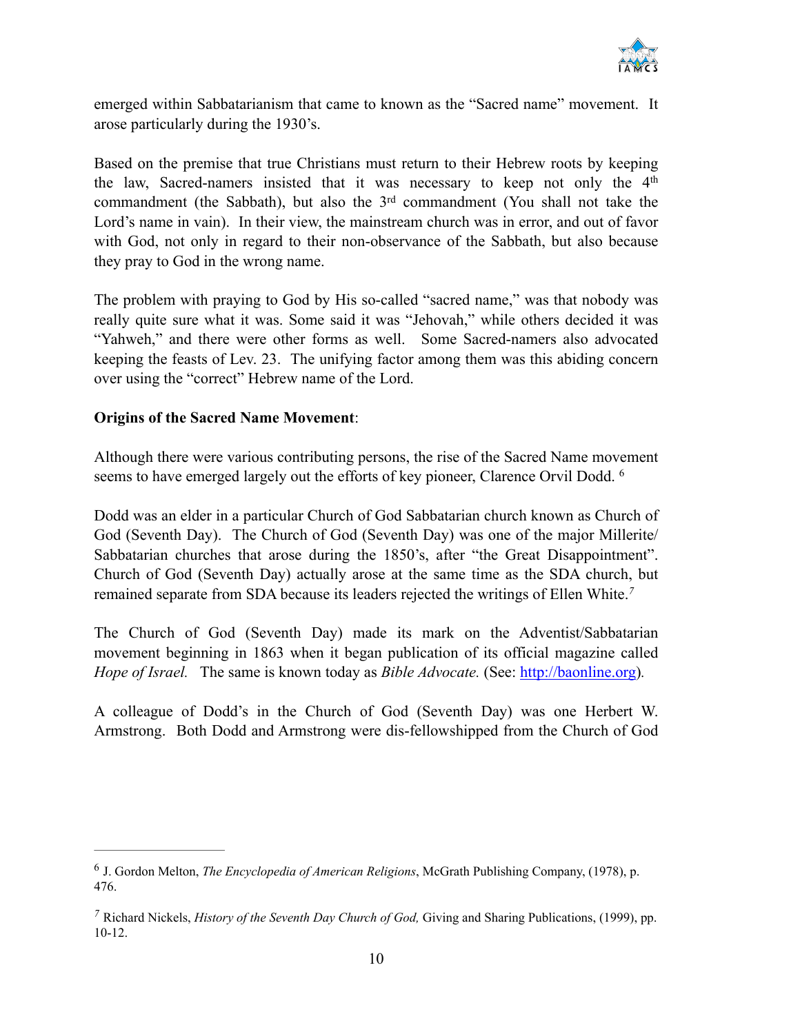emerged within Sabbatarianism that came to known as the "Sacred name" movement. It arose particularly during the 1930's.

Based on the premise that true Christians must return to their Hebrew roots by keeping the law, Sacred-namers insisted that it was necessary to keep not only the 4th commandment (the Sabbath), but also the 3rd commandment (You shall not take the Lord's name in vain). In their view, the mainstream church was in error, and out of favor with God, not only in regard to their non-observance of the Sabbath, but also because they pray to God in the wrong name.

The problem with praying to God by His so-called "sacred name," was that nobody was really quite sure what it was. Some said it was "Jehovah," while others decided it was "Yahweh," and there were other forms as well. Some Sacred-namers also advocated keeping the feasts of Lev. 23. The unifying factor among them was this abiding concern over using the "correct" Hebrew name of the Lord.

**Origins of the Sacred Name Movement**:

Although there were various contributing persons, the rise of the Sacred Name movement seems to have emerged largely out the efforts of key pioneer, Clarence Orvil Dodd. [6]

Dodd was an elder in a particular Church of God Sabbatarian church known as Church of God (Seventh Day). The Church of God (Seventh Day) was one of the major Millerite/ Sabbatarian churches that arose during the 1850's, after "the Great Disappointment". Church of God (Seventh Day) actually arose at the same time as the SDA church, but remained separate from SDA because its leaders rejected the writings of Ellen White.[7]

The Church of God (Seventh Day) made its mark on the Adventist/Sabbatarian movement beginning in 1863 when it began publication of its official magazine called *Hope of Israel.* The same is known today as *Bible Advocate.* (See: http://baonline.org).

A colleague of Dodd's in the Church of God (Seventh Day) was one Herbert W. Armstrong. Both Dodd and Armstrong were dis-fellowshipped from the Church of God

---

[6] J. Gordon Melton, *The Encyclopedia of American Religions*, McGrath Publishing Company, (1978), p. 476.

[7] Richard Nickels, *History of the Seventh Day Church of God,* Giving and Sharing Publications, (1999), pp. 10-12.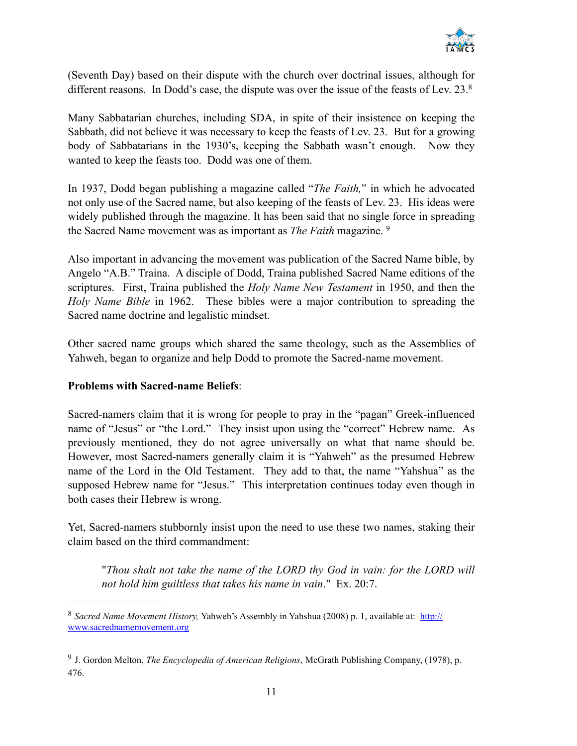(Seventh Day) based on their dispute with the church over doctrinal issues, although for different reasons. In Dodd's case, the dispute was over the issue of the feasts of Lev. 23.[8]

Many Sabbatarian churches, including SDA, in spite of their insistence on keeping the Sabbath, did not believe it was necessary to keep the feasts of Lev. 23. But for a growing body of Sabbatarians in the 1930's, keeping the Sabbath wasn't enough. Now they wanted to keep the feasts too. Dodd was one of them.

In 1937, Dodd began publishing a magazine called "*The Faith,*" in which he advocated not only use of the Sacred name, but also keeping of the feasts of Lev. 23. His ideas were widely published through the magazine. It has been said that no single force in spreading the Sacred Name movement was as important as *The Faith* magazine. [9]

Also important in advancing the movement was publication of the Sacred Name bible, by Angelo "A.B." Traina. A disciple of Dodd, Traina published Sacred Name editions of the scriptures. First, Traina published the *Holy Name New Testament* in 1950, and then the *Holy Name Bible* in 1962. These bibles were a major contribution to spreading the Sacred name doctrine and legalistic mindset.

Other sacred name groups which shared the same theology, such as the Assemblies of Yahweh, began to organize and help Dodd to promote the Sacred-name movement.

**Problems with Sacred-name Beliefs**:

Sacred-namers claim that it is wrong for people to pray in the "pagan" Greek-influenced name of "Jesus" or "the Lord." They insist upon using the "correct" Hebrew name. As previously mentioned, they do not agree universally on what that name should be. However, most Sacred-namers generally claim it is "Yahweh" as the presumed Hebrew name of the Lord in the Old Testament. They add to that, the name "Yahshua" as the supposed Hebrew name for "Jesus." This interpretation continues today even though in both cases their Hebrew is wrong.

Yet, Sacred-namers stubbornly insist upon the need to use these two names, staking their claim based on the third commandment:

> "*Thou shalt not take the name of the LORD thy God in vain: for the LORD will not hold him guiltless that takes his name in vain*." Ex. 20:7.

---

[8] *Sacred Name Movement History,* Yahweh's Assembly in Yahshua (2008) p. 1, available at: http://www.sacrednamemovement.org

[9] J. Gordon Melton, *The Encyclopedia of American Religions*, McGrath Publishing Company, (1978), p. 476.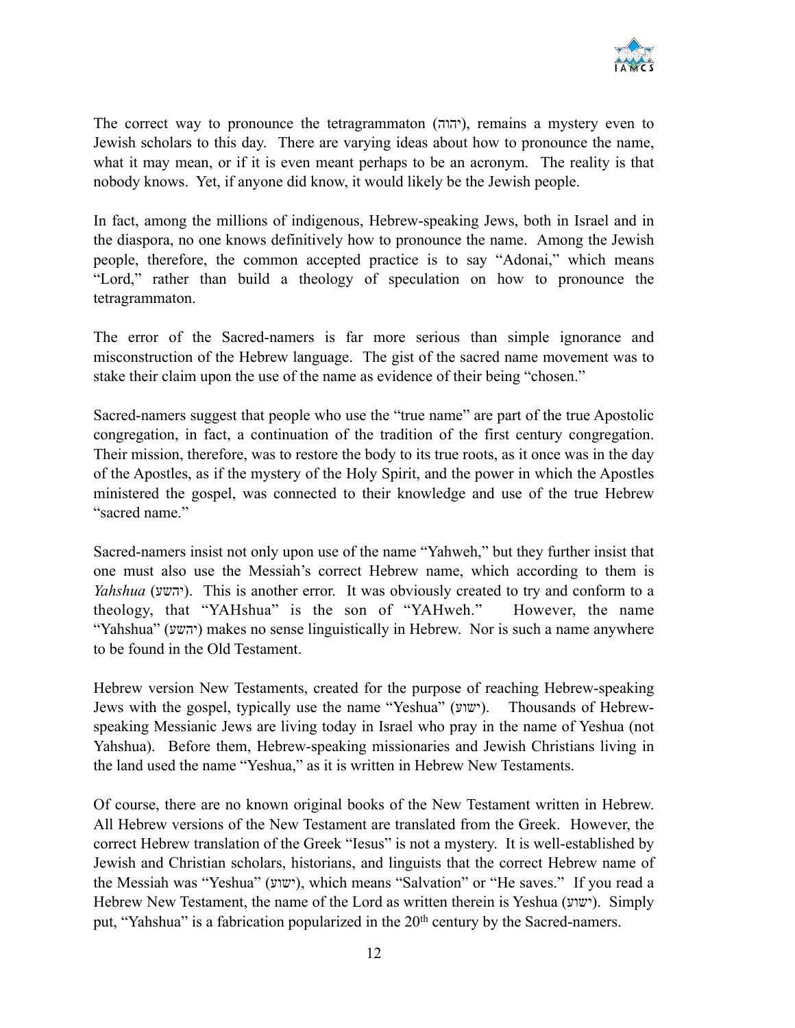The correct way to pronounce the tetragrammaton (יהוה), remains a mystery even to Jewish scholars to this day. There are varying ideas about how to pronounce the name, what it may mean, or if it is even meant perhaps to be an acronym. The reality is that nobody knows. Yet, if anyone did know, it would likely be the Jewish people.

In fact, among the millions of indigenous, Hebrew-speaking Jews, both in Israel and in the diaspora, no one knows definitively how to pronounce the name. Among the Jewish people, therefore, the common accepted practice is to say "Adonai," which means "Lord," rather than build a theology of speculation on how to pronounce the tetragrammaton.

The error of the Sacred-namers is far more serious than simple ignorance and misconstruction of the Hebrew language. The gist of the sacred name movement was to stake their claim upon the use of the name as evidence of their being "chosen."

Sacred-namers suggest that people who use the "true name" are part of the true Apostolic congregation, in fact, a continuation of the tradition of the first century congregation. Their mission, therefore, was to restore the body to its true roots, as it once was in the day of the Apostles, as if the mystery of the Holy Spirit, and the power in which the Apostles ministered the gospel, was connected to their knowledge and use of the true Hebrew "sacred name."

Sacred-namers insist not only upon use of the name "Yahweh," but they further insist that one must also use the Messiah's correct Hebrew name, which according to them is *Yahshua* (יהשע). This is another error. It was obviously created to try and conform to a theology, that "YAHshua" is the son of "YAHweh." However, the name "Yahshua" (יהשע) makes no sense linguistically in Hebrew. Nor is such a name anywhere to be found in the Old Testament.

Hebrew version New Testaments, created for the purpose of reaching Hebrew-speaking Jews with the gospel, typically use the name "Yeshua" (ישוע). Thousands of Hebrew-speaking Messianic Jews are living today in Israel who pray in the name of Yeshua (not Yahshua). Before them, Hebrew-speaking missionaries and Jewish Christians living in the land used the name "Yeshua," as it is written in Hebrew New Testaments.

Of course, there are no known original books of the New Testament written in Hebrew. All Hebrew versions of the New Testament are translated from the Greek. However, the correct Hebrew translation of the Greek "Iesus" is not a mystery. It is well-established by Jewish and Christian scholars, historians, and linguists that the correct Hebrew name of the Messiah was "Yeshua" (ישוע), which means "Salvation" or "He saves." If you read a Hebrew New Testament, the name of the Lord as written therein is Yeshua (ישוע). Simply put, "Yahshua" is a fabrication popularized in the 20th century by the Sacred-namers.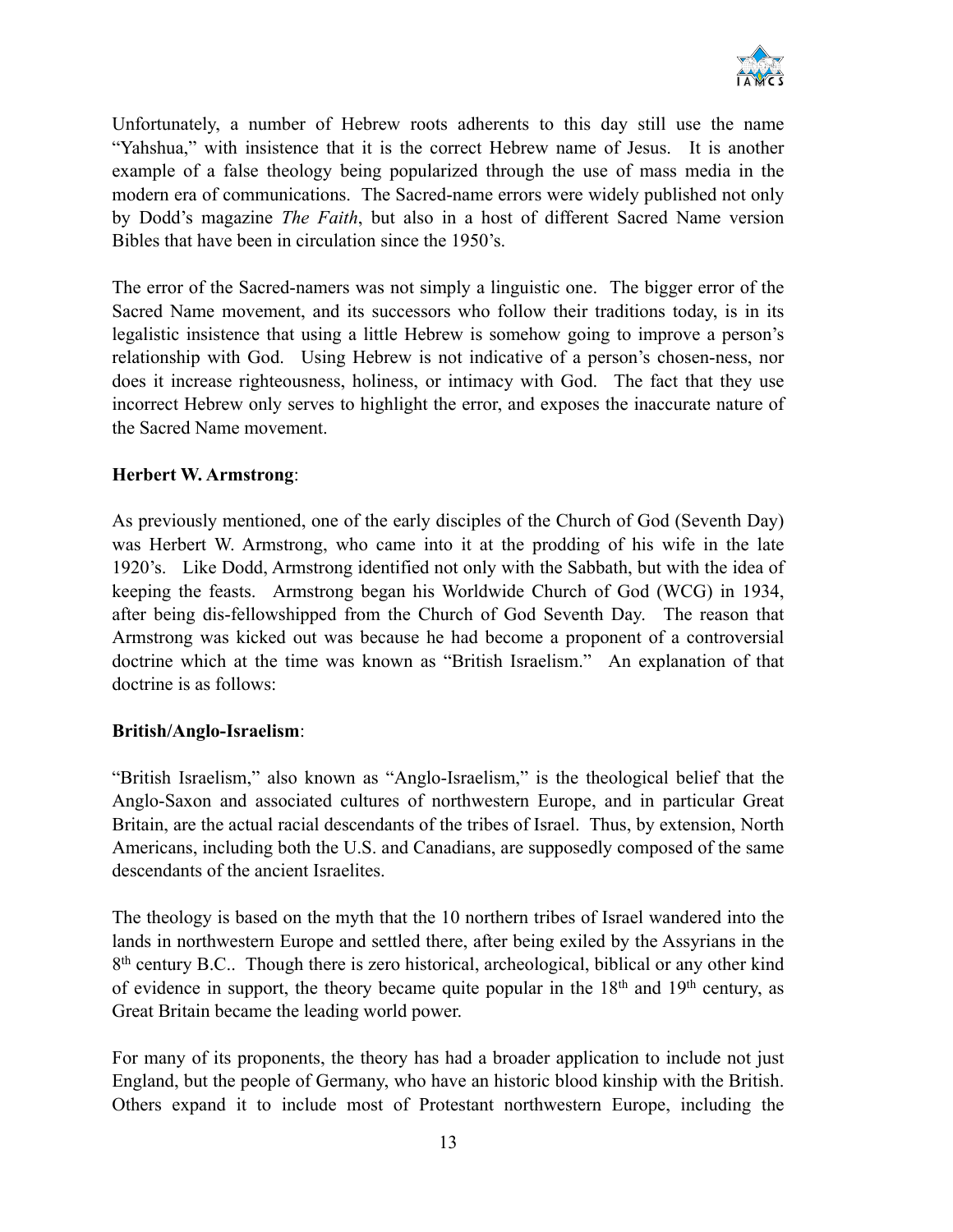Unfortunately, a number of Hebrew roots adherents to this day still use the name "Yahshua," with insistence that it is the correct Hebrew name of Jesus. It is another example of a false theology being popularized through the use of mass media in the modern era of communications. The Sacred-name errors were widely published not only by Dodd's magazine *The Faith*, but also in a host of different Sacred Name version Bibles that have been in circulation since the 1950's.

The error of the Sacred-namers was not simply a linguistic one. The bigger error of the Sacred Name movement, and its successors who follow their traditions today, is in its legalistic insistence that using a little Hebrew is somehow going to improve a person's relationship with God. Using Hebrew is not indicative of a person's chosen-ness, nor does it increase righteousness, holiness, or intimacy with God. The fact that they use incorrect Hebrew only serves to highlight the error, and exposes the inaccurate nature of the Sacred Name movement.

**Herbert W. Armstrong**:

As previously mentioned, one of the early disciples of the Church of God (Seventh Day) was Herbert W. Armstrong, who came into it at the prodding of his wife in the late 1920's. Like Dodd, Armstrong identified not only with the Sabbath, but with the idea of keeping the feasts. Armstrong began his Worldwide Church of God (WCG) in 1934, after being dis-fellowshipped from the Church of God Seventh Day. The reason that Armstrong was kicked out was because he had become a proponent of a controversial doctrine which at the time was known as "British Israelism." An explanation of that doctrine is as follows:

**British/Anglo-Israelism**:

"British Israelism," also known as "Anglo-Israelism," is the theological belief that the Anglo-Saxon and associated cultures of northwestern Europe, and in particular Great Britain, are the actual racial descendants of the tribes of Israel. Thus, by extension, North Americans, including both the U.S. and Canadians, are supposedly composed of the same descendants of the ancient Israelites.

The theology is based on the myth that the 10 northern tribes of Israel wandered into the lands in northwestern Europe and settled there, after being exiled by the Assyrians in the 8th century B.C.. Though there is zero historical, archeological, biblical or any other kind of evidence in support, the theory became quite popular in the 18th and 19th century, as Great Britain became the leading world power.

For many of its proponents, the theory has had a broader application to include not just England, but the people of Germany, who have an historic blood kinship with the British. Others expand it to include most of Protestant northwestern Europe, including the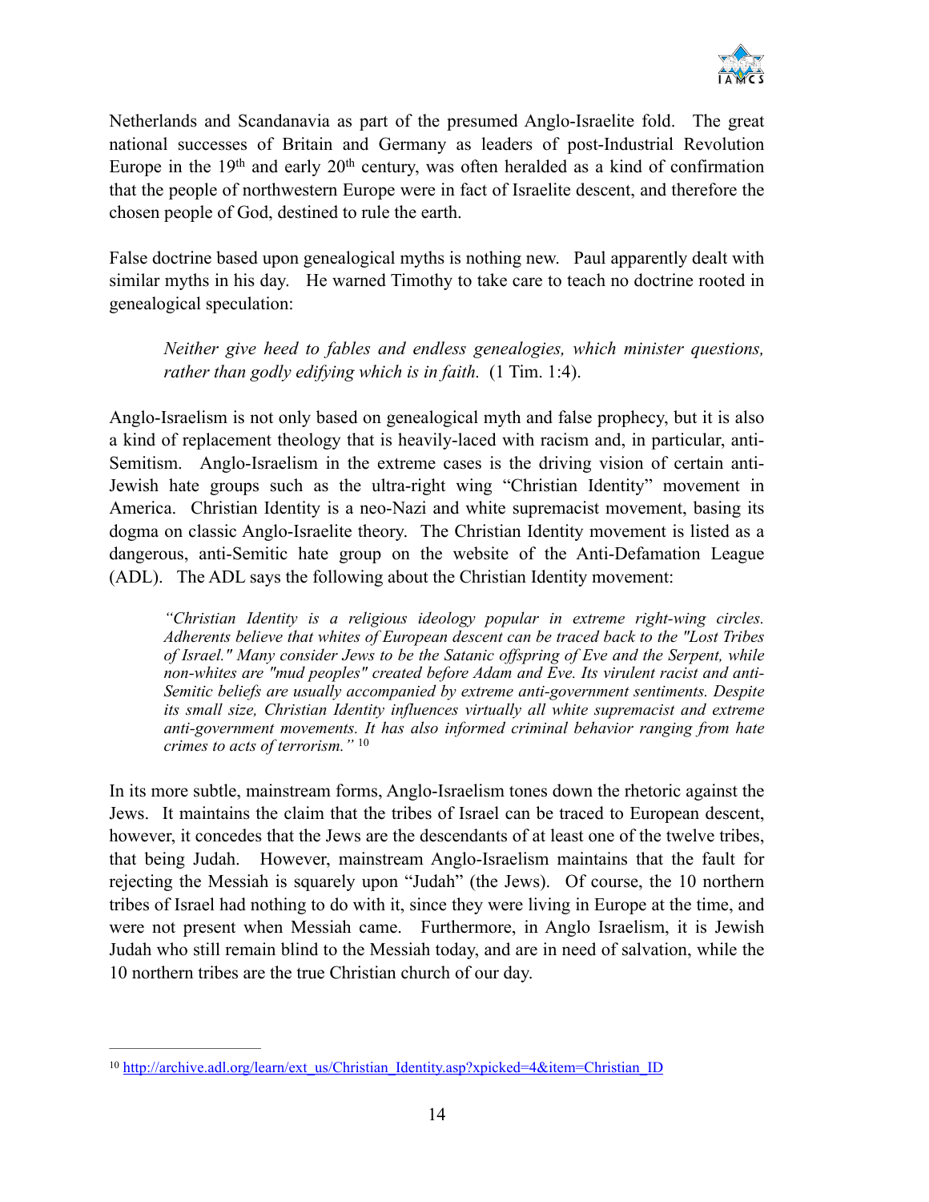Netherlands and Scandanavia as part of the presumed Anglo-Israelite fold. The great national successes of Britain and Germany as leaders of post-Industrial Revolution Europe in the 19th and early 20th century, was often heralded as a kind of confirmation that the people of northwestern Europe were in fact of Israelite descent, and therefore the chosen people of God, destined to rule the earth.

False doctrine based upon genealogical myths is nothing new. Paul apparently dealt with similar myths in his day. He warned Timothy to take care to teach no doctrine rooted in genealogical speculation:

> *Neither give heed to fables and endless genealogies, which minister questions, rather than godly edifying which is in faith.* (1 Tim. 1:4).

Anglo-Israelism is not only based on genealogical myth and false prophecy, but it is also a kind of replacement theology that is heavily-laced with racism and, in particular, anti-Semitism. Anglo-Israelism in the extreme cases is the driving vision of certain anti-Jewish hate groups such as the ultra-right wing "Christian Identity" movement in America. Christian Identity is a neo-Nazi and white supremacist movement, basing its dogma on classic Anglo-Israelite theory. The Christian Identity movement is listed as a dangerous, anti-Semitic hate group on the website of the Anti-Defamation League (ADL). The ADL says the following about the Christian Identity movement:

> *"Christian Identity is a religious ideology popular in extreme right-wing circles. Adherents believe that whites of European descent can be traced back to the "Lost Tribes of Israel." Many consider Jews to be the Satanic offspring of Eve and the Serpent, while non-whites are "mud peoples" created before Adam and Eve. Its virulent racist and anti-Semitic beliefs are usually accompanied by extreme anti-government sentiments. Despite its small size, Christian Identity influences virtually all white supremacist and extreme anti-government movements. It has also informed criminal behavior ranging from hate crimes to acts of terrorism."* [10]

In its more subtle, mainstream forms, Anglo-Israelism tones down the rhetoric against the Jews. It maintains the claim that the tribes of Israel can be traced to European descent, however, it concedes that the Jews are the descendants of at least one of the twelve tribes, that being Judah. However, mainstream Anglo-Israelism maintains that the fault for rejecting the Messiah is squarely upon "Judah" (the Jews). Of course, the 10 northern tribes of Israel had nothing to do with it, since they were living in Europe at the time, and were not present when Messiah came. Furthermore, in Anglo Israelism, it is Jewish Judah who still remain blind to the Messiah today, and are in need of salvation, while the 10 northern tribes are the true Christian church of our day.

---

[10] http://archive.adl.org/learn/ext_us/Christian_Identity.asp?xpicked=4&item=Christian_ID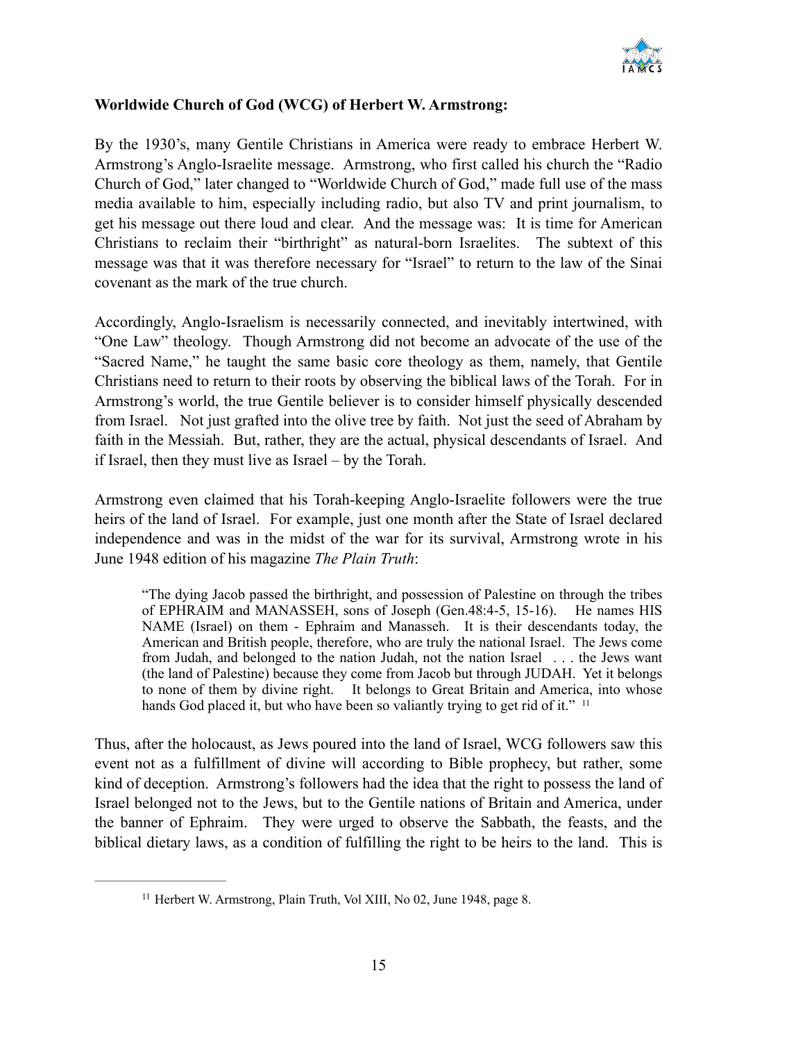**Worldwide Church of God (WCG) of Herbert W. Armstrong:**

By the 1930's, many Gentile Christians in America were ready to embrace Herbert W. Armstrong's Anglo-Israelite message. Armstrong, who first called his church the "Radio Church of God," later changed to "Worldwide Church of God," made full use of the mass media available to him, especially including radio, but also TV and print journalism, to get his message out there loud and clear. And the message was: It is time for American Christians to reclaim their "birthright" as natural-born Israelites. The subtext of this message was that it was therefore necessary for "Israel" to return to the law of the Sinai covenant as the mark of the true church.

Accordingly, Anglo-Israelism is necessarily connected, and inevitably intertwined, with "One Law" theology. Though Armstrong did not become an advocate of the use of the "Sacred Name," he taught the same basic core theology as them, namely, that Gentile Christians need to return to their roots by observing the biblical laws of the Torah. For in Armstrong's world, the true Gentile believer is to consider himself physically descended from Israel. Not just grafted into the olive tree by faith. Not just the seed of Abraham by faith in the Messiah. But, rather, they are the actual, physical descendants of Israel. And if Israel, then they must live as Israel – by the Torah.

Armstrong even claimed that his Torah-keeping Anglo-Israelite followers were the true heirs of the land of Israel. For example, just one month after the State of Israel declared independence and was in the midst of the war for its survival, Armstrong wrote in his June 1948 edition of his magazine *The Plain Truth*:

> "The dying Jacob passed the birthright, and possession of Palestine on through the tribes of EPHRAIM and MANASSEH, sons of Joseph (Gen.48:4-5, 15-16). He names HIS NAME (Israel) on them - Ephraim and Manasseh. It is their descendants today, the American and British people, therefore, who are truly the national Israel. The Jews come from Judah, and belonged to the nation Judah, not the nation Israel . . . the Jews want (the land of Palestine) because they come from Jacob but through JUDAH. Yet it belongs to none of them by divine right. It belongs to Great Britain and America, into whose hands God placed it, but who have been so valiantly trying to get rid of it." [11]

Thus, after the holocaust, as Jews poured into the land of Israel, WCG followers saw this event not as a fulfillment of divine will according to Bible prophecy, but rather, some kind of deception. Armstrong's followers had the idea that the right to possess the land of Israel belonged not to the Jews, but to the Gentile nations of Britain and America, under the banner of Ephraim. They were urged to observe the Sabbath, the feasts, and the biblical dietary laws, as a condition of fulfilling the right to be heirs to the land. This is

---

[11] Herbert W. Armstrong, Plain Truth, Vol XIII, No 02, June 1948, page 8.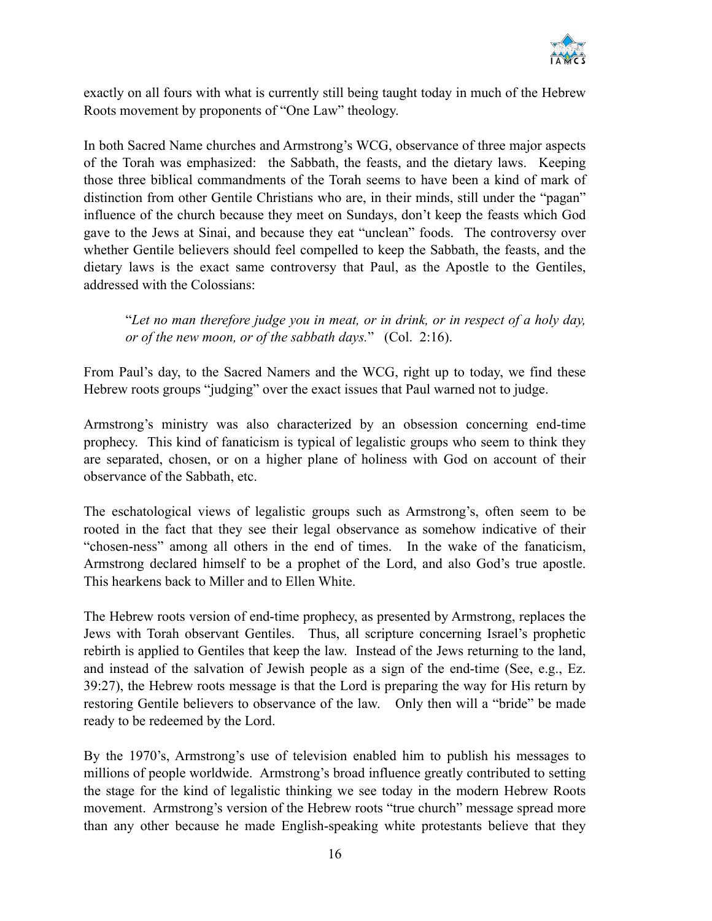exactly on all fours with what is currently still being taught today in much of the Hebrew Roots movement by proponents of "One Law" theology.

In both Sacred Name churches and Armstrong's WCG, observance of three major aspects of the Torah was emphasized: the Sabbath, the feasts, and the dietary laws. Keeping those three biblical commandments of the Torah seems to have been a kind of mark of distinction from other Gentile Christians who are, in their minds, still under the "pagan" influence of the church because they meet on Sundays, don't keep the feasts which God gave to the Jews at Sinai, and because they eat "unclean" foods. The controversy over whether Gentile believers should feel compelled to keep the Sabbath, the feasts, and the dietary laws is the exact same controversy that Paul, as the Apostle to the Gentiles, addressed with the Colossians:

> "*Let no man therefore judge you in meat, or in drink, or in respect of a holy day, or of the new moon, or of the sabbath days.*" (Col. 2:16).

From Paul's day, to the Sacred Namers and the WCG, right up to today, we find these Hebrew roots groups "judging" over the exact issues that Paul warned not to judge.

Armstrong's ministry was also characterized by an obsession concerning end-time prophecy. This kind of fanaticism is typical of legalistic groups who seem to think they are separated, chosen, or on a higher plane of holiness with God on account of their observance of the Sabbath, etc.

The eschatological views of legalistic groups such as Armstrong's, often seem to be rooted in the fact that they see their legal observance as somehow indicative of their "chosen-ness" among all others in the end of times. In the wake of the fanaticism, Armstrong declared himself to be a prophet of the Lord, and also God's true apostle. This hearkens back to Miller and to Ellen White.

The Hebrew roots version of end-time prophecy, as presented by Armstrong, replaces the Jews with Torah observant Gentiles. Thus, all scripture concerning Israel's prophetic rebirth is applied to Gentiles that keep the law. Instead of the Jews returning to the land, and instead of the salvation of Jewish people as a sign of the end-time (See, e.g., Ez. 39:27), the Hebrew roots message is that the Lord is preparing the way for His return by restoring Gentile believers to observance of the law. Only then will a "bride" be made ready to be redeemed by the Lord.

By the 1970's, Armstrong's use of television enabled him to publish his messages to millions of people worldwide. Armstrong's broad influence greatly contributed to setting the stage for the kind of legalistic thinking we see today in the modern Hebrew Roots movement. Armstrong's version of the Hebrew roots "true church" message spread more than any other because he made English-speaking white protestants believe that they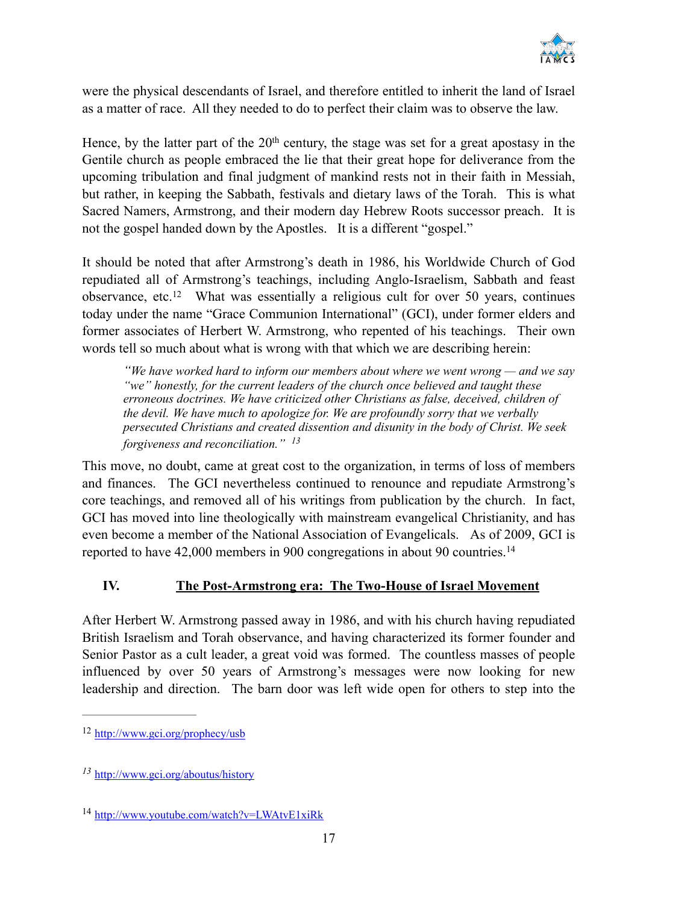were the physical descendants of Israel, and therefore entitled to inherit the land of Israel as a matter of race. All they needed to do to perfect their claim was to observe the law.

Hence, by the latter part of the 20th century, the stage was set for a great apostasy in the Gentile church as people embraced the lie that their great hope for deliverance from the upcoming tribulation and final judgment of mankind rests not in their faith in Messiah, but rather, in keeping the Sabbath, festivals and dietary laws of the Torah. This is what Sacred Namers, Armstrong, and their modern day Hebrew Roots successor preach. It is not the gospel handed down by the Apostles. It is a different "gospel."

It should be noted that after Armstrong's death in 1986, his Worldwide Church of God repudiated all of Armstrong's teachings, including Anglo-Israelism, Sabbath and feast observance, etc.[12] What was essentially a religious cult for over 50 years, continues today under the name "Grace Communion International" (GCI), under former elders and former associates of Herbert W. Armstrong, who repented of his teachings. Their own words tell so much about what is wrong with that which we are describing herein:

> *"We have worked hard to inform our members about where we went wrong — and we say "we" honestly, for the current leaders of the church once believed and taught these erroneous doctrines. We have criticized other Christians as false, deceived, children of the devil. We have much to apologize for. We are profoundly sorry that we verbally persecuted Christians and created dissention and disunity in the body of Christ. We seek forgiveness and reconciliation."* [13]

This move, no doubt, came at great cost to the organization, in terms of loss of members and finances. The GCI nevertheless continued to renounce and repudiate Armstrong's core teachings, and removed all of his writings from publication by the church. In fact, GCI has moved into line theologically with mainstream evangelical Christianity, and has even become a member of the National Association of Evangelicals. As of 2009, GCI is reported to have 42,000 members in 900 congregations in about 90 countries.[14]

## IV. <u>The Post-Armstrong era: The Two-House of Israel Movement</u>

After Herbert W. Armstrong passed away in 1986, and with his church having repudiated British Israelism and Torah observance, and having characterized its former founder and Senior Pastor as a cult leader, a great void was formed. The countless masses of people influenced by over 50 years of Armstrong's messages were now looking for new leadership and direction. The barn door was left wide open for others to step into the

---

[12] http://www.gci.org/prophecy/usb

[13] http://www.gci.org/aboutus/history

[14] http://www.youtube.com/watch?v=LWAtvE1xiRk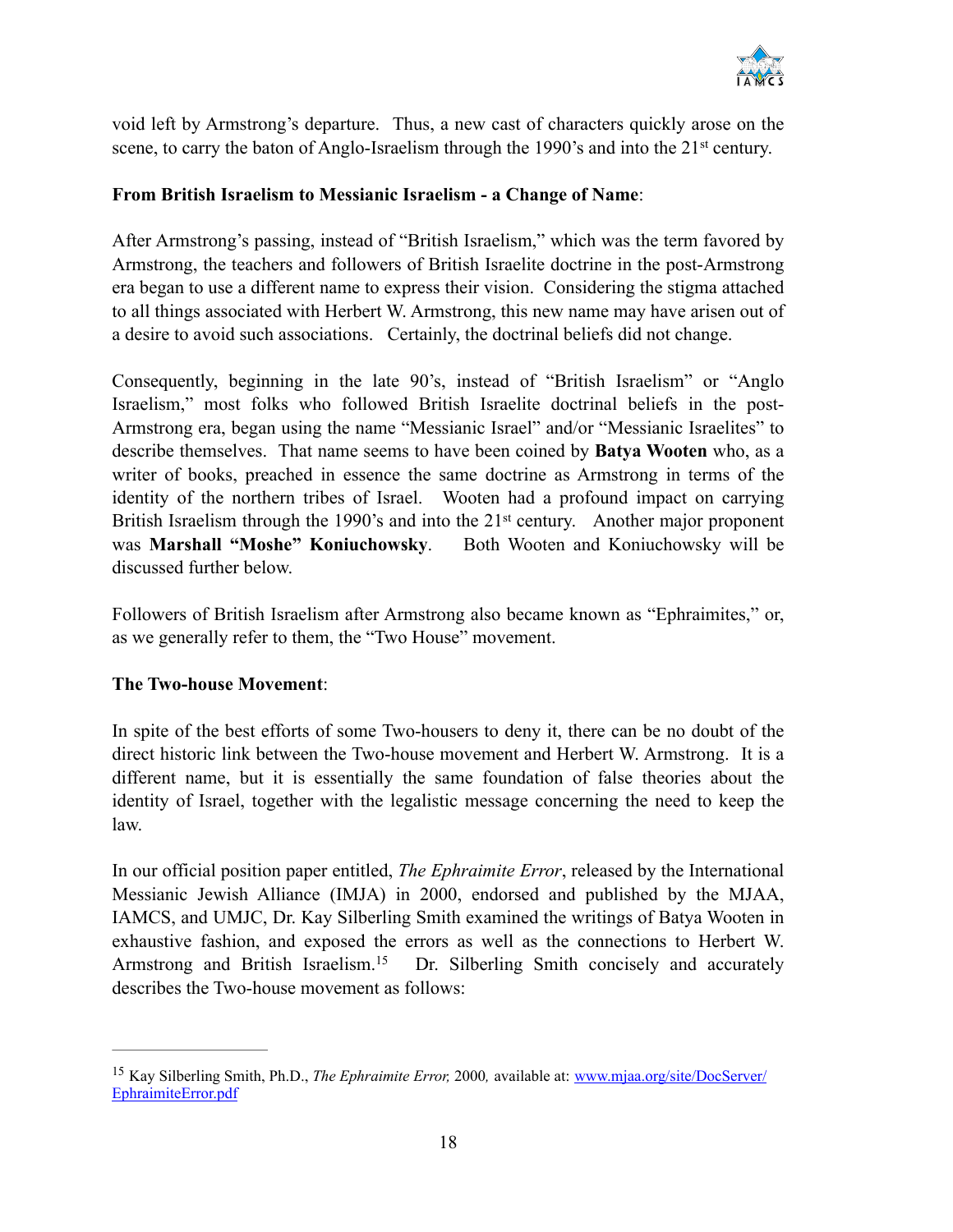void left by Armstrong's departure. Thus, a new cast of characters quickly arose on the scene, to carry the baton of Anglo-Israelism through the 1990's and into the 21st century.

**From British Israelism to Messianic Israelism - a Change of Name**:

After Armstrong's passing, instead of "British Israelism," which was the term favored by Armstrong, the teachers and followers of British Israelite doctrine in the post-Armstrong era began to use a different name to express their vision. Considering the stigma attached to all things associated with Herbert W. Armstrong, this new name may have arisen out of a desire to avoid such associations. Certainly, the doctrinal beliefs did not change.

Consequently, beginning in the late 90's, instead of "British Israelism" or "Anglo Israelism," most folks who followed British Israelite doctrinal beliefs in the post-Armstrong era, began using the name "Messianic Israel" and/or "Messianic Israelites" to describe themselves. That name seems to have been coined by **Batya Wooten** who, as a writer of books, preached in essence the same doctrine as Armstrong in terms of the identity of the northern tribes of Israel. Wooten had a profound impact on carrying British Israelism through the 1990's and into the 21st century. Another major proponent was **Marshall "Moshe" Koniuchowsky**. Both Wooten and Koniuchowsky will be discussed further below.

Followers of British Israelism after Armstrong also became known as "Ephraimites," or, as we generally refer to them, the "Two House" movement.

**The Two-house Movement**:

In spite of the best efforts of some Two-housers to deny it, there can be no doubt of the direct historic link between the Two-house movement and Herbert W. Armstrong. It is a different name, but it is essentially the same foundation of false theories about the identity of Israel, together with the legalistic message concerning the need to keep the law.

In our official position paper entitled, *The Ephraimite Error*, released by the International Messianic Jewish Alliance (IMJA) in 2000, endorsed and published by the MJAA, IAMCS, and UMJC, Dr. Kay Silberling Smith examined the writings of Batya Wooten in exhaustive fashion, and exposed the errors as well as the connections to Herbert W. Armstrong and British Israelism.[15] Dr. Silberling Smith concisely and accurately describes the Two-house movement as follows:

---

[15] Kay Silberling Smith, Ph.D., *The Ephraimite Error,* 2000*,* available at: www.mjaa.org/site/DocServer/EphraimiteError.pdf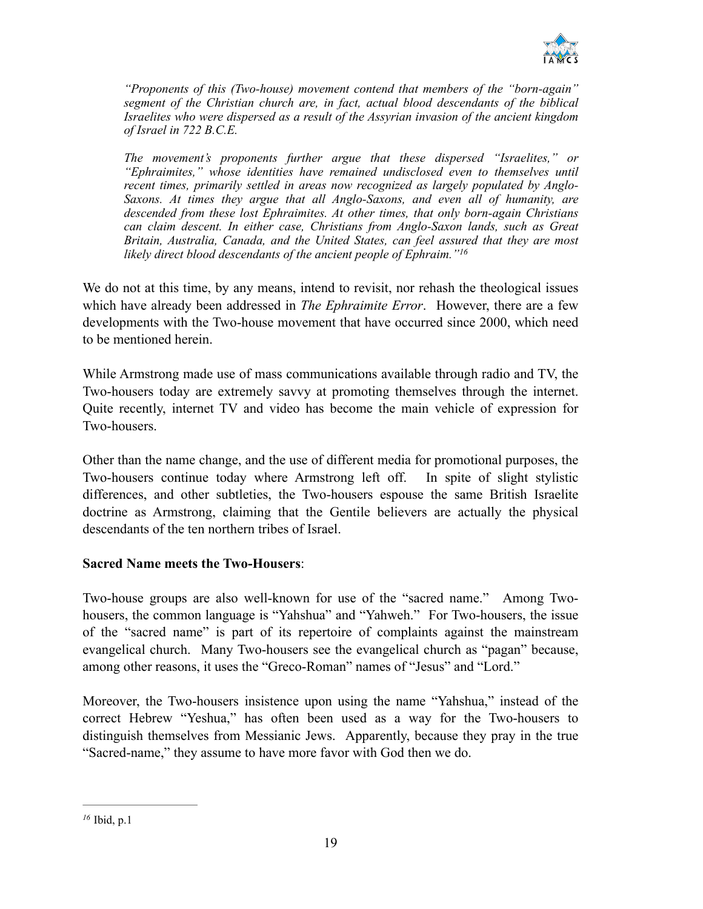> *"Proponents of this (Two-house) movement contend that members of the "born-again" segment of the Christian church are, in fact, actual blood descendants of the biblical Israelites who were dispersed as a result of the Assyrian invasion of the ancient kingdom of Israel in 722 B.C.E.*
>
> *The movement's proponents further argue that these dispersed "Israelites," or "Ephraimites," whose identities have remained undisclosed even to themselves until recent times, primarily settled in areas now recognized as largely populated by Anglo-Saxons. At times they argue that all Anglo-Saxons, and even all of humanity, are descended from these lost Ephraimites. At other times, that only born-again Christians can claim descent. In either case, Christians from Anglo-Saxon lands, such as Great Britain, Australia, Canada, and the United States, can feel assured that they are most likely direct blood descendants of the ancient people of Ephraim."*[16]

We do not at this time, by any means, intend to revisit, nor rehash the theological issues which have already been addressed in *The Ephraimite Error*. However, there are a few developments with the Two-house movement that have occurred since 2000, which need to be mentioned herein.

While Armstrong made use of mass communications available through radio and TV, the Two-housers today are extremely savvy at promoting themselves through the internet. Quite recently, internet TV and video has become the main vehicle of expression for Two-housers.

Other than the name change, and the use of different media for promotional purposes, the Two-housers continue today where Armstrong left off. In spite of slight stylistic differences, and other subtleties, the Two-housers espouse the same British Israelite doctrine as Armstrong, claiming that the Gentile believers are actually the physical descendants of the ten northern tribes of Israel.

**Sacred Name meets the Two-Housers**:

Two-house groups are also well-known for use of the "sacred name." Among Two-housers, the common language is "Yahshua" and "Yahweh." For Two-housers, the issue of the "sacred name" is part of its repertoire of complaints against the mainstream evangelical church. Many Two-housers see the evangelical church as "pagan" because, among other reasons, it uses the "Greco-Roman" names of "Jesus" and "Lord."

Moreover, the Two-housers insistence upon using the name "Yahshua," instead of the correct Hebrew "Yeshua," has often been used as a way for the Two-housers to distinguish themselves from Messianic Jews. Apparently, because they pray in the true "Sacred-name," they assume to have more favor with God then we do.

---

[16] Ibid, p.1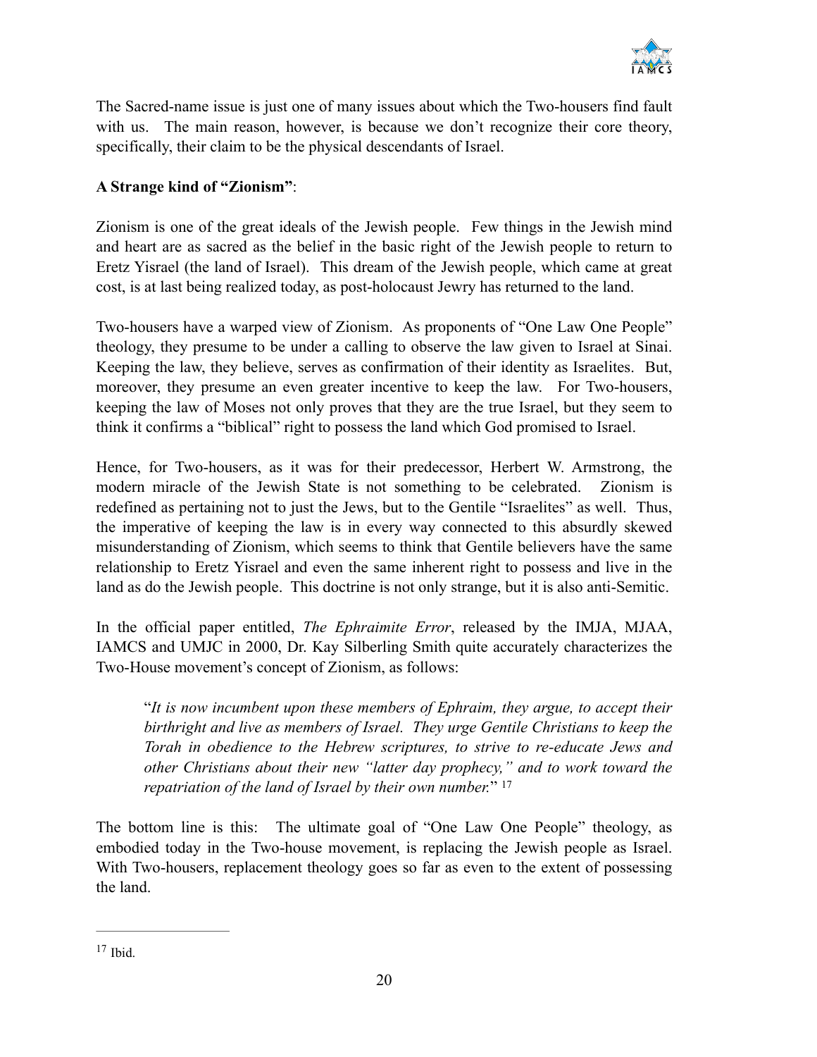The Sacred-name issue is just one of many issues about which the Two-housers find fault with us. The main reason, however, is because we don't recognize their core theory, specifically, their claim to be the physical descendants of Israel.

**A Strange kind of "Zionism"**:

Zionism is one of the great ideals of the Jewish people. Few things in the Jewish mind and heart are as sacred as the belief in the basic right of the Jewish people to return to Eretz Yisrael (the land of Israel). This dream of the Jewish people, which came at great cost, is at last being realized today, as post-holocaust Jewry has returned to the land.

Two-housers have a warped view of Zionism. As proponents of "One Law One People" theology, they presume to be under a calling to observe the law given to Israel at Sinai. Keeping the law, they believe, serves as confirmation of their identity as Israelites. But, moreover, they presume an even greater incentive to keep the law. For Two-housers, keeping the law of Moses not only proves that they are the true Israel, but they seem to think it confirms a "biblical" right to possess the land which God promised to Israel.

Hence, for Two-housers, as it was for their predecessor, Herbert W. Armstrong, the modern miracle of the Jewish State is not something to be celebrated. Zionism is redefined as pertaining not to just the Jews, but to the Gentile "Israelites" as well. Thus, the imperative of keeping the law is in every way connected to this absurdly skewed misunderstanding of Zionism, which seems to think that Gentile believers have the same relationship to Eretz Yisrael and even the same inherent right to possess and live in the land as do the Jewish people. This doctrine is not only strange, but it is also anti-Semitic.

In the official paper entitled, *The Ephraimite Error*, released by the IMJA, MJAA, IAMCS and UMJC in 2000, Dr. Kay Silberling Smith quite accurately characterizes the Two-House movement's concept of Zionism, as follows:

> "*It is now incumbent upon these members of Ephraim, they argue, to accept their birthright and live as members of Israel. They urge Gentile Christians to keep the Torah in obedience to the Hebrew scriptures, to strive to re-educate Jews and other Christians about their new "latter day prophecy," and to work toward the repatriation of the land of Israel by their own number.*" [17]

The bottom line is this: The ultimate goal of "One Law One People" theology, as embodied today in the Two-house movement, is replacing the Jewish people as Israel. With Two-housers, replacement theology goes so far as even to the extent of possessing the land.

---

[17] Ibid.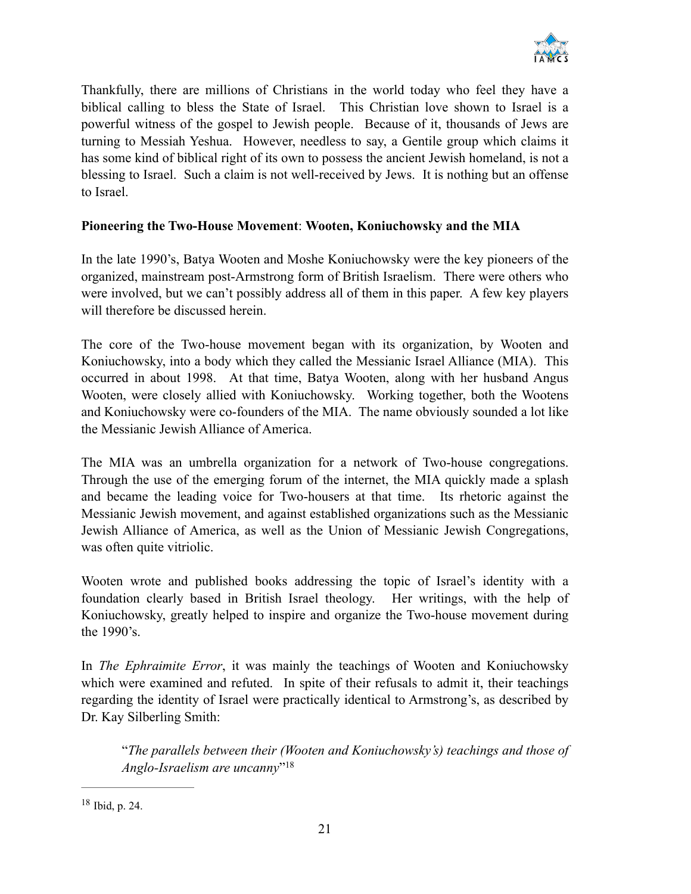Thankfully, there are millions of Christians in the world today who feel they have a biblical calling to bless the State of Israel. This Christian love shown to Israel is a powerful witness of the gospel to Jewish people. Because of it, thousands of Jews are turning to Messiah Yeshua. However, needless to say, a Gentile group which claims it has some kind of biblical right of its own to possess the ancient Jewish homeland, is not a blessing to Israel. Such a claim is not well-received by Jews. It is nothing but an offense to Israel.

**Pioneering the Two-House Movement**: **Wooten, Koniuchowsky and the MIA**

In the late 1990's, Batya Wooten and Moshe Koniuchowsky were the key pioneers of the organized, mainstream post-Armstrong form of British Israelism. There were others who were involved, but we can't possibly address all of them in this paper. A few key players will therefore be discussed herein.

The core of the Two-house movement began with its organization, by Wooten and Koniuchowsky, into a body which they called the Messianic Israel Alliance (MIA). This occurred in about 1998. At that time, Batya Wooten, along with her husband Angus Wooten, were closely allied with Koniuchowsky. Working together, both the Wootens and Koniuchowsky were co-founders of the MIA. The name obviously sounded a lot like the Messianic Jewish Alliance of America.

The MIA was an umbrella organization for a network of Two-house congregations. Through the use of the emerging forum of the internet, the MIA quickly made a splash and became the leading voice for Two-housers at that time. Its rhetoric against the Messianic Jewish movement, and against established organizations such as the Messianic Jewish Alliance of America, as well as the Union of Messianic Jewish Congregations, was often quite vitriolic.

Wooten wrote and published books addressing the topic of Israel's identity with a foundation clearly based in British Israel theology. Her writings, with the help of Koniuchowsky, greatly helped to inspire and organize the Two-house movement during the 1990's.

In *The Ephraimite Error*, it was mainly the teachings of Wooten and Koniuchowsky which were examined and refuted. In spite of their refusals to admit it, their teachings regarding the identity of Israel were practically identical to Armstrong's, as described by Dr. Kay Silberling Smith:

> "*The parallels between their (Wooten and Koniuchowsky's) teachings and those of Anglo-Israelism are uncanny*"[18]

[18] Ibid, p. 24.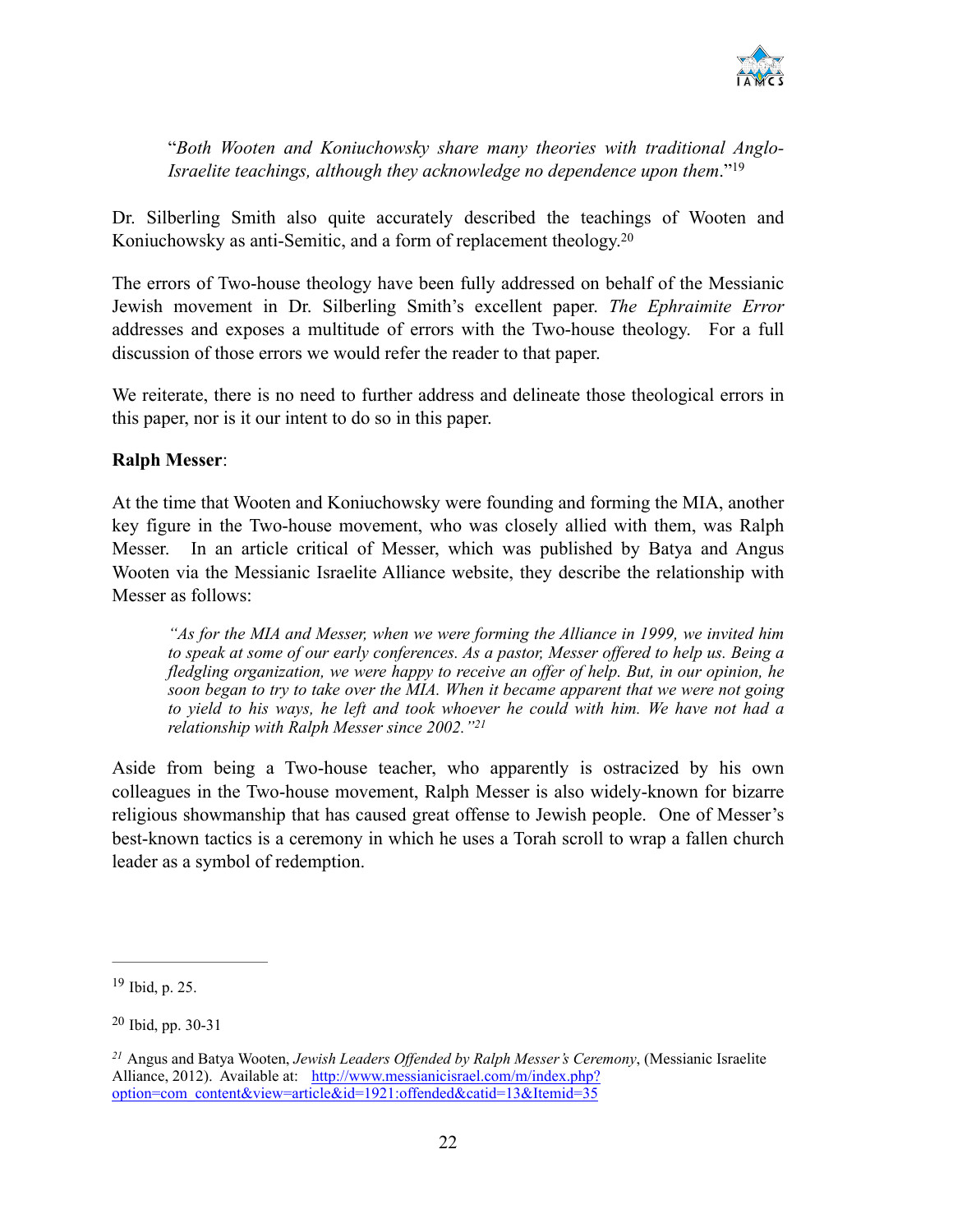"*Both Wooten and Koniuchowsky share many theories with traditional Anglo-Israelite teachings, although they acknowledge no dependence upon them*."[19]

Dr. Silberling Smith also quite accurately described the teachings of Wooten and Koniuchowsky as anti-Semitic, and a form of replacement theology.[20]

The errors of Two-house theology have been fully addressed on behalf of the Messianic Jewish movement in Dr. Silberling Smith's excellent paper. *The Ephraimite Error* addresses and exposes a multitude of errors with the Two-house theology. For a full discussion of those errors we would refer the reader to that paper.

We reiterate, there is no need to further address and delineate those theological errors in this paper, nor is it our intent to do so in this paper.

**Ralph Messer**:

At the time that Wooten and Koniuchowsky were founding and forming the MIA, another key figure in the Two-house movement, who was closely allied with them, was Ralph Messer. In an article critical of Messer, which was published by Batya and Angus Wooten via the Messianic Israelite Alliance website, they describe the relationship with Messer as follows:

> *"As for the MIA and Messer, when we were forming the Alliance in 1999, we invited him to speak at some of our early conferences. As a pastor, Messer offered to help us. Being a fledgling organization, we were happy to receive an offer of help. But, in our opinion, he soon began to try to take over the MIA. When it became apparent that we were not going to yield to his ways, he left and took whoever he could with him. We have not had a relationship with Ralph Messer since 2002."*[21]

Aside from being a Two-house teacher, who apparently is ostracized by his own colleagues in the Two-house movement, Ralph Messer is also widely-known for bizarre religious showmanship that has caused great offense to Jewish people. One of Messer's best-known tactics is a ceremony in which he uses a Torah scroll to wrap a fallen church leader as a symbol of redemption.

---

[19] Ibid, p. 25.

[20] Ibid, pp. 30-31

[21] Angus and Batya Wooten, *Jewish Leaders Offended by Ralph Messer's Ceremony*, (Messianic Israelite Alliance, 2012). Available at: http://www.messianicisrael.com/m/index.php?option=com_content&view=article&id=1921:offended&catid=13&Itemid=35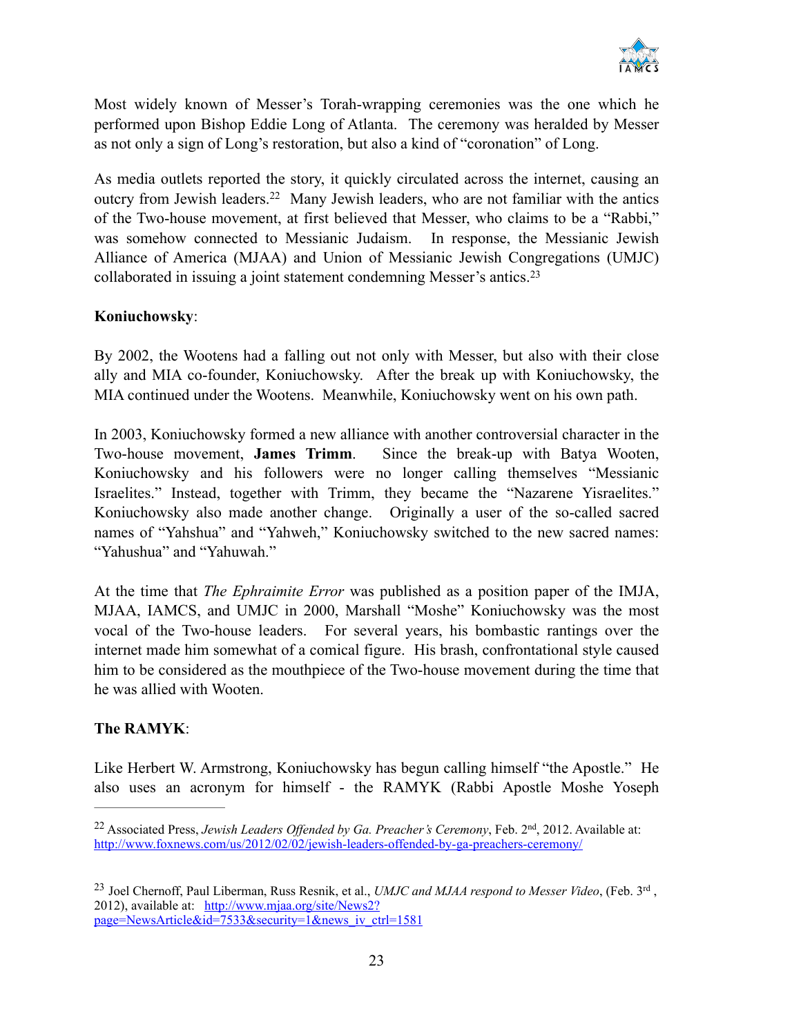Most widely known of Messer's Torah-wrapping ceremonies was the one which he performed upon Bishop Eddie Long of Atlanta. The ceremony was heralded by Messer as not only a sign of Long's restoration, but also a kind of "coronation" of Long.

As media outlets reported the story, it quickly circulated across the internet, causing an outcry from Jewish leaders.[22] Many Jewish leaders, who are not familiar with the antics of the Two-house movement, at first believed that Messer, who claims to be a "Rabbi," was somehow connected to Messianic Judaism. In response, the Messianic Jewish Alliance of America (MJAA) and Union of Messianic Jewish Congregations (UMJC) collaborated in issuing a joint statement condemning Messer's antics.[23]

**Koniuchowsky**:

By 2002, the Wootens had a falling out not only with Messer, but also with their close ally and MIA co-founder, Koniuchowsky. After the break up with Koniuchowsky, the MIA continued under the Wootens. Meanwhile, Koniuchowsky went on his own path.

In 2003, Koniuchowsky formed a new alliance with another controversial character in the Two-house movement, **James Trimm**. Since the break-up with Batya Wooten, Koniuchowsky and his followers were no longer calling themselves "Messianic Israelites." Instead, together with Trimm, they became the "Nazarene Yisraelites." Koniuchowsky also made another change. Originally a user of the so-called sacred names of "Yahshua" and "Yahweh," Koniuchowsky switched to the new sacred names: "Yahushua" and "Yahuwah."

At the time that *The Ephraimite Error* was published as a position paper of the IMJA, MJAA, IAMCS, and UMJC in 2000, Marshall "Moshe" Koniuchowsky was the most vocal of the Two-house leaders. For several years, his bombastic rantings over the internet made him somewhat of a comical figure. His brash, confrontational style caused him to be considered as the mouthpiece of the Two-house movement during the time that he was allied with Wooten.

**The RAMYK**:

Like Herbert W. Armstrong, Koniuchowsky has begun calling himself "the Apostle." He also uses an acronym for himself - the RAMYK (Rabbi Apostle Moshe Yoseph

---

[22] Associated Press, *Jewish Leaders Offended by Ga. Preacher's Ceremony*, Feb. 2nd, 2012. Available at: http://www.foxnews.com/us/2012/02/02/jewish-leaders-offended-by-ga-preachers-ceremony/

[23] Joel Chernoff, Paul Liberman, Russ Resnik, et al., *UMJC and MJAA respond to Messer Video*, (Feb. 3rd, 2012), available at: http://www.mjaa.org/site/News2?page=NewsArticle&id=7533&security=1&news_iv_ctrl=1581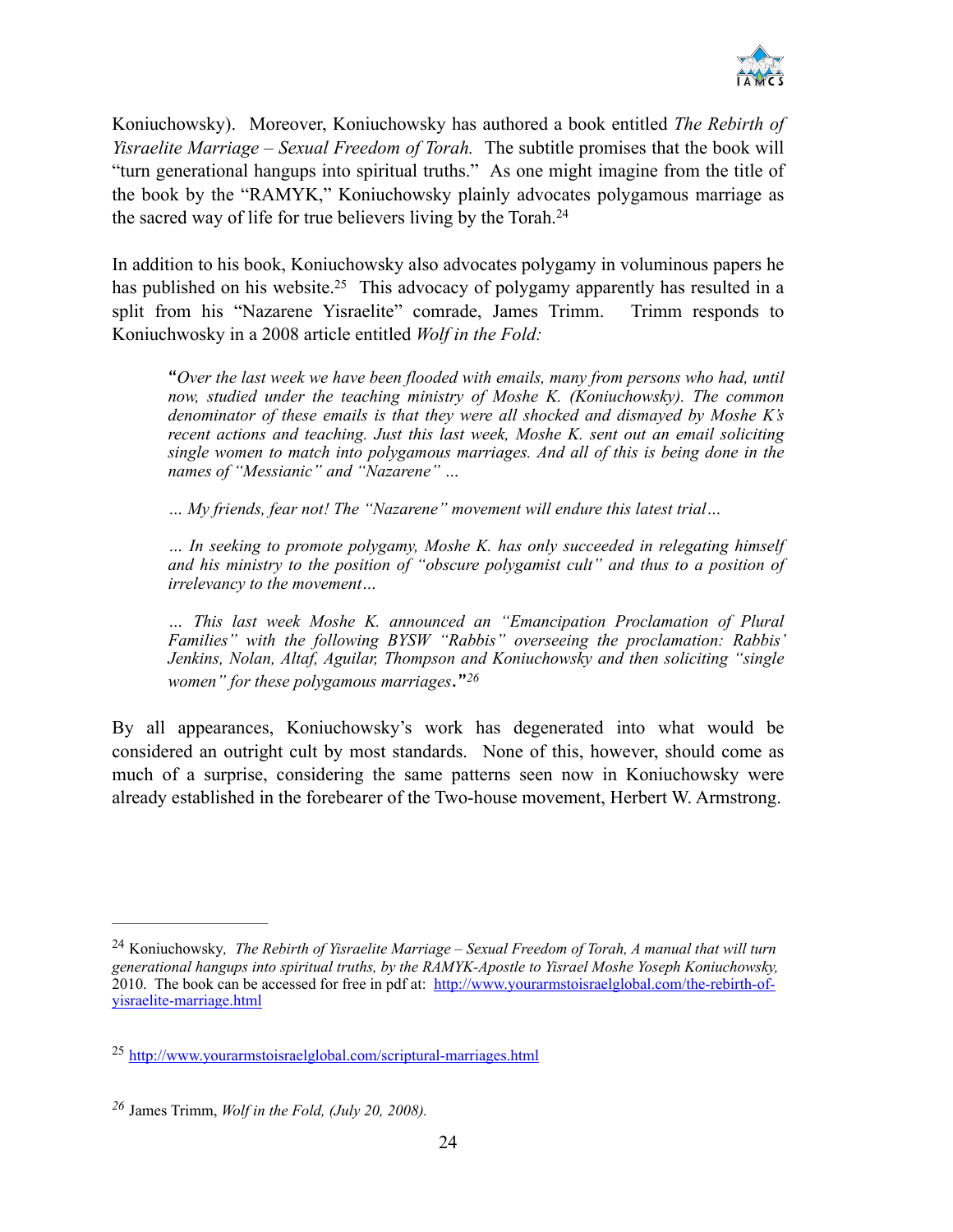Koniuchowsky). Moreover, Koniuchowsky has authored a book entitled *The Rebirth of Yisraelite Marriage – Sexual Freedom of Torah.* The subtitle promises that the book will "turn generational hangups into spiritual truths." As one might imagine from the title of the book by the "RAMYK," Koniuchowsky plainly advocates polygamous marriage as the sacred way of life for true believers living by the Torah.[24]

In addition to his book, Koniuchowsky also advocates polygamy in voluminous papers he has published on his website.[25] This advocacy of polygamy apparently has resulted in a split from his "Nazarene Yisraelite" comrade, James Trimm. Trimm responds to Koniuchwosky in a 2008 article entitled *Wolf in the Fold:*

> *"Over the last week we have been flooded with emails, many from persons who had, until now, studied under the teaching ministry of Moshe K. (Koniuchowsky). The common denominator of these emails is that they were all shocked and dismayed by Moshe K's recent actions and teaching. Just this last week, Moshe K. sent out an email soliciting single women to match into polygamous marriages. And all of this is being done in the names of "Messianic" and "Nazarene" …*
>
> *… My friends, fear not! The "Nazarene" movement will endure this latest trial…*
>
> *… In seeking to promote polygamy, Moshe K. has only succeeded in relegating himself and his ministry to the position of "obscure polygamist cult" and thus to a position of irrelevancy to the movement…*
>
> *… This last week Moshe K. announced an "Emancipation Proclamation of Plural Families" with the following BYSW "Rabbis" overseeing the proclamation: Rabbis' Jenkins, Nolan, Altaf, Aguilar, Thompson and Koniuchowsky and then soliciting "single women" for these polygamous marriages."*[26]

By all appearances, Koniuchowsky's work has degenerated into what would be considered an outright cult by most standards. None of this, however, should come as much of a surprise, considering the same patterns seen now in Koniuchowsky were already established in the forebearer of the Two-house movement, Herbert W. Armstrong.

---

[24] Koniuchowsky, *The Rebirth of Yisraelite Marriage – Sexual Freedom of Torah, A manual that will turn generational hangups into spiritual truths, by the RAMYK-Apostle to Yisrael Moshe Yoseph Koniuchowsky,* 2010. The book can be accessed for free in pdf at: http://www.yourarmstoisraelglobal.com/the-rebirth-of-yisraelite-marriage.html

[25] http://www.yourarmstoisraelglobal.com/scriptural-marriages.html

[26] James Trimm, *Wolf in the Fold, (July 20, 2008).*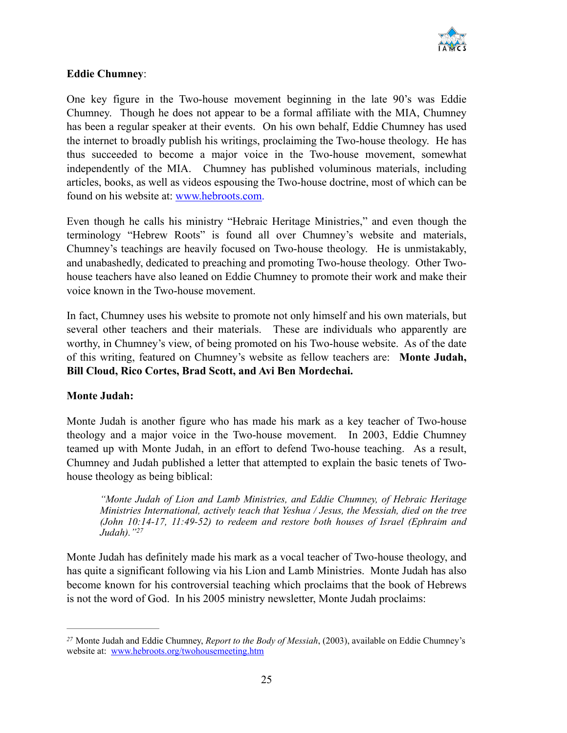**Eddie Chumney**:

One key figure in the Two-house movement beginning in the late 90's was Eddie Chumney. Though he does not appear to be a formal affiliate with the MIA, Chumney has been a regular speaker at their events. On his own behalf, Eddie Chumney has used the internet to broadly publish his writings, proclaiming the Two-house theology. He has thus succeeded to become a major voice in the Two-house movement, somewhat independently of the MIA. Chumney has published voluminous materials, including articles, books, as well as videos espousing the Two-house doctrine, most of which can be found on his website at: [www.hebroots.com](www.hebroots.com).

Even though he calls his ministry "Hebraic Heritage Ministries," and even though the terminology "Hebrew Roots" is found all over Chumney's website and materials, Chumney's teachings are heavily focused on Two-house theology. He is unmistakably, and unabashedly, dedicated to preaching and promoting Two-house theology. Other Two-house teachers have also leaned on Eddie Chumney to promote their work and make their voice known in the Two-house movement.

In fact, Chumney uses his website to promote not only himself and his own materials, but several other teachers and their materials. These are individuals who apparently are worthy, in Chumney's view, of being promoted on his Two-house website. As of the date of this writing, featured on Chumney's website as fellow teachers are: **Monte Judah, Bill Cloud, Rico Cortes, Brad Scott, and Avi Ben Mordechai.**

**Monte Judah:**

Monte Judah is another figure who has made his mark as a key teacher of Two-house theology and a major voice in the Two-house movement. In 2003, Eddie Chumney teamed up with Monte Judah, in an effort to defend Two-house teaching. As a result, Chumney and Judah published a letter that attempted to explain the basic tenets of Two-house theology as being biblical:

> *"Monte Judah of Lion and Lamb Ministries, and Eddie Chumney, of Hebraic Heritage Ministries International, actively teach that Yeshua / Jesus, the Messiah, died on the tree (John 10:14-17, 11:49-52) to redeem and restore both houses of Israel (Ephraim and Judah)."*[27]

Monte Judah has definitely made his mark as a vocal teacher of Two-house theology, and has quite a significant following via his Lion and Lamb Ministries. Monte Judah has also become known for his controversial teaching which proclaims that the book of Hebrews is not the word of God. In his 2005 ministry newsletter, Monte Judah proclaims:

---

[27] Monte Judah and Eddie Chumney, *Report to the Body of Messiah*, (2003), available on Eddie Chumney's website at: [www.hebroots.org/twohousemeeting.htm](www.hebroots.org/twohousemeeting.htm)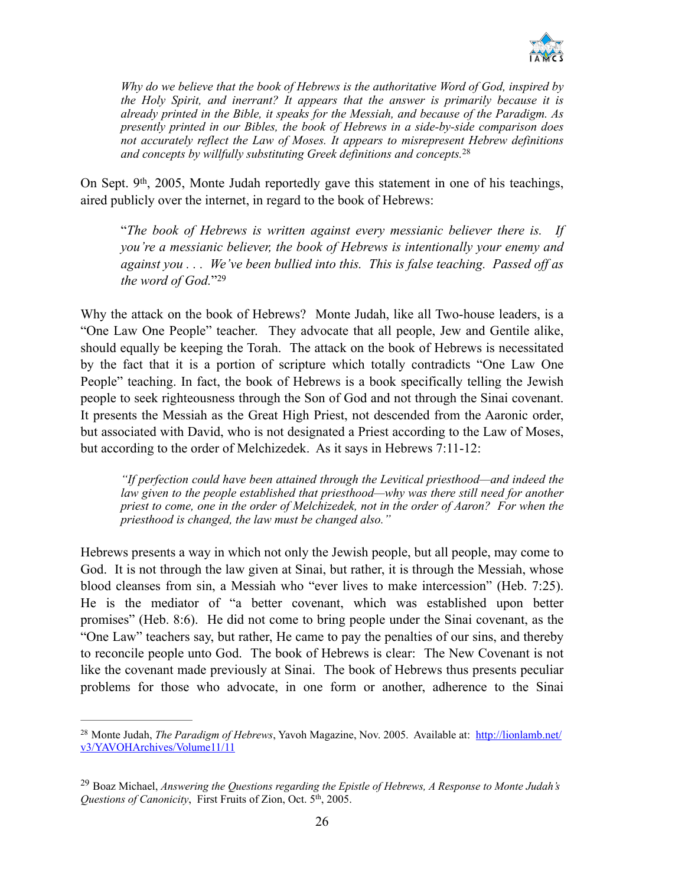> *Why do we believe that the book of Hebrews is the authoritative Word of God, inspired by the Holy Spirit, and inerrant? It appears that the answer is primarily because it is already printed in the Bible, it speaks for the Messiah, and because of the Paradigm. As presently printed in our Bibles, the book of Hebrews in a side-by-side comparison does not accurately reflect the Law of Moses. It appears to misrepresent Hebrew definitions and concepts by willfully substituting Greek definitions and concepts.*[28]

On Sept. 9th, 2005, Monte Judah reportedly gave this statement in one of his teachings, aired publicly over the internet, in regard to the book of Hebrews:

> "*The book of Hebrews is written against every messianic believer there is. If you're a messianic believer, the book of Hebrews is intentionally your enemy and against you . . . We've been bullied into this. This is false teaching. Passed off as the word of God.*"[29]

Why the attack on the book of Hebrews? Monte Judah, like all Two-house leaders, is a "One Law One People" teacher. They advocate that all people, Jew and Gentile alike, should equally be keeping the Torah. The attack on the book of Hebrews is necessitated by the fact that it is a portion of scripture which totally contradicts "One Law One People" teaching. In fact, the book of Hebrews is a book specifically telling the Jewish people to seek righteousness through the Son of God and not through the Sinai covenant. It presents the Messiah as the Great High Priest, not descended from the Aaronic order, but associated with David, who is not designated a Priest according to the Law of Moses, but according to the order of Melchizedek. As it says in Hebrews 7:11-12:

> *"If perfection could have been attained through the Levitical priesthood—and indeed the law given to the people established that priesthood—why was there still need for another priest to come, one in the order of Melchizedek, not in the order of Aaron? For when the priesthood is changed, the law must be changed also."*

Hebrews presents a way in which not only the Jewish people, but all people, may come to God. It is not through the law given at Sinai, but rather, it is through the Messiah, whose blood cleanses from sin, a Messiah who "ever lives to make intercession" (Heb. 7:25). He is the mediator of "a better covenant, which was established upon better promises" (Heb. 8:6). He did not come to bring people under the Sinai covenant, as the "One Law" teachers say, but rather, He came to pay the penalties of our sins, and thereby to reconcile people unto God. The book of Hebrews is clear: The New Covenant is not like the covenant made previously at Sinai. The book of Hebrews thus presents peculiar problems for those who advocate, in one form or another, adherence to the Sinai

---

[28] Monte Judah, *The Paradigm of Hebrews*, Yavoh Magazine, Nov. 2005. Available at: http://lionlamb.net/v3/YAVOHArchives/Volume11/11

[29] Boaz Michael, *Answering the Questions regarding the Epistle of Hebrews, A Response to Monte Judah's Questions of Canonicity*, First Fruits of Zion, Oct. 5th, 2005.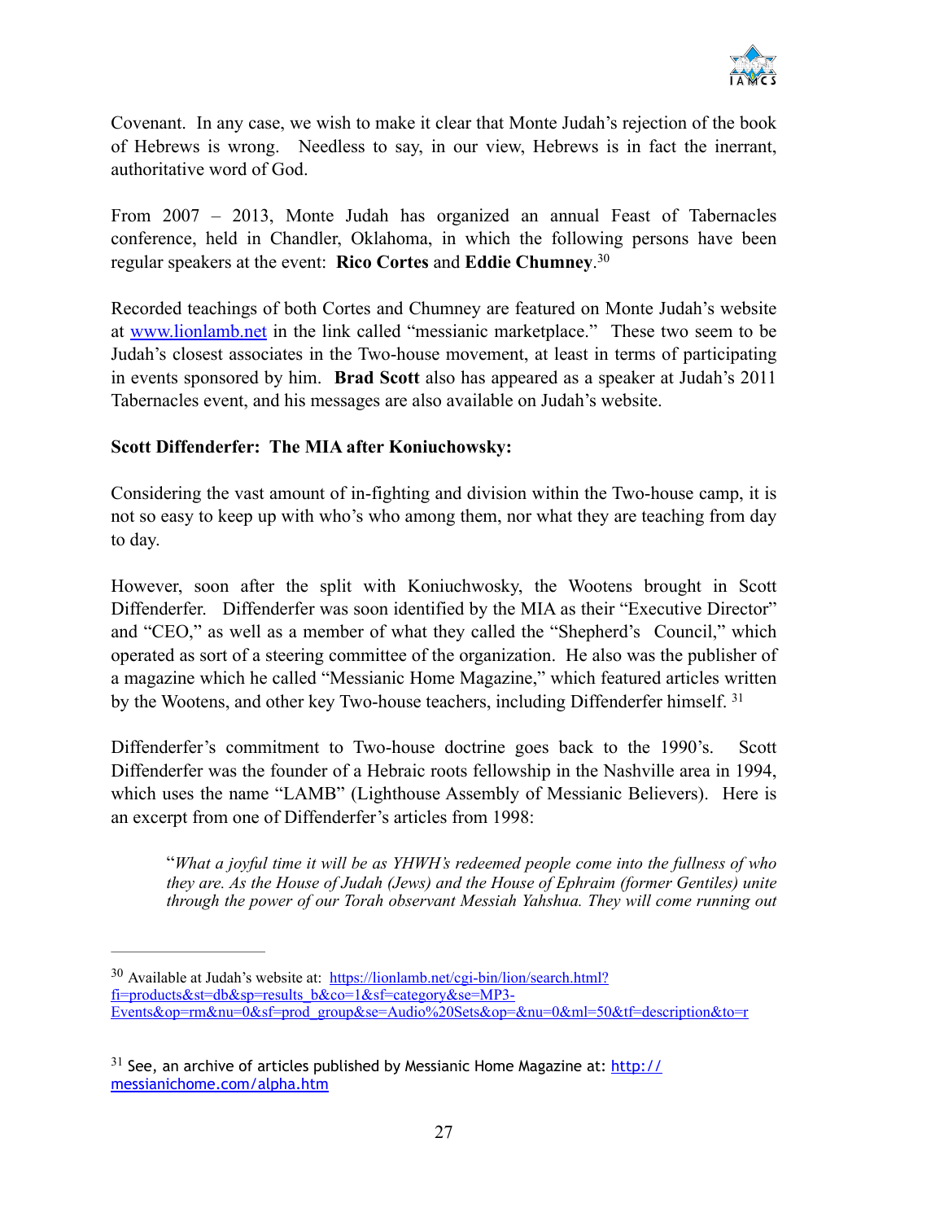Covenant. In any case, we wish to make it clear that Monte Judah's rejection of the book of Hebrews is wrong. Needless to say, in our view, Hebrews is in fact the inerrant, authoritative word of God.

From 2007 – 2013, Monte Judah has organized an annual Feast of Tabernacles conference, held in Chandler, Oklahoma, in which the following persons have been regular speakers at the event: **Rico Cortes** and **Eddie Chumney**.[30]

Recorded teachings of both Cortes and Chumney are featured on Monte Judah's website at www.lionlamb.net in the link called "messianic marketplace." These two seem to be Judah's closest associates in the Two-house movement, at least in terms of participating in events sponsored by him. **Brad Scott** also has appeared as a speaker at Judah's 2011 Tabernacles event, and his messages are also available on Judah's website.

**Scott Diffenderfer: The MIA after Koniuchowsky:**

Considering the vast amount of in-fighting and division within the Two-house camp, it is not so easy to keep up with who's who among them, nor what they are teaching from day to day.

However, soon after the split with Koniuchwosky, the Wootens brought in Scott Diffenderfer. Diffenderfer was soon identified by the MIA as their "Executive Director" and "CEO," as well as a member of what they called the "Shepherd's Council," which operated as sort of a steering committee of the organization. He also was the publisher of a magazine which he called "Messianic Home Magazine," which featured articles written by the Wootens, and other key Two-house teachers, including Diffenderfer himself. [31]

Diffenderfer's commitment to Two-house doctrine goes back to the 1990's. Scott Diffenderfer was the founder of a Hebraic roots fellowship in the Nashville area in 1994, which uses the name "LAMB" (Lighthouse Assembly of Messianic Believers). Here is an excerpt from one of Diffenderfer's articles from 1998:

> "*What a joyful time it will be as YHWH's redeemed people come into the fullness of who they are. As the House of Judah (Jews) and the House of Ephraim (former Gentiles) unite through the power of our Torah observant Messiah Yahshua. They will come running out*

---

[30] Available at Judah's website at: https://lionlamb.net/cgi-bin/lion/search.html?fi=products&st=db&sp=results_b&co=1&sf=category&se=MP3-Events&op=rm&nu=0&sf=prod_group&se=Audio%20Sets&op=&nu=0&ml=50&tf=description&to=r

[31] See, an archive of articles published by Messianic Home Magazine at: http://messianichome.com/alpha.htm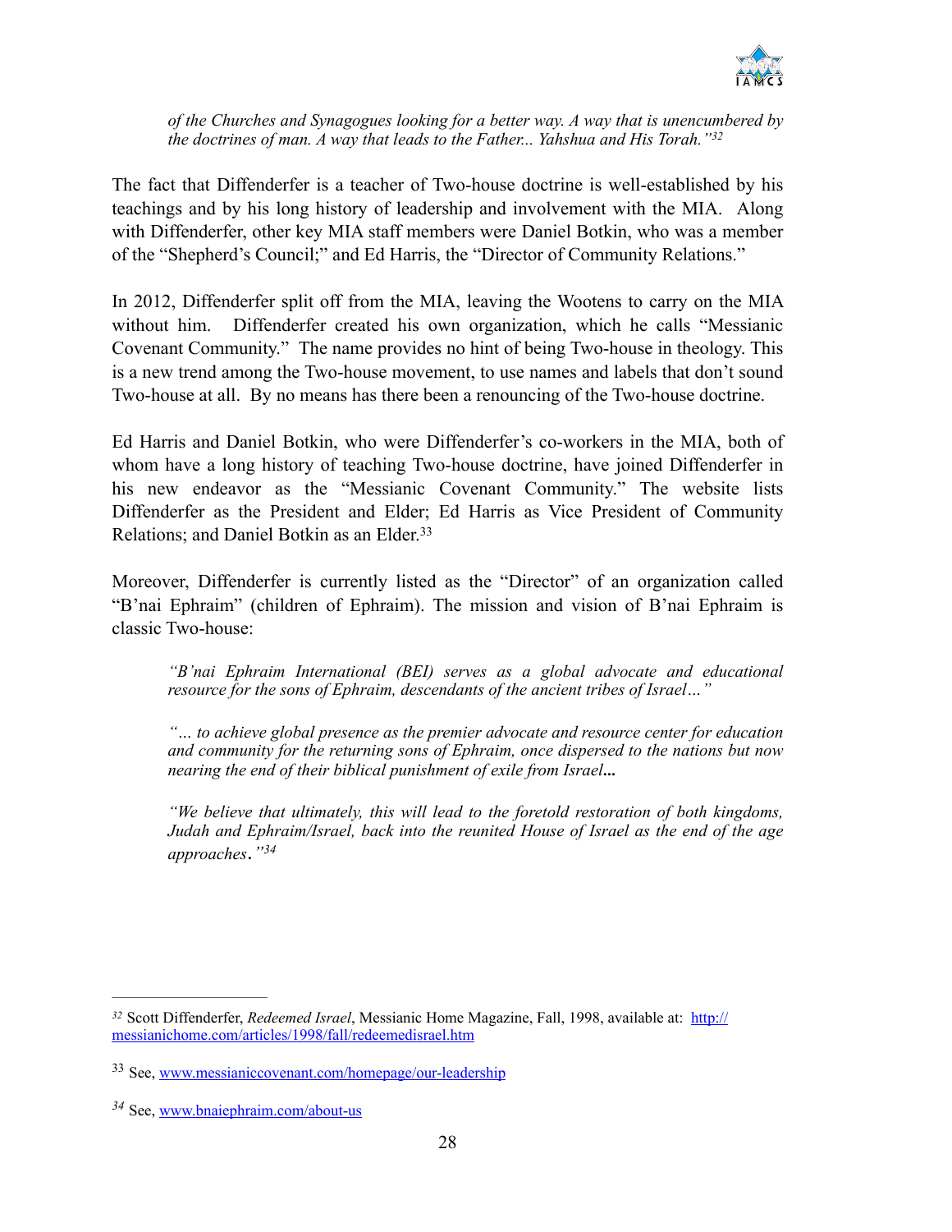> *of the Churches and Synagogues looking for a better way. A way that is unencumbered by the doctrines of man. A way that leads to the Father... Yahshua and His Torah."*[32]

The fact that Diffenderfer is a teacher of Two-house doctrine is well-established by his teachings and by his long history of leadership and involvement with the MIA. Along with Diffenderfer, other key MIA staff members were Daniel Botkin, who was a member of the "Shepherd's Council;" and Ed Harris, the "Director of Community Relations."

In 2012, Diffenderfer split off from the MIA, leaving the Wootens to carry on the MIA without him. Diffenderfer created his own organization, which he calls "Messianic Covenant Community." The name provides no hint of being Two-house in theology. This is a new trend among the Two-house movement, to use names and labels that don't sound Two-house at all. By no means has there been a renouncing of the Two-house doctrine.

Ed Harris and Daniel Botkin, who were Diffenderfer's co-workers in the MIA, both of whom have a long history of teaching Two-house doctrine, have joined Diffenderfer in his new endeavor as the "Messianic Covenant Community." The website lists Diffenderfer as the President and Elder; Ed Harris as Vice President of Community Relations; and Daniel Botkin as an Elder.[33]

Moreover, Diffenderfer is currently listed as the "Director" of an organization called "B'nai Ephraim" (children of Ephraim). The mission and vision of B'nai Ephraim is classic Two-house:

> *"B'nai Ephraim International (BEI) serves as a global advocate and educational resource for the sons of Ephraim, descendants of the ancient tribes of Israel…"*
>
> *"… to achieve global presence as the premier advocate and resource center for education and community for the returning sons of Ephraim, once dispersed to the nations but now nearing the end of their biblical punishment of exile from Israel...*
>
> *"We believe that ultimately, this will lead to the foretold restoration of both kingdoms, Judah and Ephraim/Israel, back into the reunited House of Israel as the end of the age approaches."*[34]

---

[32] Scott Diffenderfer, *Redeemed Israel*, Messianic Home Magazine, Fall, 1998, available at: http://messianichome.com/articles/1998/fall/redeemedisrael.htm

[33] See, www.messianiccovenant.com/homepage/our-leadership

[34] See, www.bnaiephraim.com/about-us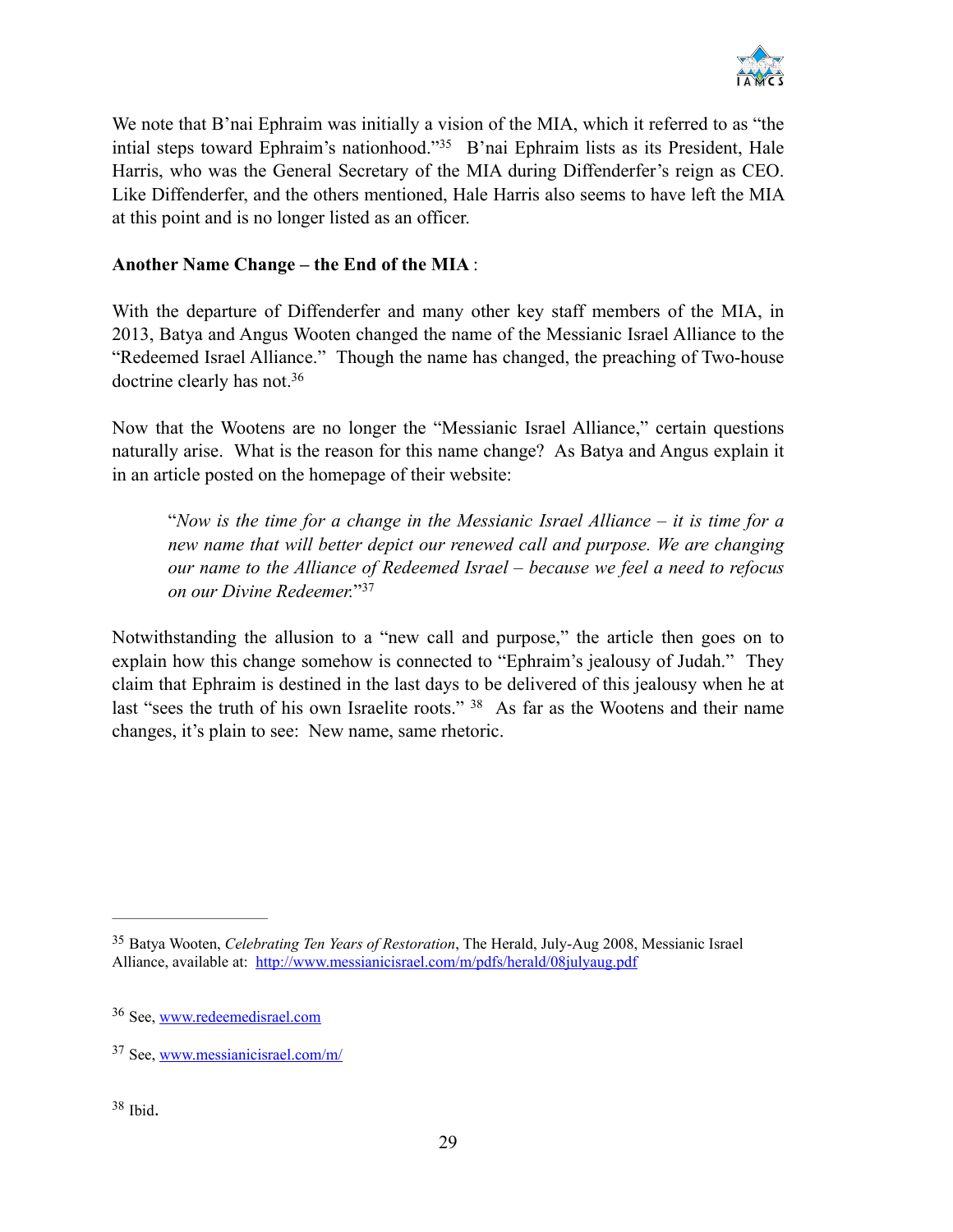We note that B'nai Ephraim was initially a vision of the MIA, which it referred to as "the intial steps toward Ephraim's nationhood."[35] B'nai Ephraim lists as its President, Hale Harris, who was the General Secretary of the MIA during Diffenderfer's reign as CEO. Like Diffenderfer, and the others mentioned, Hale Harris also seems to have left the MIA at this point and is no longer listed as an officer.

**Another Name Change – the End of the MIA** :

With the departure of Diffenderfer and many other key staff members of the MIA, in 2013, Batya and Angus Wooten changed the name of the Messianic Israel Alliance to the "Redeemed Israel Alliance." Though the name has changed, the preaching of Two-house doctrine clearly has not.[36]

Now that the Wootens are no longer the "Messianic Israel Alliance," certain questions naturally arise. What is the reason for this name change? As Batya and Angus explain it in an article posted on the homepage of their website:

> "*Now is the time for a change in the Messianic Israel Alliance – it is time for a new name that will better depict our renewed call and purpose. We are changing our name to the Alliance of Redeemed Israel – because we feel a need to refocus on our Divine Redeemer.*"[37]

Notwithstanding the allusion to a "new call and purpose," the article then goes on to explain how this change somehow is connected to "Ephraim's jealousy of Judah." They claim that Ephraim is destined in the last days to be delivered of this jealousy when he at last "sees the truth of his own Israelite roots." [38] As far as the Wootens and their name changes, it's plain to see: New name, same rhetoric.

---

[35] Batya Wooten, *Celebrating Ten Years of Restoration*, The Herald, July-Aug 2008, Messianic Israel Alliance, available at: http://www.messianicisrael.com/m/pdfs/herald/08julyaug.pdf

[36] See, www.redeemedisrael.com

[37] See, www.messianicisrael.com/m/

[38] Ibid.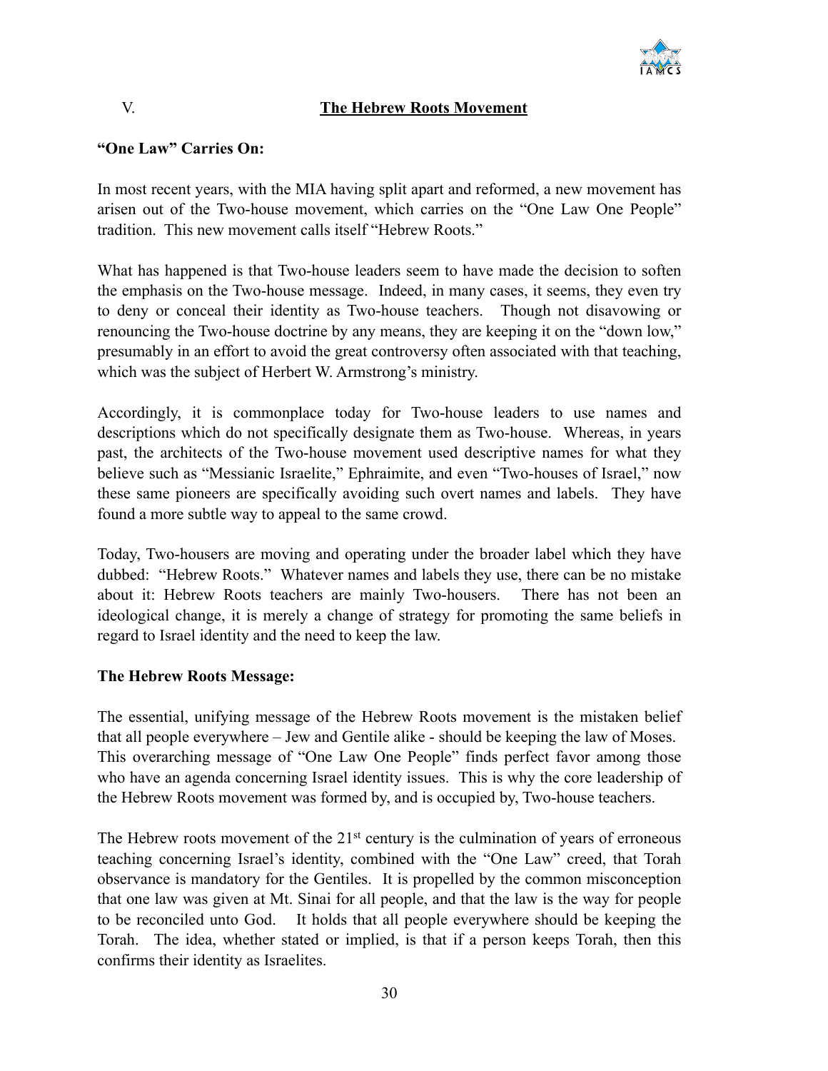## V. The Hebrew Roots Movement

**"One Law" Carries On:**

In most recent years, with the MIA having split apart and reformed, a new movement has arisen out of the Two-house movement, which carries on the "One Law One People" tradition. This new movement calls itself "Hebrew Roots."

What has happened is that Two-house leaders seem to have made the decision to soften the emphasis on the Two-house message. Indeed, in many cases, it seems, they even try to deny or conceal their identity as Two-house teachers. Though not disavowing or renouncing the Two-house doctrine by any means, they are keeping it on the "down low," presumably in an effort to avoid the great controversy often associated with that teaching, which was the subject of Herbert W. Armstrong's ministry.

Accordingly, it is commonplace today for Two-house leaders to use names and descriptions which do not specifically designate them as Two-house. Whereas, in years past, the architects of the Two-house movement used descriptive names for what they believe such as "Messianic Israelite," Ephraimite, and even "Two-houses of Israel," now these same pioneers are specifically avoiding such overt names and labels. They have found a more subtle way to appeal to the same crowd.

Today, Two-housers are moving and operating under the broader label which they have dubbed: "Hebrew Roots." Whatever names and labels they use, there can be no mistake about it: Hebrew Roots teachers are mainly Two-housers. There has not been an ideological change, it is merely a change of strategy for promoting the same beliefs in regard to Israel identity and the need to keep the law.

**The Hebrew Roots Message:**

The essential, unifying message of the Hebrew Roots movement is the mistaken belief that all people everywhere – Jew and Gentile alike - should be keeping the law of Moses. This overarching message of "One Law One People" finds perfect favor among those who have an agenda concerning Israel identity issues. This is why the core leadership of the Hebrew Roots movement was formed by, and is occupied by, Two-house teachers.

The Hebrew roots movement of the 21st century is the culmination of years of erroneous teaching concerning Israel's identity, combined with the "One Law" creed, that Torah observance is mandatory for the Gentiles. It is propelled by the common misconception that one law was given at Mt. Sinai for all people, and that the law is the way for people to be reconciled unto God. It holds that all people everywhere should be keeping the Torah. The idea, whether stated or implied, is that if a person keeps Torah, then this confirms their identity as Israelites.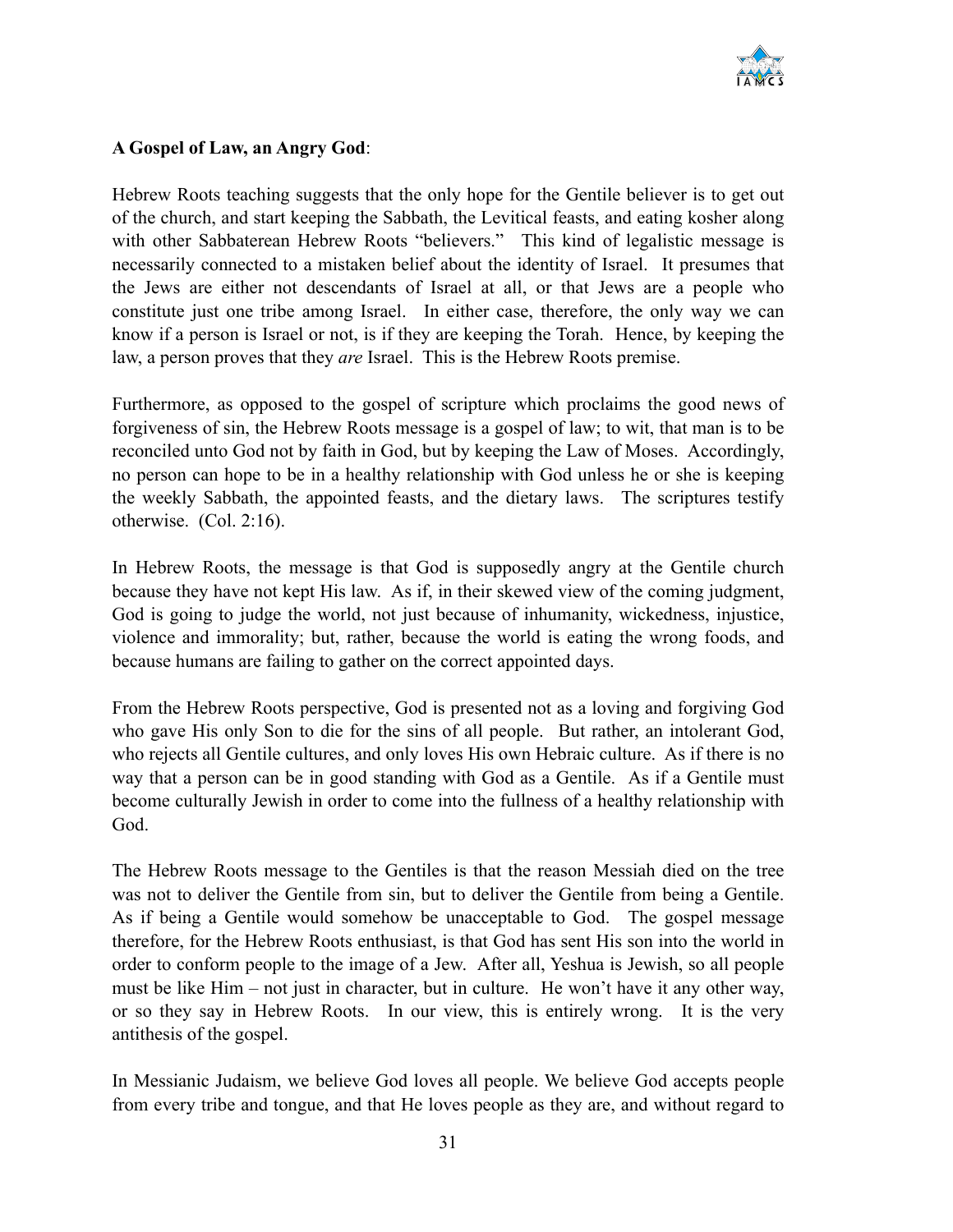**A Gospel of Law, an Angry God**:

Hebrew Roots teaching suggests that the only hope for the Gentile believer is to get out of the church, and start keeping the Sabbath, the Levitical feasts, and eating kosher along with other Sabbaterean Hebrew Roots "believers." This kind of legalistic message is necessarily connected to a mistaken belief about the identity of Israel. It presumes that the Jews are either not descendants of Israel at all, or that Jews are a people who constitute just one tribe among Israel. In either case, therefore, the only way we can know if a person is Israel or not, is if they are keeping the Torah. Hence, by keeping the law, a person proves that they *are* Israel. This is the Hebrew Roots premise.

Furthermore, as opposed to the gospel of scripture which proclaims the good news of forgiveness of sin, the Hebrew Roots message is a gospel of law; to wit, that man is to be reconciled unto God not by faith in God, but by keeping the Law of Moses. Accordingly, no person can hope to be in a healthy relationship with God unless he or she is keeping the weekly Sabbath, the appointed feasts, and the dietary laws. The scriptures testify otherwise. (Col. 2:16).

In Hebrew Roots, the message is that God is supposedly angry at the Gentile church because they have not kept His law. As if, in their skewed view of the coming judgment, God is going to judge the world, not just because of inhumanity, wickedness, injustice, violence and immorality; but, rather, because the world is eating the wrong foods, and because humans are failing to gather on the correct appointed days.

From the Hebrew Roots perspective, God is presented not as a loving and forgiving God who gave His only Son to die for the sins of all people. But rather, an intolerant God, who rejects all Gentile cultures, and only loves His own Hebraic culture. As if there is no way that a person can be in good standing with God as a Gentile. As if a Gentile must become culturally Jewish in order to come into the fullness of a healthy relationship with God.

The Hebrew Roots message to the Gentiles is that the reason Messiah died on the tree was not to deliver the Gentile from sin, but to deliver the Gentile from being a Gentile. As if being a Gentile would somehow be unacceptable to God. The gospel message therefore, for the Hebrew Roots enthusiast, is that God has sent His son into the world in order to conform people to the image of a Jew. After all, Yeshua is Jewish, so all people must be like Him – not just in character, but in culture. He won't have it any other way, or so they say in Hebrew Roots. In our view, this is entirely wrong. It is the very antithesis of the gospel.

In Messianic Judaism, we believe God loves all people. We believe God accepts people from every tribe and tongue, and that He loves people as they are, and without regard to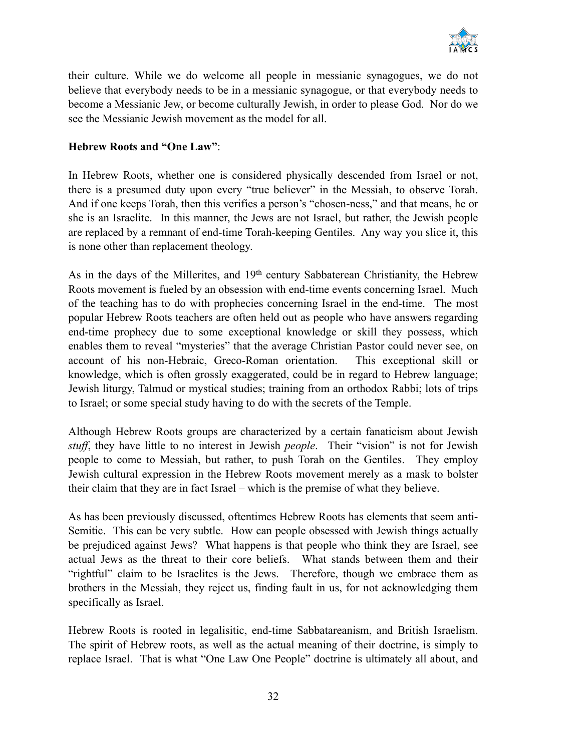their culture. While we do welcome all people in messianic synagogues, we do not believe that everybody needs to be in a messianic synagogue, or that everybody needs to become a Messianic Jew, or become culturally Jewish, in order to please God. Nor do we see the Messianic Jewish movement as the model for all.

**Hebrew Roots and "One Law"**:

In Hebrew Roots, whether one is considered physically descended from Israel or not, there is a presumed duty upon every "true believer" in the Messiah, to observe Torah. And if one keeps Torah, then this verifies a person's "chosen-ness," and that means, he or she is an Israelite. In this manner, the Jews are not Israel, but rather, the Jewish people are replaced by a remnant of end-time Torah-keeping Gentiles. Any way you slice it, this is none other than replacement theology.

As in the days of the Millerites, and 19th century Sabbaterean Christianity, the Hebrew Roots movement is fueled by an obsession with end-time events concerning Israel. Much of the teaching has to do with prophecies concerning Israel in the end-time. The most popular Hebrew Roots teachers are often held out as people who have answers regarding end-time prophecy due to some exceptional knowledge or skill they possess, which enables them to reveal "mysteries" that the average Christian Pastor could never see, on account of his non-Hebraic, Greco-Roman orientation. This exceptional skill or knowledge, which is often grossly exaggerated, could be in regard to Hebrew language; Jewish liturgy, Talmud or mystical studies; training from an orthodox Rabbi; lots of trips to Israel; or some special study having to do with the secrets of the Temple.

Although Hebrew Roots groups are characterized by a certain fanaticism about Jewish *stuff*, they have little to no interest in Jewish *people*. Their "vision" is not for Jewish people to come to Messiah, but rather, to push Torah on the Gentiles. They employ Jewish cultural expression in the Hebrew Roots movement merely as a mask to bolster their claim that they are in fact Israel – which is the premise of what they believe.

As has been previously discussed, oftentimes Hebrew Roots has elements that seem anti-Semitic. This can be very subtle. How can people obsessed with Jewish things actually be prejudiced against Jews? What happens is that people who think they are Israel, see actual Jews as the threat to their core beliefs. What stands between them and their "rightful" claim to be Israelites is the Jews. Therefore, though we embrace them as brothers in the Messiah, they reject us, finding fault in us, for not acknowledging them specifically as Israel.

Hebrew Roots is rooted in legalisitic, end-time Sabbatareanism, and British Israelism. The spirit of Hebrew roots, as well as the actual meaning of their doctrine, is simply to replace Israel. That is what "One Law One People" doctrine is ultimately all about, and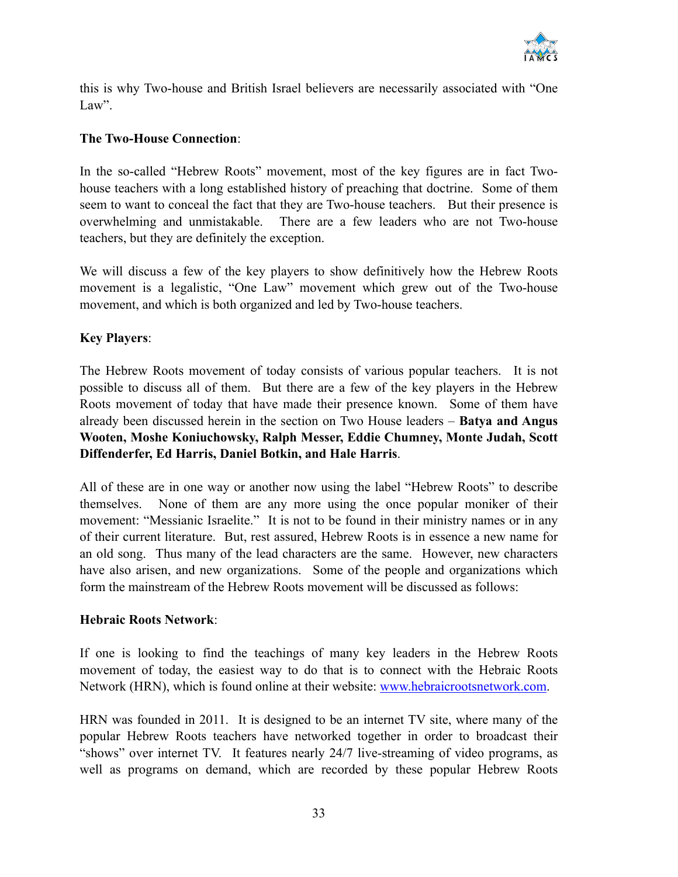this is why Two-house and British Israel believers are necessarily associated with "One Law".

**The Two-House Connection**:

In the so-called "Hebrew Roots" movement, most of the key figures are in fact Two-house teachers with a long established history of preaching that doctrine. Some of them seem to want to conceal the fact that they are Two-house teachers. But their presence is overwhelming and unmistakable. There are a few leaders who are not Two-house teachers, but they are definitely the exception.

We will discuss a few of the key players to show definitively how the Hebrew Roots movement is a legalistic, "One Law" movement which grew out of the Two-house movement, and which is both organized and led by Two-house teachers.

**Key Players**:

The Hebrew Roots movement of today consists of various popular teachers. It is not possible to discuss all of them. But there are a few of the key players in the Hebrew Roots movement of today that have made their presence known. Some of them have already been discussed herein in the section on Two House leaders – **Batya and Angus Wooten, Moshe Koniuchowsky, Ralph Messer, Eddie Chumney, Monte Judah, Scott Diffenderfer, Ed Harris, Daniel Botkin, and Hale Harris**.

All of these are in one way or another now using the label "Hebrew Roots" to describe themselves. None of them are any more using the once popular moniker of their movement: "Messianic Israelite." It is not to be found in their ministry names or in any of their current literature. But, rest assured, Hebrew Roots is in essence a new name for an old song. Thus many of the lead characters are the same. However, new characters have also arisen, and new organizations. Some of the people and organizations which form the mainstream of the Hebrew Roots movement will be discussed as follows:

**Hebraic Roots Network**:

If one is looking to find the teachings of many key leaders in the Hebrew Roots movement of today, the easiest way to do that is to connect with the Hebraic Roots Network (HRN), which is found online at their website: www.hebraicrootsnetwork.com.

HRN was founded in 2011. It is designed to be an internet TV site, where many of the popular Hebrew Roots teachers have networked together in order to broadcast their "shows" over internet TV. It features nearly 24/7 live-streaming of video programs, as well as programs on demand, which are recorded by these popular Hebrew Roots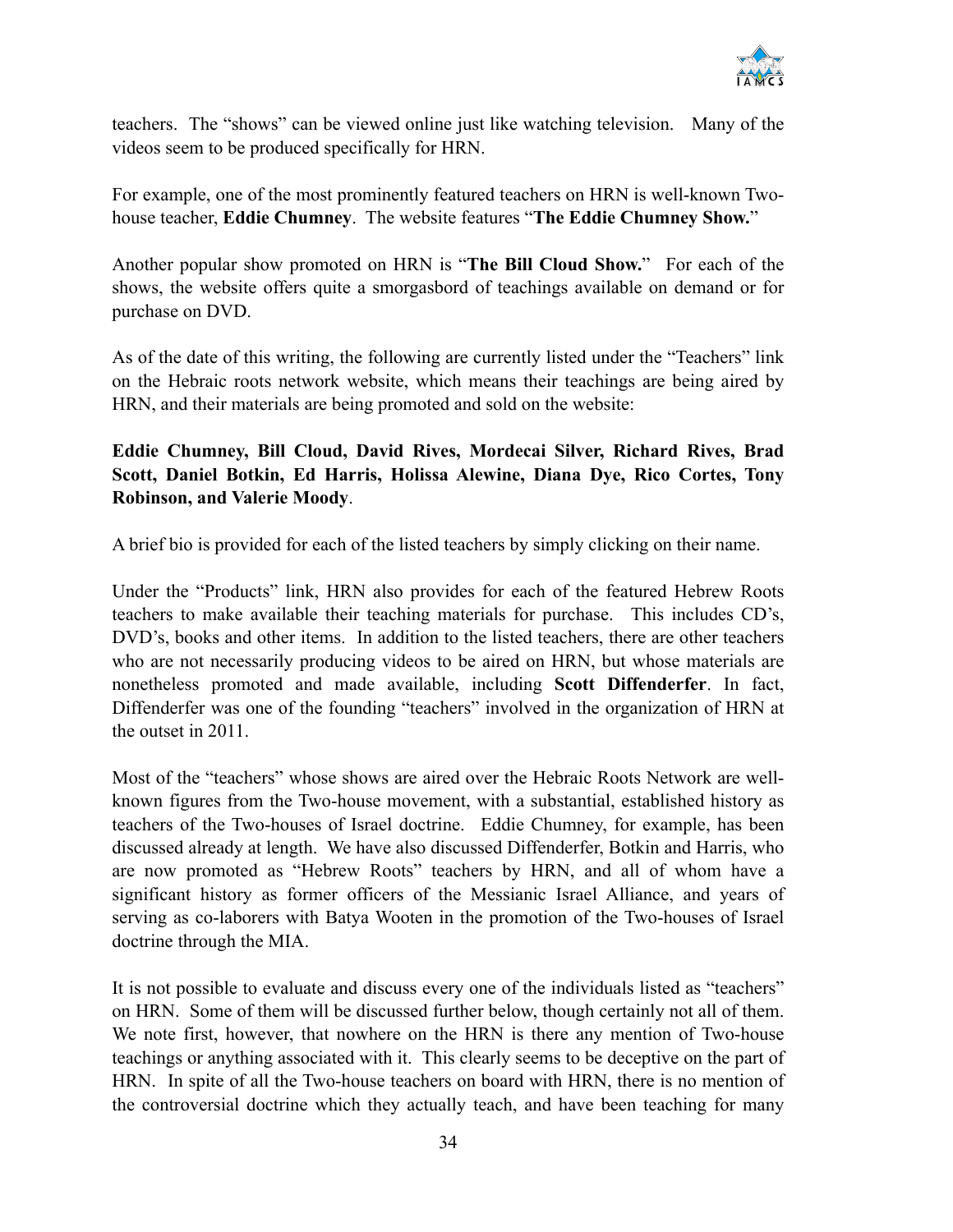teachers. The "shows" can be viewed online just like watching television. Many of the videos seem to be produced specifically for HRN.

For example, one of the most prominently featured teachers on HRN is well-known Two-house teacher, **Eddie Chumney**. The website features "**The Eddie Chumney Show.**"

Another popular show promoted on HRN is "**The Bill Cloud Show.**" For each of the shows, the website offers quite a smorgasbord of teachings available on demand or for purchase on DVD.

As of the date of this writing, the following are currently listed under the "Teachers" link on the Hebraic roots network website, which means their teachings are being aired by HRN, and their materials are being promoted and sold on the website:

**Eddie Chumney, Bill Cloud, David Rives, Mordecai Silver, Richard Rives, Brad Scott, Daniel Botkin, Ed Harris, Holissa Alewine, Diana Dye, Rico Cortes, Tony Robinson, and Valerie Moody**.

A brief bio is provided for each of the listed teachers by simply clicking on their name.

Under the "Products" link, HRN also provides for each of the featured Hebrew Roots teachers to make available their teaching materials for purchase. This includes CD's, DVD's, books and other items. In addition to the listed teachers, there are other teachers who are not necessarily producing videos to be aired on HRN, but whose materials are nonetheless promoted and made available, including **Scott Diffenderfer**. In fact, Diffenderfer was one of the founding "teachers" involved in the organization of HRN at the outset in 2011.

Most of the "teachers" whose shows are aired over the Hebraic Roots Network are well-known figures from the Two-house movement, with a substantial, established history as teachers of the Two-houses of Israel doctrine. Eddie Chumney, for example, has been discussed already at length. We have also discussed Diffenderfer, Botkin and Harris, who are now promoted as "Hebrew Roots" teachers by HRN, and all of whom have a significant history as former officers of the Messianic Israel Alliance, and years of serving as co-laborers with Batya Wooten in the promotion of the Two-houses of Israel doctrine through the MIA.

It is not possible to evaluate and discuss every one of the individuals listed as "teachers" on HRN. Some of them will be discussed further below, though certainly not all of them. We note first, however, that nowhere on the HRN is there any mention of Two-house teachings or anything associated with it. This clearly seems to be deceptive on the part of HRN. In spite of all the Two-house teachers on board with HRN, there is no mention of the controversial doctrine which they actually teach, and have been teaching for many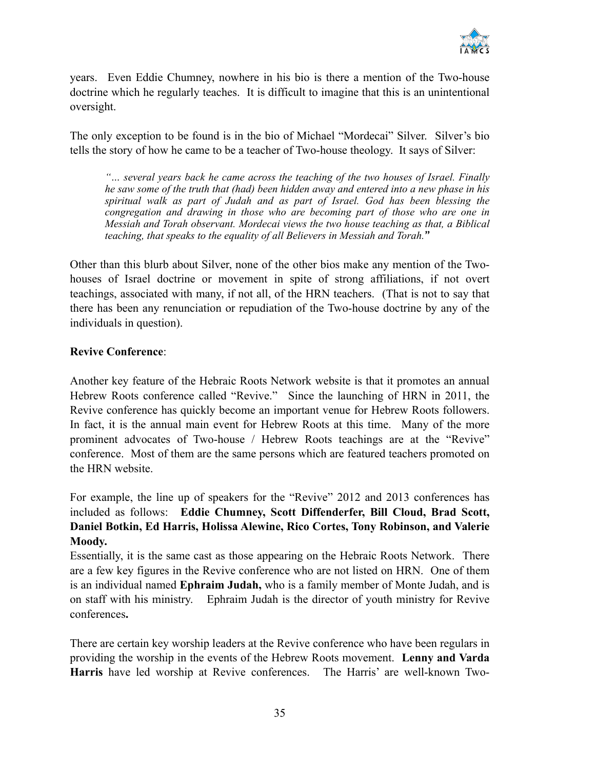years. Even Eddie Chumney, nowhere in his bio is there a mention of the Two-house doctrine which he regularly teaches. It is difficult to imagine that this is an unintentional oversight.

The only exception to be found is in the bio of Michael "Mordecai" Silver. Silver's bio tells the story of how he came to be a teacher of Two-house theology. It says of Silver:

> *"… several years back he came across the teaching of the two houses of Israel. Finally he saw some of the truth that (had) been hidden away and entered into a new phase in his spiritual walk as part of Judah and as part of Israel. God has been blessing the congregation and drawing in those who are becoming part of those who are one in Messiah and Torah observant. Mordecai views the two house teaching as that, a Biblical teaching, that speaks to the equality of all Believers in Messiah and Torah."*

Other than this blurb about Silver, none of the other bios make any mention of the Two-houses of Israel doctrine or movement in spite of strong affiliations, if not overt teachings, associated with many, if not all, of the HRN teachers. (That is not to say that there has been any renunciation or repudiation of the Two-house doctrine by any of the individuals in question).

**Revive Conference**:

Another key feature of the Hebraic Roots Network website is that it promotes an annual Hebrew Roots conference called "Revive." Since the launching of HRN in 2011, the Revive conference has quickly become an important venue for Hebrew Roots followers. In fact, it is the annual main event for Hebrew Roots at this time. Many of the more prominent advocates of Two-house / Hebrew Roots teachings are at the "Revive" conference. Most of them are the same persons which are featured teachers promoted on the HRN website.

For example, the line up of speakers for the "Revive" 2012 and 2013 conferences has included as follows: **Eddie Chumney, Scott Diffenderfer, Bill Cloud, Brad Scott, Daniel Botkin, Ed Harris, Holissa Alewine, Rico Cortes, Tony Robinson, and Valerie Moody.**

Essentially, it is the same cast as those appearing on the Hebraic Roots Network. There are a few key figures in the Revive conference who are not listed on HRN. One of them is an individual named **Ephraim Judah,** who is a family member of Monte Judah, and is on staff with his ministry. Ephraim Judah is the director of youth ministry for Revive conferences**.**

There are certain key worship leaders at the Revive conference who have been regulars in providing the worship in the events of the Hebrew Roots movement. **Lenny and Varda Harris** have led worship at Revive conferences. The Harris' are well-known Two-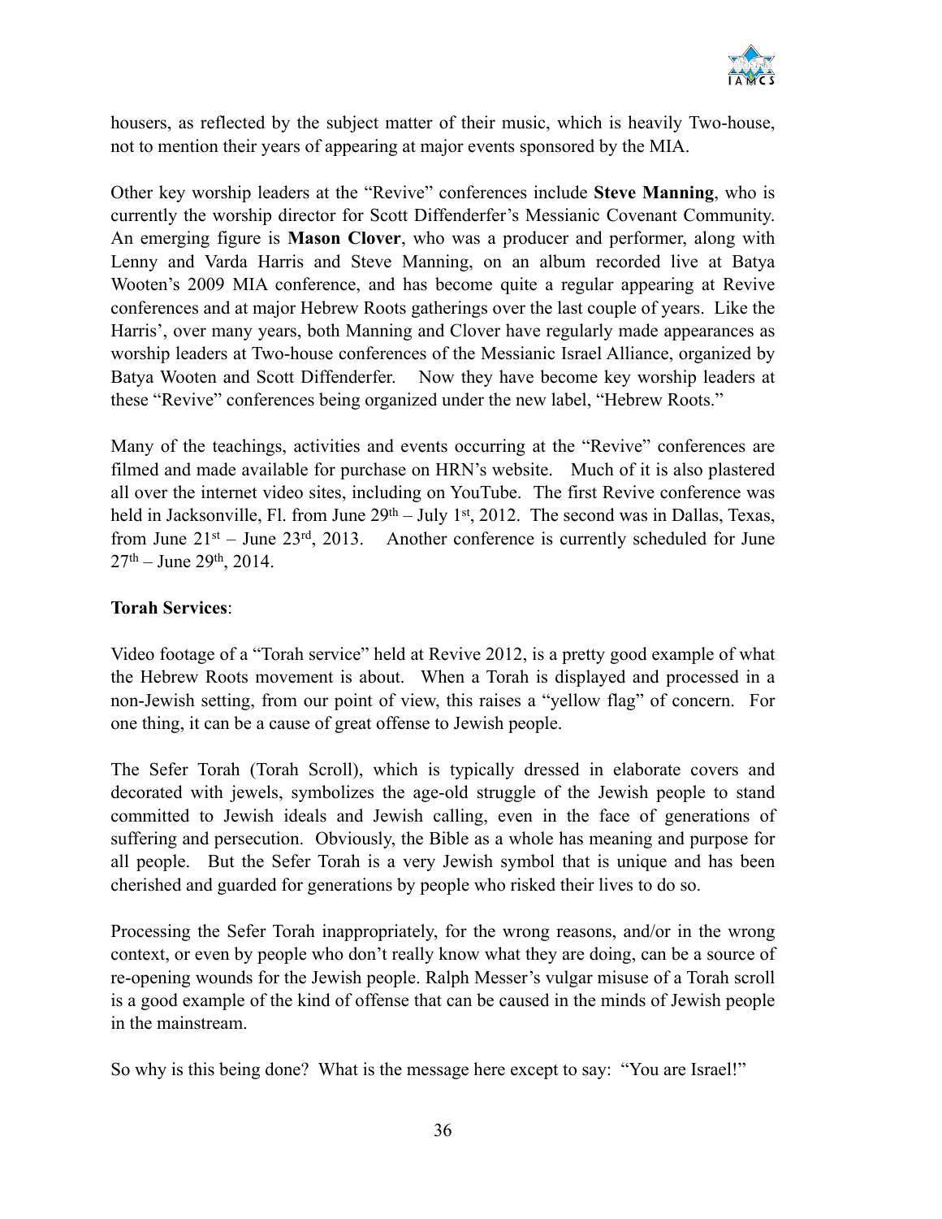housers, as reflected by the subject matter of their music, which is heavily Two-house, not to mention their years of appearing at major events sponsored by the MIA.

Other key worship leaders at the "Revive" conferences include **Steve Manning**, who is currently the worship director for Scott Diffenderfer's Messianic Covenant Community. An emerging figure is **Mason Clover**, who was a producer and performer, along with Lenny and Varda Harris and Steve Manning, on an album recorded live at Batya Wooten's 2009 MIA conference, and has become quite a regular appearing at Revive conferences and at major Hebrew Roots gatherings over the last couple of years. Like the Harris', over many years, both Manning and Clover have regularly made appearances as worship leaders at Two-house conferences of the Messianic Israel Alliance, organized by Batya Wooten and Scott Diffenderfer. Now they have become key worship leaders at these "Revive" conferences being organized under the new label, "Hebrew Roots."

Many of the teachings, activities and events occurring at the "Revive" conferences are filmed and made available for purchase on HRN's website. Much of it is also plastered all over the internet video sites, including on YouTube. The first Revive conference was held in Jacksonville, Fl. from June 29th – July 1st, 2012. The second was in Dallas, Texas, from June 21st – June 23rd, 2013. Another conference is currently scheduled for June 27th – June 29th, 2014.

**Torah Services**:

Video footage of a "Torah service" held at Revive 2012, is a pretty good example of what the Hebrew Roots movement is about. When a Torah is displayed and processed in a non-Jewish setting, from our point of view, this raises a "yellow flag" of concern. For one thing, it can be a cause of great offense to Jewish people.

The Sefer Torah (Torah Scroll), which is typically dressed in elaborate covers and decorated with jewels, symbolizes the age-old struggle of the Jewish people to stand committed to Jewish ideals and Jewish calling, even in the face of generations of suffering and persecution. Obviously, the Bible as a whole has meaning and purpose for all people. But the Sefer Torah is a very Jewish symbol that is unique and has been cherished and guarded for generations by people who risked their lives to do so.

Processing the Sefer Torah inappropriately, for the wrong reasons, and/or in the wrong context, or even by people who don't really know what they are doing, can be a source of re-opening wounds for the Jewish people. Ralph Messer's vulgar misuse of a Torah scroll is a good example of the kind of offense that can be caused in the minds of Jewish people in the mainstream.

So why is this being done? What is the message here except to say: "You are Israel!"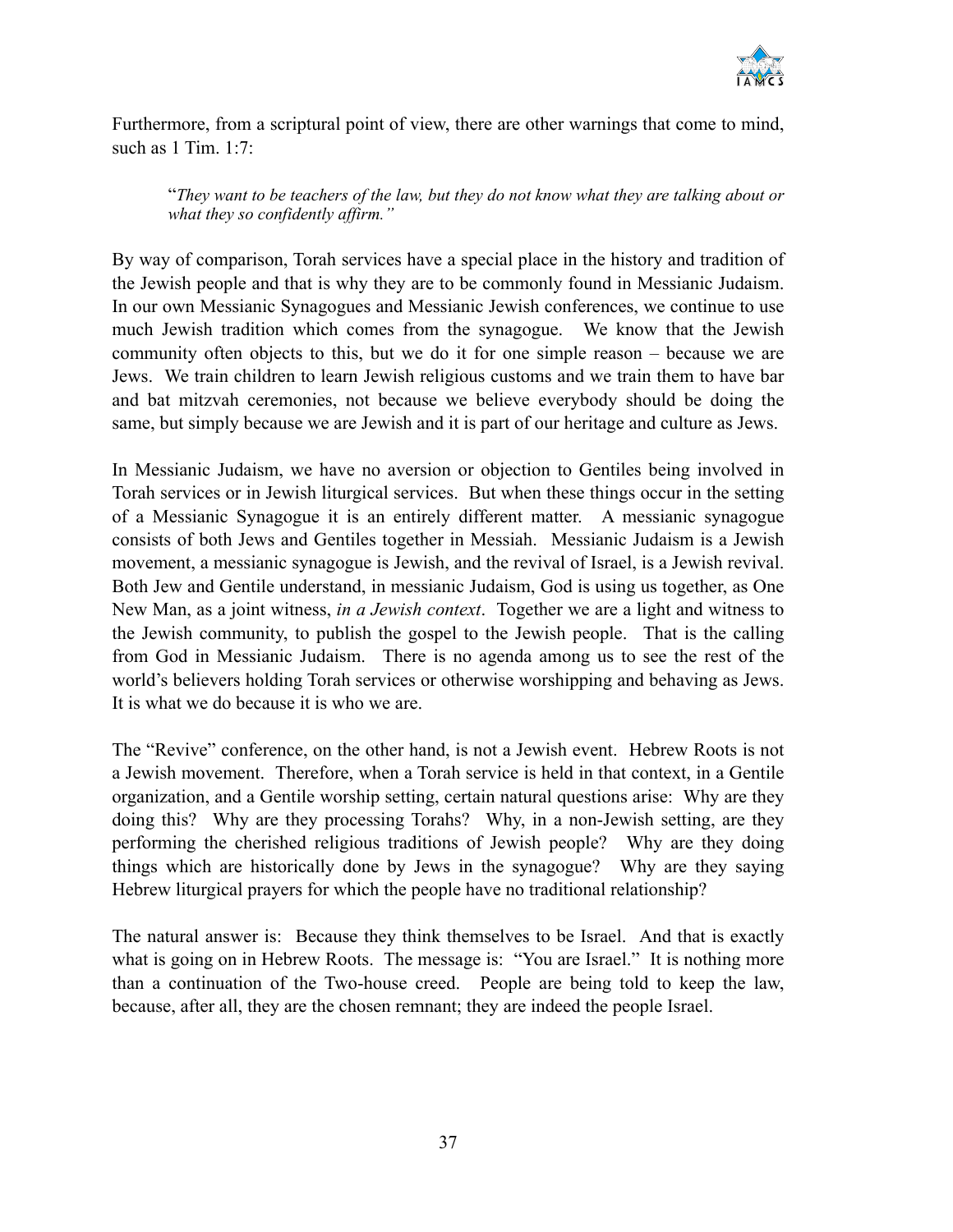Furthermore, from a scriptural point of view, there are other warnings that come to mind, such as 1 Tim. 1:7:

> "*They want to be teachers of the law, but they do not know what they are talking about or what they so confidently affirm."*

By way of comparison, Torah services have a special place in the history and tradition of the Jewish people and that is why they are to be commonly found in Messianic Judaism. In our own Messianic Synagogues and Messianic Jewish conferences, we continue to use much Jewish tradition which comes from the synagogue. We know that the Jewish community often objects to this, but we do it for one simple reason – because we are Jews. We train children to learn Jewish religious customs and we train them to have bar and bat mitzvah ceremonies, not because we believe everybody should be doing the same, but simply because we are Jewish and it is part of our heritage and culture as Jews.

In Messianic Judaism, we have no aversion or objection to Gentiles being involved in Torah services or in Jewish liturgical services. But when these things occur in the setting of a Messianic Synagogue it is an entirely different matter. A messianic synagogue consists of both Jews and Gentiles together in Messiah. Messianic Judaism is a Jewish movement, a messianic synagogue is Jewish, and the revival of Israel, is a Jewish revival. Both Jew and Gentile understand, in messianic Judaism, God is using us together, as One New Man, as a joint witness, *in a Jewish context*. Together we are a light and witness to the Jewish community, to publish the gospel to the Jewish people. That is the calling from God in Messianic Judaism. There is no agenda among us to see the rest of the world's believers holding Torah services or otherwise worshipping and behaving as Jews. It is what we do because it is who we are.

The "Revive" conference, on the other hand, is not a Jewish event. Hebrew Roots is not a Jewish movement. Therefore, when a Torah service is held in that context, in a Gentile organization, and a Gentile worship setting, certain natural questions arise: Why are they doing this? Why are they processing Torahs? Why, in a non-Jewish setting, are they performing the cherished religious traditions of Jewish people? Why are they doing things which are historically done by Jews in the synagogue? Why are they saying Hebrew liturgical prayers for which the people have no traditional relationship?

The natural answer is: Because they think themselves to be Israel. And that is exactly what is going on in Hebrew Roots. The message is: "You are Israel." It is nothing more than a continuation of the Two-house creed. People are being told to keep the law, because, after all, they are the chosen remnant; they are indeed the people Israel.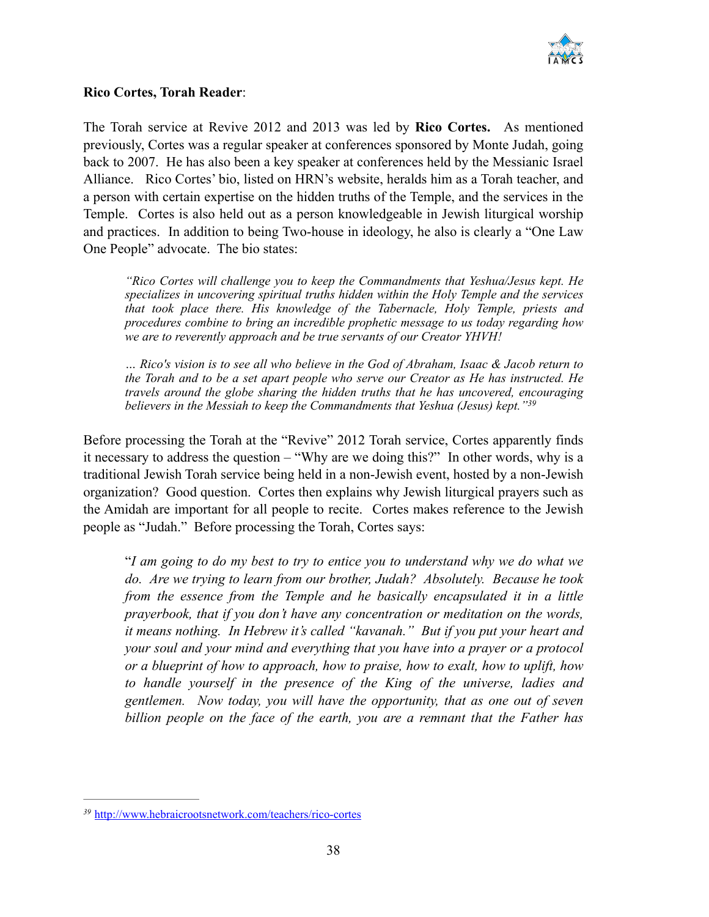**Rico Cortes, Torah Reader**:

The Torah service at Revive 2012 and 2013 was led by **Rico Cortes.** As mentioned previously, Cortes was a regular speaker at conferences sponsored by Monte Judah, going back to 2007. He has also been a key speaker at conferences held by the Messianic Israel Alliance. Rico Cortes' bio, listed on HRN's website, heralds him as a Torah teacher, and a person with certain expertise on the hidden truths of the Temple, and the services in the Temple. Cortes is also held out as a person knowledgeable in Jewish liturgical worship and practices. In addition to being Two-house in ideology, he also is clearly a "One Law One People" advocate. The bio states:

> *"Rico Cortes will challenge you to keep the Commandments that Yeshua/Jesus kept. He specializes in uncovering spiritual truths hidden within the Holy Temple and the services that took place there. His knowledge of the Tabernacle, Holy Temple, priests and procedures combine to bring an incredible prophetic message to us today regarding how we are to reverently approach and be true servants of our Creator YHVH!*
>
> *… Rico's vision is to see all who believe in the God of Abraham, Isaac & Jacob return to the Torah and to be a set apart people who serve our Creator as He has instructed. He travels around the globe sharing the hidden truths that he has uncovered, encouraging believers in the Messiah to keep the Commandments that Yeshua (Jesus) kept."*[39]

Before processing the Torah at the "Revive" 2012 Torah service, Cortes apparently finds it necessary to address the question – "Why are we doing this?" In other words, why is a traditional Jewish Torah service being held in a non-Jewish event, hosted by a non-Jewish organization? Good question. Cortes then explains why Jewish liturgical prayers such as the Amidah are important for all people to recite. Cortes makes reference to the Jewish people as "Judah." Before processing the Torah, Cortes says:

> "*I am going to do my best to try to entice you to understand why we do what we do. Are we trying to learn from our brother, Judah? Absolutely. Because he took from the essence from the Temple and he basically encapsulated it in a little prayerbook, that if you don't have any concentration or meditation on the words, it means nothing. In Hebrew it's called "kavanah." But if you put your heart and your soul and your mind and everything that you have into a prayer or a protocol or a blueprint of how to approach, how to praise, how to exalt, how to uplift, how to handle yourself in the presence of the King of the universe, ladies and gentlemen. Now today, you will have the opportunity, that as one out of seven billion people on the face of the earth, you are a remnant that the Father has*

---

[39] http://www.hebraicrootsnetwork.com/teachers/rico-cortes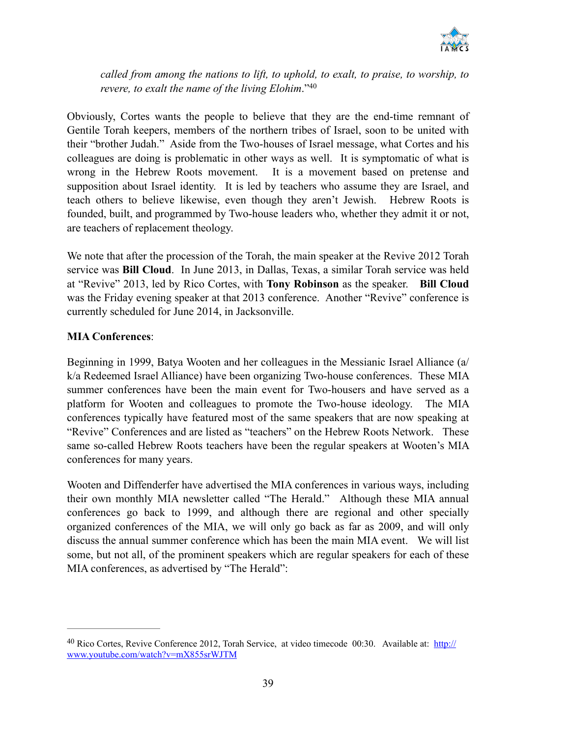> *called from among the nations to lift, to uphold, to exalt, to praise, to worship, to revere, to exalt the name of the living Elohim*."[40]

Obviously, Cortes wants the people to believe that they are the end-time remnant of Gentile Torah keepers, members of the northern tribes of Israel, soon to be united with their "brother Judah." Aside from the Two-houses of Israel message, what Cortes and his colleagues are doing is problematic in other ways as well. It is symptomatic of what is wrong in the Hebrew Roots movement. It is a movement based on pretense and supposition about Israel identity. It is led by teachers who assume they are Israel, and teach others to believe likewise, even though they aren't Jewish. Hebrew Roots is founded, built, and programmed by Two-house leaders who, whether they admit it or not, are teachers of replacement theology.

We note that after the procession of the Torah, the main speaker at the Revive 2012 Torah service was **Bill Cloud**. In June 2013, in Dallas, Texas, a similar Torah service was held at "Revive" 2013, led by Rico Cortes, with **Tony Robinson** as the speaker. **Bill Cloud** was the Friday evening speaker at that 2013 conference. Another "Revive" conference is currently scheduled for June 2014, in Jacksonville.

**MIA Conferences**:

Beginning in 1999, Batya Wooten and her colleagues in the Messianic Israel Alliance (a/k/a Redeemed Israel Alliance) have been organizing Two-house conferences. These MIA summer conferences have been the main event for Two-housers and have served as a platform for Wooten and colleagues to promote the Two-house ideology. The MIA conferences typically have featured most of the same speakers that are now speaking at "Revive" Conferences and are listed as "teachers" on the Hebrew Roots Network. These same so-called Hebrew Roots teachers have been the regular speakers at Wooten's MIA conferences for many years.

Wooten and Diffenderfer have advertised the MIA conferences in various ways, including their own monthly MIA newsletter called "The Herald." Although these MIA annual conferences go back to 1999, and although there are regional and other specially organized conferences of the MIA, we will only go back as far as 2009, and will only discuss the annual summer conference which has been the main MIA event. We will list some, but not all, of the prominent speakers which are regular speakers for each of these MIA conferences, as advertised by "The Herald":

---

[40] Rico Cortes, Revive Conference 2012, Torah Service, at video timecode 00:30. Available at: http://www.youtube.com/watch?v=mX855srWJTM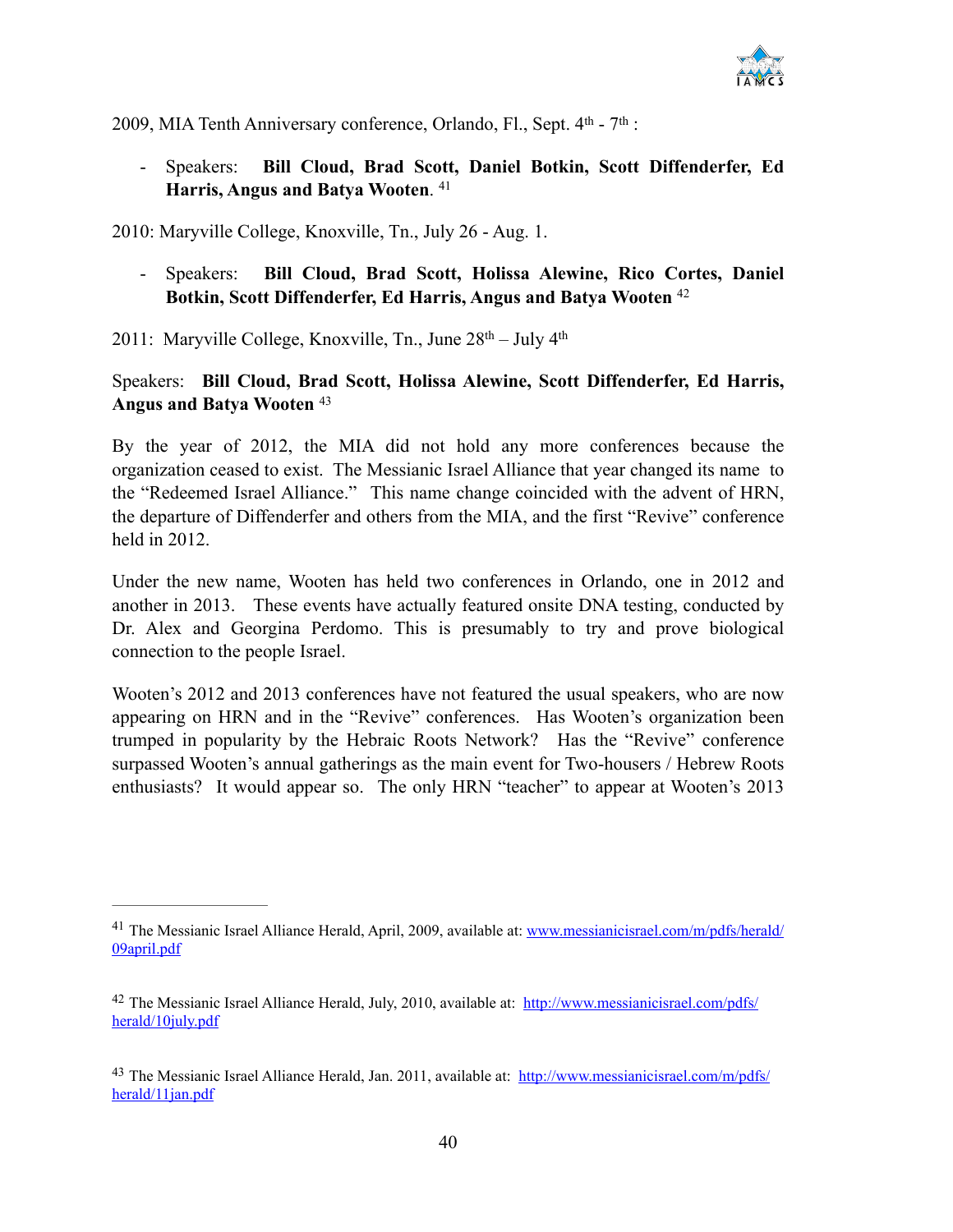2009, MIA Tenth Anniversary conference, Orlando, Fl., Sept. 4th - 7th :

- Speakers: **Bill Cloud, Brad Scott, Daniel Botkin, Scott Diffenderfer, Ed Harris, Angus and Batya Wooten**. [41]

2010: Maryville College, Knoxville, Tn., July 26 - Aug. 1.

- Speakers: **Bill Cloud, Brad Scott, Holissa Alewine, Rico Cortes, Daniel Botkin, Scott Diffenderfer, Ed Harris, Angus and Batya Wooten** [42]

2011: Maryville College, Knoxville, Tn., June 28th – July 4th

Speakers: **Bill Cloud, Brad Scott, Holissa Alewine, Scott Diffenderfer, Ed Harris, Angus and Batya Wooten** [43]

By the year of 2012, the MIA did not hold any more conferences because the organization ceased to exist. The Messianic Israel Alliance that year changed its name to the "Redeemed Israel Alliance." This name change coincided with the advent of HRN, the departure of Diffenderfer and others from the MIA, and the first "Revive" conference held in 2012.

Under the new name, Wooten has held two conferences in Orlando, one in 2012 and another in 2013. These events have actually featured onsite DNA testing, conducted by Dr. Alex and Georgina Perdomo. This is presumably to try and prove biological connection to the people Israel.

Wooten's 2012 and 2013 conferences have not featured the usual speakers, who are now appearing on HRN and in the "Revive" conferences. Has Wooten's organization been trumped in popularity by the Hebraic Roots Network? Has the "Revive" conference surpassed Wooten's annual gatherings as the main event for Two-housers / Hebrew Roots enthusiasts? It would appear so. The only HRN "teacher" to appear at Wooten's 2013

---

[41] The Messianic Israel Alliance Herald, April, 2009, available at: [www.messianicisrael.com/m/pdfs/herald/09april.pdf](www.messianicisrael.com/m/pdfs/herald/09april.pdf)

[42] The Messianic Israel Alliance Herald, July, 2010, available at: [http://www.messianicisrael.com/pdfs/herald/10july.pdf](http://www.messianicisrael.com/pdfs/herald/10july.pdf)

[43] The Messianic Israel Alliance Herald, Jan. 2011, available at: [http://www.messianicisrael.com/m/pdfs/herald/11jan.pdf](http://www.messianicisrael.com/m/pdfs/herald/11jan.pdf)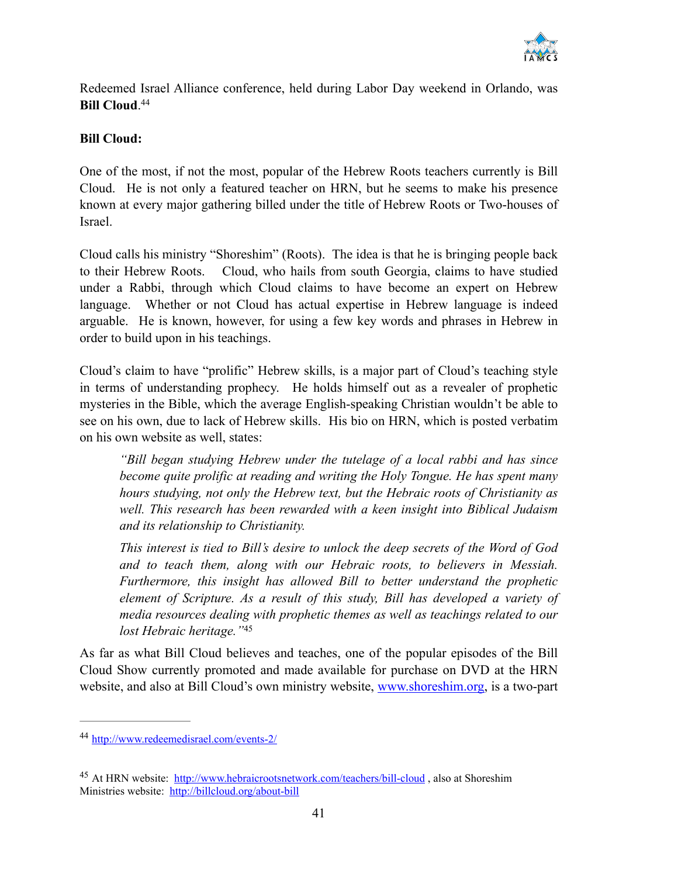Redeemed Israel Alliance conference, held during Labor Day weekend in Orlando, was **Bill Cloud**.[44]

**Bill Cloud:**

One of the most, if not the most, popular of the Hebrew Roots teachers currently is Bill Cloud. He is not only a featured teacher on HRN, but he seems to make his presence known at every major gathering billed under the title of Hebrew Roots or Two-houses of Israel.

Cloud calls his ministry "Shoreshim" (Roots). The idea is that he is bringing people back to their Hebrew Roots. Cloud, who hails from south Georgia, claims to have studied under a Rabbi, through which Cloud claims to have become an expert on Hebrew language. Whether or not Cloud has actual expertise in Hebrew language is indeed arguable. He is known, however, for using a few key words and phrases in Hebrew in order to build upon in his teachings.

Cloud's claim to have "prolific" Hebrew skills, is a major part of Cloud's teaching style in terms of understanding prophecy. He holds himself out as a revealer of prophetic mysteries in the Bible, which the average English-speaking Christian wouldn't be able to see on his own, due to lack of Hebrew skills. His bio on HRN, which is posted verbatim on his own website as well, states:

> *"Bill began studying Hebrew under the tutelage of a local rabbi and has since become quite prolific at reading and writing the Holy Tongue. He has spent many hours studying, not only the Hebrew text, but the Hebraic roots of Christianity as well. This research has been rewarded with a keen insight into Biblical Judaism and its relationship to Christianity.*
>
> *This interest is tied to Bill's desire to unlock the deep secrets of the Word of God and to teach them, along with our Hebraic roots, to believers in Messiah. Furthermore, this insight has allowed Bill to better understand the prophetic element of Scripture. As a result of this study, Bill has developed a variety of media resources dealing with prophetic themes as well as teachings related to our lost Hebraic heritage."*[45]

As far as what Bill Cloud believes and teaches, one of the popular episodes of the Bill Cloud Show currently promoted and made available for purchase on DVD at the HRN website, and also at Bill Cloud's own ministry website, www.shoreshim.org, is a two-part

---

[44] http://www.redeemedisrael.com/events-2/

[45] At HRN website: http://www.hebraicrootsnetwork.com/teachers/bill-cloud , also at Shoreshim Ministries website: http://billcloud.org/about-bill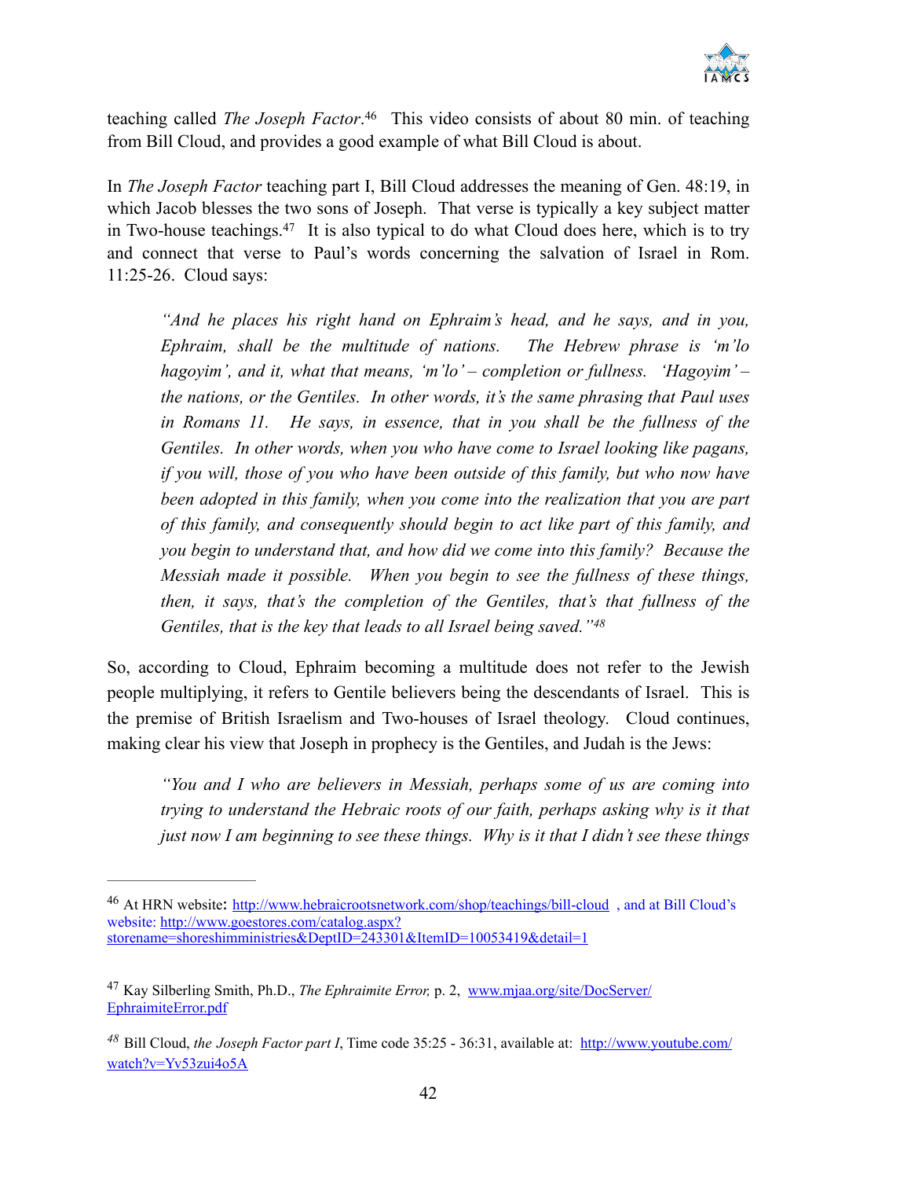teaching called *The Joseph Factor*.[46] This video consists of about 80 min. of teaching from Bill Cloud, and provides a good example of what Bill Cloud is about.

In *The Joseph Factor* teaching part I, Bill Cloud addresses the meaning of Gen. 48:19, in which Jacob blesses the two sons of Joseph. That verse is typically a key subject matter in Two-house teachings.[47] It is also typical to do what Cloud does here, which is to try and connect that verse to Paul's words concerning the salvation of Israel in Rom. 11:25-26. Cloud says:

> *"And he places his right hand on Ephraim's head, and he says, and in you, Ephraim, shall be the multitude of nations. The Hebrew phrase is 'm'lo hagoyim', and it, what that means, 'm'lo' – completion or fullness. 'Hagoyim' – the nations, or the Gentiles. In other words, it's the same phrasing that Paul uses in Romans 11. He says, in essence, that in you shall be the fullness of the Gentiles. In other words, when you who have come to Israel looking like pagans, if you will, those of you who have been outside of this family, but who now have been adopted in this family, when you come into the realization that you are part of this family, and consequently should begin to act like part of this family, and you begin to understand that, and how did we come into this family? Because the Messiah made it possible. When you begin to see the fullness of these things, then, it says, that's the completion of the Gentiles, that's that fullness of the Gentiles, that is the key that leads to all Israel being saved."*[48]

So, according to Cloud, Ephraim becoming a multitude does not refer to the Jewish people multiplying, it refers to Gentile believers being the descendants of Israel. This is the premise of British Israelism and Two-houses of Israel theology. Cloud continues, making clear his view that Joseph in prophecy is the Gentiles, and Judah is the Jews:

> *"You and I who are believers in Messiah, perhaps some of us are coming into trying to understand the Hebraic roots of our faith, perhaps asking why is it that just now I am beginning to see these things. Why is it that I didn't see these things*

---

[46] At HRN website: http://www.hebraicrootsnetwork.com/shop/teachings/bill-cloud , and at Bill Cloud's website: http://www.goestores.com/catalog.aspx?storename=shoreshimministries&DeptID=243301&ItemID=10053419&detail=1

[47] Kay Silberling Smith, Ph.D., *The Ephraimite Error,* p. 2, www.mjaa.org/site/DocServer/EphraimiteError.pdf

[48] Bill Cloud, *the Joseph Factor part I*, Time code 35:25 - 36:31, available at: http://www.youtube.com/watch?v=Yv53zui4o5A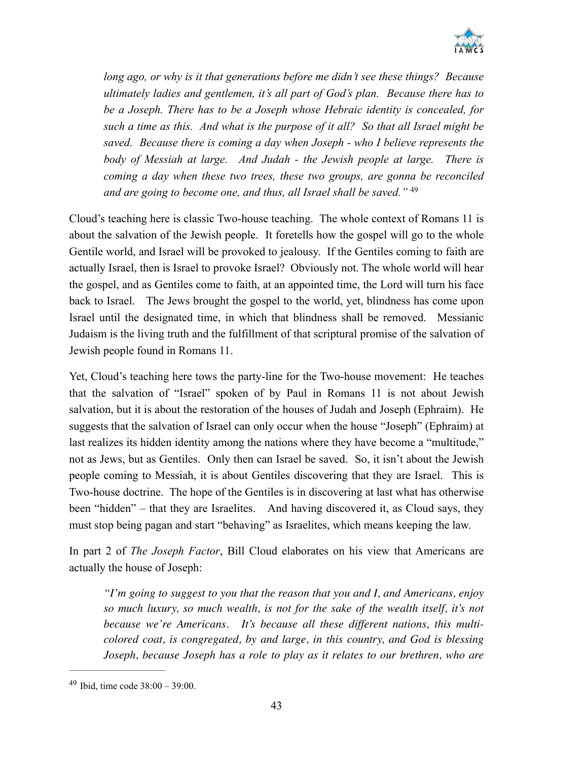> *long ago, or why is it that generations before me didn't see these things? Because ultimately ladies and gentlemen, it's all part of God's plan. Because there has to be a Joseph. There has to be a Joseph whose Hebraic identity is concealed, for such a time as this. And what is the purpose of it all? So that all Israel might be saved. Because there is coming a day when Joseph - who I believe represents the body of Messiah at large. And Judah - the Jewish people at large. There is coming a day when these two trees, these two groups, are gonna be reconciled and are going to become one, and thus, all Israel shall be saved."* [49]

Cloud's teaching here is classic Two-house teaching. The whole context of Romans 11 is about the salvation of the Jewish people. It foretells how the gospel will go to the whole Gentile world, and Israel will be provoked to jealousy. If the Gentiles coming to faith are actually Israel, then is Israel to provoke Israel? Obviously not. The whole world will hear the gospel, and as Gentiles come to faith, at an appointed time, the Lord will turn his face back to Israel. The Jews brought the gospel to the world, yet, blindness has come upon Israel until the designated time, in which that blindness shall be removed. Messianic Judaism is the living truth and the fulfillment of that scriptural promise of the salvation of Jewish people found in Romans 11.

Yet, Cloud's teaching here tows the party-line for the Two-house movement: He teaches that the salvation of "Israel" spoken of by Paul in Romans 11 is not about Jewish salvation, but it is about the restoration of the houses of Judah and Joseph (Ephraim). He suggests that the salvation of Israel can only occur when the house "Joseph" (Ephraim) at last realizes its hidden identity among the nations where they have become a "multitude," not as Jews, but as Gentiles. Only then can Israel be saved. So, it isn't about the Jewish people coming to Messiah, it is about Gentiles discovering that they are Israel. This is Two-house doctrine. The hope of the Gentiles is in discovering at last what has otherwise been "hidden" – that they are Israelites. And having discovered it, as Cloud says, they must stop being pagan and start "behaving" as Israelites, which means keeping the law.

In part 2 of *The Joseph Factor*, Bill Cloud elaborates on his view that Americans are actually the house of Joseph:

> *"I'm going to suggest to you that the reason that you and I, and Americans, enjoy so much luxury, so much wealth, is not for the sake of the wealth itself, it's not because we're Americans. It's because all these different nations, this multi-colored coat, is congregated, by and large, in this country, and God is blessing Joseph, because Joseph has a role to play as it relates to our brethren, who are*

---

[49] Ibid, time code 38:00 – 39:00.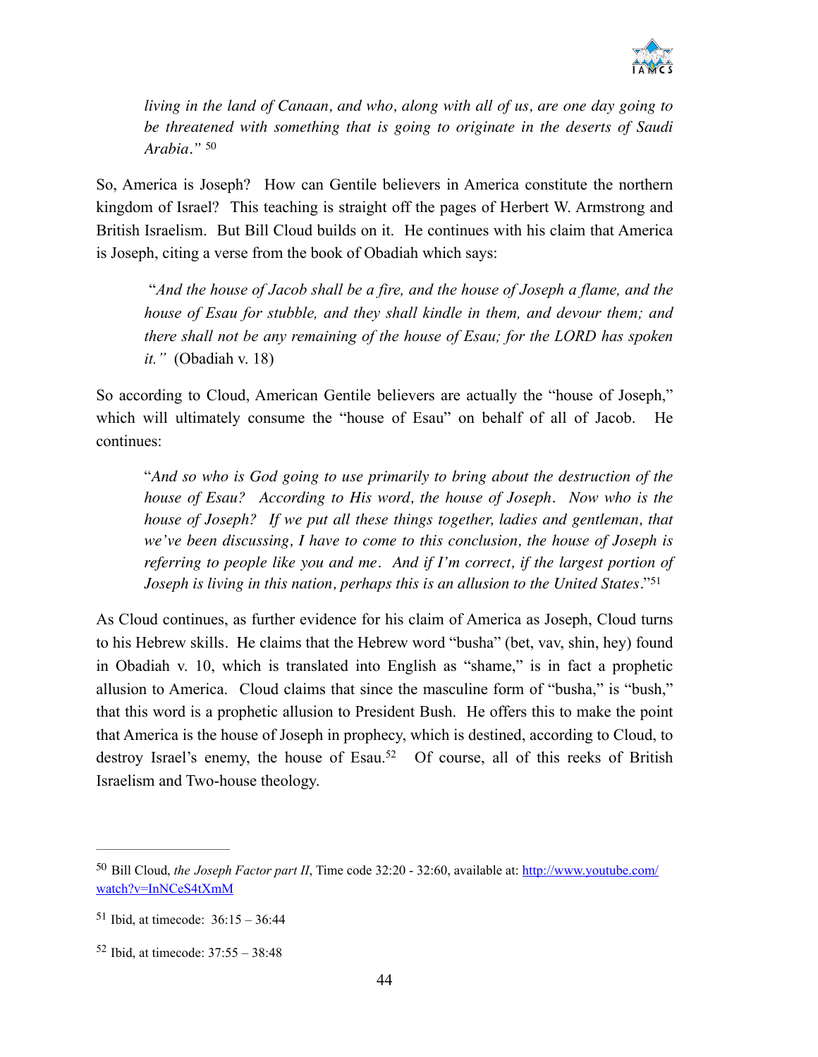> *living in the land of Canaan, and who, along with all of us, are one day going to be threatened with something that is going to originate in the deserts of Saudi Arabia."* [50]

So, America is Joseph? How can Gentile believers in America constitute the northern kingdom of Israel? This teaching is straight off the pages of Herbert W. Armstrong and British Israelism. But Bill Cloud builds on it. He continues with his claim that America is Joseph, citing a verse from the book of Obadiah which says:

> "*And the house of Jacob shall be a fire, and the house of Joseph a flame, and the house of Esau for stubble, and they shall kindle in them, and devour them; and there shall not be any remaining of the house of Esau; for the LORD has spoken it."* (Obadiah v. 18)

So according to Cloud, American Gentile believers are actually the "house of Joseph," which will ultimately consume the "house of Esau" on behalf of all of Jacob. He continues:

> "*And so who is God going to use primarily to bring about the destruction of the house of Esau? According to His word, the house of Joseph. Now who is the house of Joseph? If we put all these things together, ladies and gentleman, that we've been discussing, I have to come to this conclusion, the house of Joseph is referring to people like you and me. And if I'm correct, if the largest portion of Joseph is living in this nation, perhaps this is an allusion to the United States.*"[51]

As Cloud continues, as further evidence for his claim of America as Joseph, Cloud turns to his Hebrew skills. He claims that the Hebrew word "busha" (bet, vav, shin, hey) found in Obadiah v. 10, which is translated into English as "shame," is in fact a prophetic allusion to America. Cloud claims that since the masculine form of "busha," is "bush," that this word is a prophetic allusion to President Bush. He offers this to make the point that America is the house of Joseph in prophecy, which is destined, according to Cloud, to destroy Israel's enemy, the house of Esau.[52] Of course, all of this reeks of British Israelism and Two-house theology.

---

[50] Bill Cloud, *the Joseph Factor part II*, Time code 32:20 - 32:60, available at: http://www.youtube.com/watch?v=InNCeS4tXmM

[51] Ibid, at timecode: 36:15 – 36:44

[52] Ibid, at timecode: 37:55 – 38:48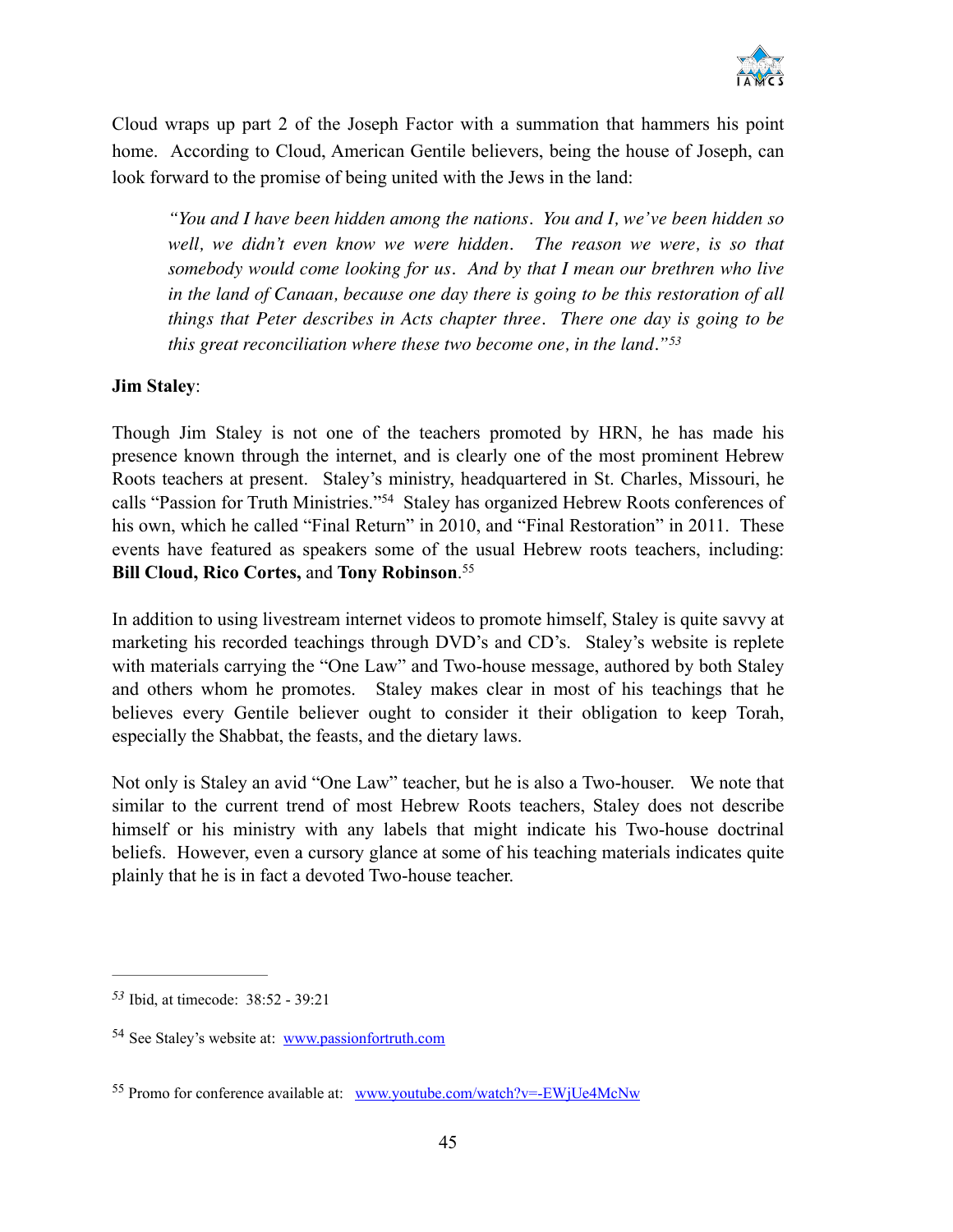Cloud wraps up part 2 of the Joseph Factor with a summation that hammers his point home. According to Cloud, American Gentile believers, being the house of Joseph, can look forward to the promise of being united with the Jews in the land:

> *"You and I have been hidden among the nations. You and I, we've been hidden so well, we didn't even know we were hidden. The reason we were, is so that somebody would come looking for us. And by that I mean our brethren who live in the land of Canaan, because one day there is going to be this restoration of all things that Peter describes in Acts chapter three. There one day is going to be this great reconciliation where these two become one, in the land."*[53]

**Jim Staley**:

Though Jim Staley is not one of the teachers promoted by HRN, he has made his presence known through the internet, and is clearly one of the most prominent Hebrew Roots teachers at present. Staley's ministry, headquartered in St. Charles, Missouri, he calls "Passion for Truth Ministries."[54] Staley has organized Hebrew Roots conferences of his own, which he called "Final Return" in 2010, and "Final Restoration" in 2011. These events have featured as speakers some of the usual Hebrew roots teachers, including: **Bill Cloud, Rico Cortes,** and **Tony Robinson**.[55]

In addition to using livestream internet videos to promote himself, Staley is quite savvy at marketing his recorded teachings through DVD's and CD's. Staley's website is replete with materials carrying the "One Law" and Two-house message, authored by both Staley and others whom he promotes. Staley makes clear in most of his teachings that he believes every Gentile believer ought to consider it their obligation to keep Torah, especially the Shabbat, the feasts, and the dietary laws.

Not only is Staley an avid "One Law" teacher, but he is also a Two-houser. We note that similar to the current trend of most Hebrew Roots teachers, Staley does not describe himself or his ministry with any labels that might indicate his Two-house doctrinal beliefs. However, even a cursory glance at some of his teaching materials indicates quite plainly that he is in fact a devoted Two-house teacher.

---

[53] Ibid, at timecode: 38:52 - 39:21

[54] See Staley's website at: www.passionfortruth.com

[55] Promo for conference available at: www.youtube.com/watch?v=-EWjUe4McNw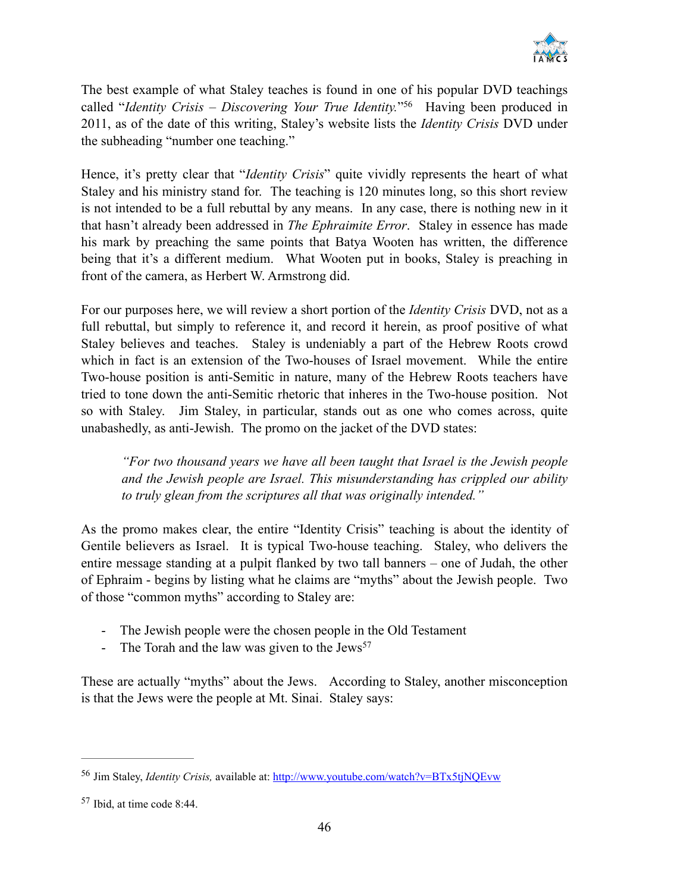The best example of what Staley teaches is found in one of his popular DVD teachings called "*Identity Crisis – Discovering Your True Identity.*"[56] Having been produced in 2011, as of the date of this writing, Staley's website lists the *Identity Crisis* DVD under the subheading "number one teaching."

Hence, it's pretty clear that "*Identity Crisis*" quite vividly represents the heart of what Staley and his ministry stand for. The teaching is 120 minutes long, so this short review is not intended to be a full rebuttal by any means. In any case, there is nothing new in it that hasn't already been addressed in *The Ephraimite Error*. Staley in essence has made his mark by preaching the same points that Batya Wooten has written, the difference being that it's a different medium. What Wooten put in books, Staley is preaching in front of the camera, as Herbert W. Armstrong did.

For our purposes here, we will review a short portion of the *Identity Crisis* DVD, not as a full rebuttal, but simply to reference it, and record it herein, as proof positive of what Staley believes and teaches. Staley is undeniably a part of the Hebrew Roots crowd which in fact is an extension of the Two-houses of Israel movement. While the entire Two-house position is anti-Semitic in nature, many of the Hebrew Roots teachers have tried to tone down the anti-Semitic rhetoric that inheres in the Two-house position. Not so with Staley. Jim Staley, in particular, stands out as one who comes across, quite unabashedly, as anti-Jewish. The promo on the jacket of the DVD states:

> *"For two thousand years we have all been taught that Israel is the Jewish people and the Jewish people are Israel. This misunderstanding has crippled our ability to truly glean from the scriptures all that was originally intended."*

As the promo makes clear, the entire "Identity Crisis" teaching is about the identity of Gentile believers as Israel. It is typical Two-house teaching. Staley, who delivers the entire message standing at a pulpit flanked by two tall banners – one of Judah, the other of Ephraim - begins by listing what he claims are "myths" about the Jewish people. Two of those "common myths" according to Staley are:

- The Jewish people were the chosen people in the Old Testament
- The Torah and the law was given to the Jews[57]

These are actually "myths" about the Jews. According to Staley, another misconception is that the Jews were the people at Mt. Sinai. Staley says:

---

[56] Jim Staley, *Identity Crisis,* available at: http://www.youtube.com/watch?v=BTx5tjNQEvw

[57] Ibid, at time code 8:44.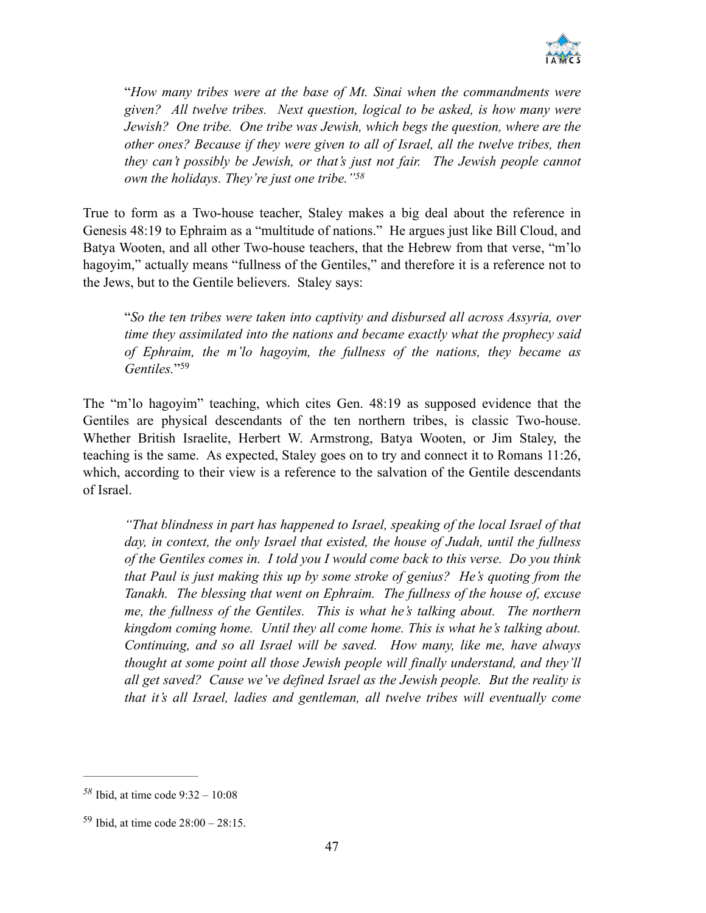> "*How many tribes were at the base of Mt. Sinai when the commandments were given? All twelve tribes. Next question, logical to be asked, is how many were Jewish? One tribe. One tribe was Jewish, which begs the question, where are the other ones? Because if they were given to all of Israel, all the twelve tribes, then they can't possibly be Jewish, or that's just not fair. The Jewish people cannot own the holidays. They're just one tribe."*[58]

True to form as a Two-house teacher, Staley makes a big deal about the reference in Genesis 48:19 to Ephraim as a "multitude of nations." He argues just like Bill Cloud, and Batya Wooten, and all other Two-house teachers, that the Hebrew from that verse, "m'lo hagoyim," actually means "fullness of the Gentiles," and therefore it is a reference not to the Jews, but to the Gentile believers. Staley says:

> "*So the ten tribes were taken into captivity and disbursed all across Assyria, over time they assimilated into the nations and became exactly what the prophecy said of Ephraim, the m'lo hagoyim, the fullness of the nations, they became as Gentiles.*"[59]

The "m'lo hagoyim" teaching, which cites Gen. 48:19 as supposed evidence that the Gentiles are physical descendants of the ten northern tribes, is classic Two-house. Whether British Israelite, Herbert W. Armstrong, Batya Wooten, or Jim Staley, the teaching is the same. As expected, Staley goes on to try and connect it to Romans 11:26, which, according to their view is a reference to the salvation of the Gentile descendants of Israel.

> *"That blindness in part has happened to Israel, speaking of the local Israel of that day, in context, the only Israel that existed, the house of Judah, until the fullness of the Gentiles comes in. I told you I would come back to this verse. Do you think that Paul is just making this up by some stroke of genius? He's quoting from the Tanakh. The blessing that went on Ephraim. The fullness of the house of, excuse me, the fullness of the Gentiles. This is what he's talking about. The northern kingdom coming home. Until they all come home. This is what he's talking about. Continuing, and so all Israel will be saved. How many, like me, have always thought at some point all those Jewish people will finally understand, and they'll all get saved? Cause we've defined Israel as the Jewish people. But the reality is that it's all Israel, ladies and gentleman, all twelve tribes will eventually come*

---

[58] Ibid, at time code 9:32 – 10:08

[59] Ibid, at time code 28:00 – 28:15.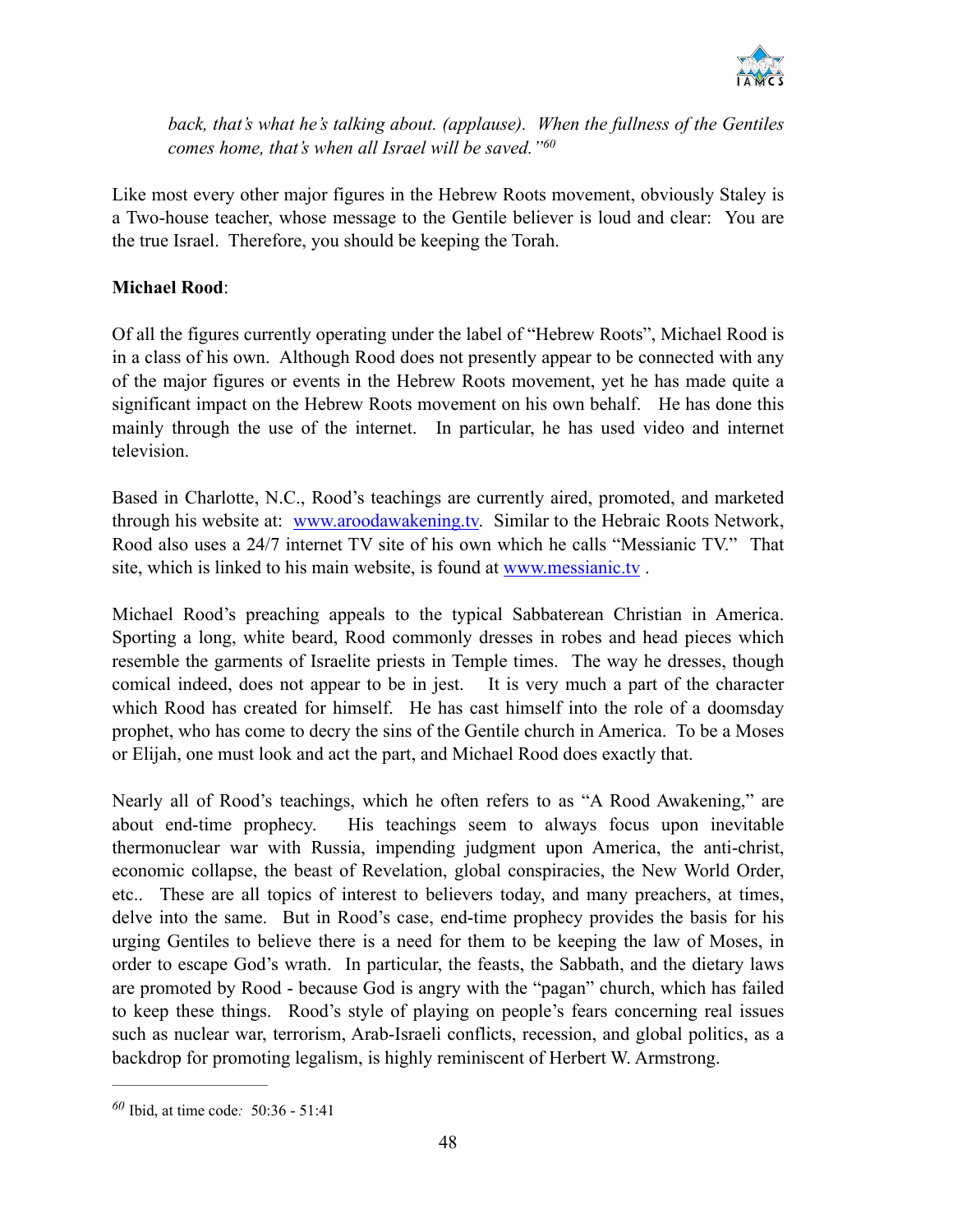*back, that's what he's talking about. (applause). When the fullness of the Gentiles comes home, that's when all Israel will be saved."*[60]

Like most every other major figures in the Hebrew Roots movement, obviously Staley is a Two-house teacher, whose message to the Gentile believer is loud and clear: You are the true Israel. Therefore, you should be keeping the Torah.

**Michael Rood**:

Of all the figures currently operating under the label of "Hebrew Roots", Michael Rood is in a class of his own. Although Rood does not presently appear to be connected with any of the major figures or events in the Hebrew Roots movement, yet he has made quite a significant impact on the Hebrew Roots movement on his own behalf. He has done this mainly through the use of the internet. In particular, he has used video and internet television.

Based in Charlotte, N.C., Rood's teachings are currently aired, promoted, and marketed through his website at: [www.aroodawakening.tv](www.aroodawakening.tv). Similar to the Hebraic Roots Network, Rood also uses a 24/7 internet TV site of his own which he calls "Messianic TV." That site, which is linked to his main website, is found at [www.messianic.tv](www.messianic.tv) .

Michael Rood's preaching appeals to the typical Sabbaterean Christian in America. Sporting a long, white beard, Rood commonly dresses in robes and head pieces which resemble the garments of Israelite priests in Temple times. The way he dresses, though comical indeed, does not appear to be in jest. It is very much a part of the character which Rood has created for himself. He has cast himself into the role of a doomsday prophet, who has come to decry the sins of the Gentile church in America. To be a Moses or Elijah, one must look and act the part, and Michael Rood does exactly that.

Nearly all of Rood's teachings, which he often refers to as "A Rood Awakening," are about end-time prophecy. His teachings seem to always focus upon inevitable thermonuclear war with Russia, impending judgment upon America, the anti-christ, economic collapse, the beast of Revelation, global conspiracies, the New World Order, etc.. These are all topics of interest to believers today, and many preachers, at times, delve into the same. But in Rood's case, end-time prophecy provides the basis for his urging Gentiles to believe there is a need for them to be keeping the law of Moses, in order to escape God's wrath. In particular, the feasts, the Sabbath, and the dietary laws are promoted by Rood - because God is angry with the "pagan" church, which has failed to keep these things. Rood's style of playing on people's fears concerning real issues such as nuclear war, terrorism, Arab-Israeli conflicts, recession, and global politics, as a backdrop for promoting legalism, is highly reminiscent of Herbert W. Armstrong.

---

[60] Ibid, at time code*:* 50:36 - 51:41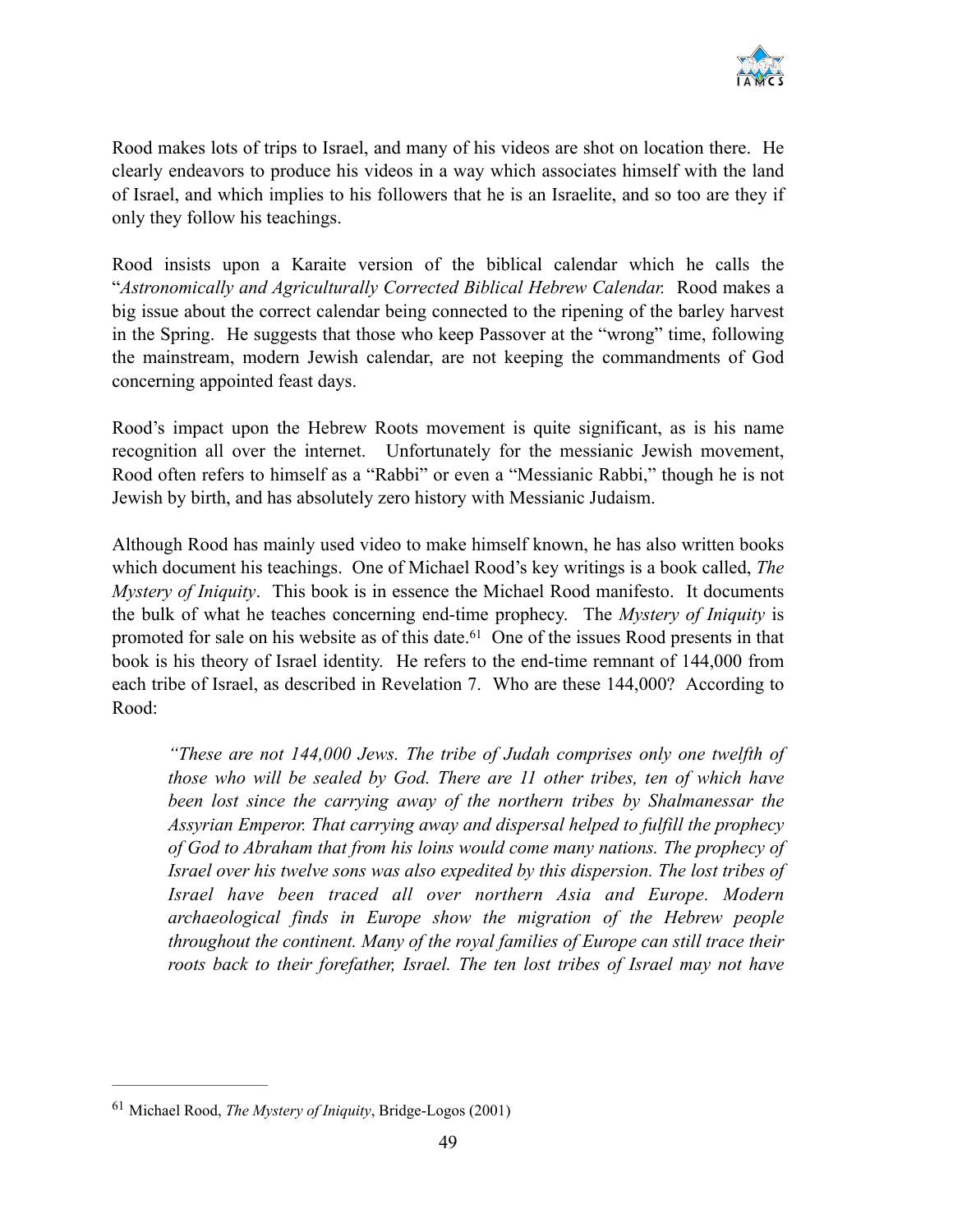Rood makes lots of trips to Israel, and many of his videos are shot on location there. He clearly endeavors to produce his videos in a way which associates himself with the land of Israel, and which implies to his followers that he is an Israelite, and so too are they if only they follow his teachings.

Rood insists upon a Karaite version of the biblical calendar which he calls the "*Astronomically and Agriculturally Corrected Biblical Hebrew Calendar.* Rood makes a big issue about the correct calendar being connected to the ripening of the barley harvest in the Spring. He suggests that those who keep Passover at the "wrong" time, following the mainstream, modern Jewish calendar, are not keeping the commandments of God concerning appointed feast days.

Rood's impact upon the Hebrew Roots movement is quite significant, as is his name recognition all over the internet. Unfortunately for the messianic Jewish movement, Rood often refers to himself as a "Rabbi" or even a "Messianic Rabbi," though he is not Jewish by birth, and has absolutely zero history with Messianic Judaism.

Although Rood has mainly used video to make himself known, he has also written books which document his teachings. One of Michael Rood's key writings is a book called, *The Mystery of Iniquity*. This book is in essence the Michael Rood manifesto. It documents the bulk of what he teaches concerning end-time prophecy. The *Mystery of Iniquity* is promoted for sale on his website as of this date.[61] One of the issues Rood presents in that book is his theory of Israel identity. He refers to the end-time remnant of 144,000 from each tribe of Israel, as described in Revelation 7. Who are these 144,000? According to Rood:

> *"These are not 144,000 Jews. The tribe of Judah comprises only one twelfth of those who will be sealed by God. There are 11 other tribes, ten of which have been lost since the carrying away of the northern tribes by Shalmanessar the Assyrian Emperor. That carrying away and dispersal helped to fulfill the prophecy of God to Abraham that from his loins would come many nations. The prophecy of Israel over his twelve sons was also expedited by this dispersion. The lost tribes of Israel have been traced all over northern Asia and Europe. Modern archaeological finds in Europe show the migration of the Hebrew people throughout the continent. Many of the royal families of Europe can still trace their roots back to their forefather, Israel. The ten lost tribes of Israel may not have*

---

[61] Michael Rood, *The Mystery of Iniquity*, Bridge-Logos (2001)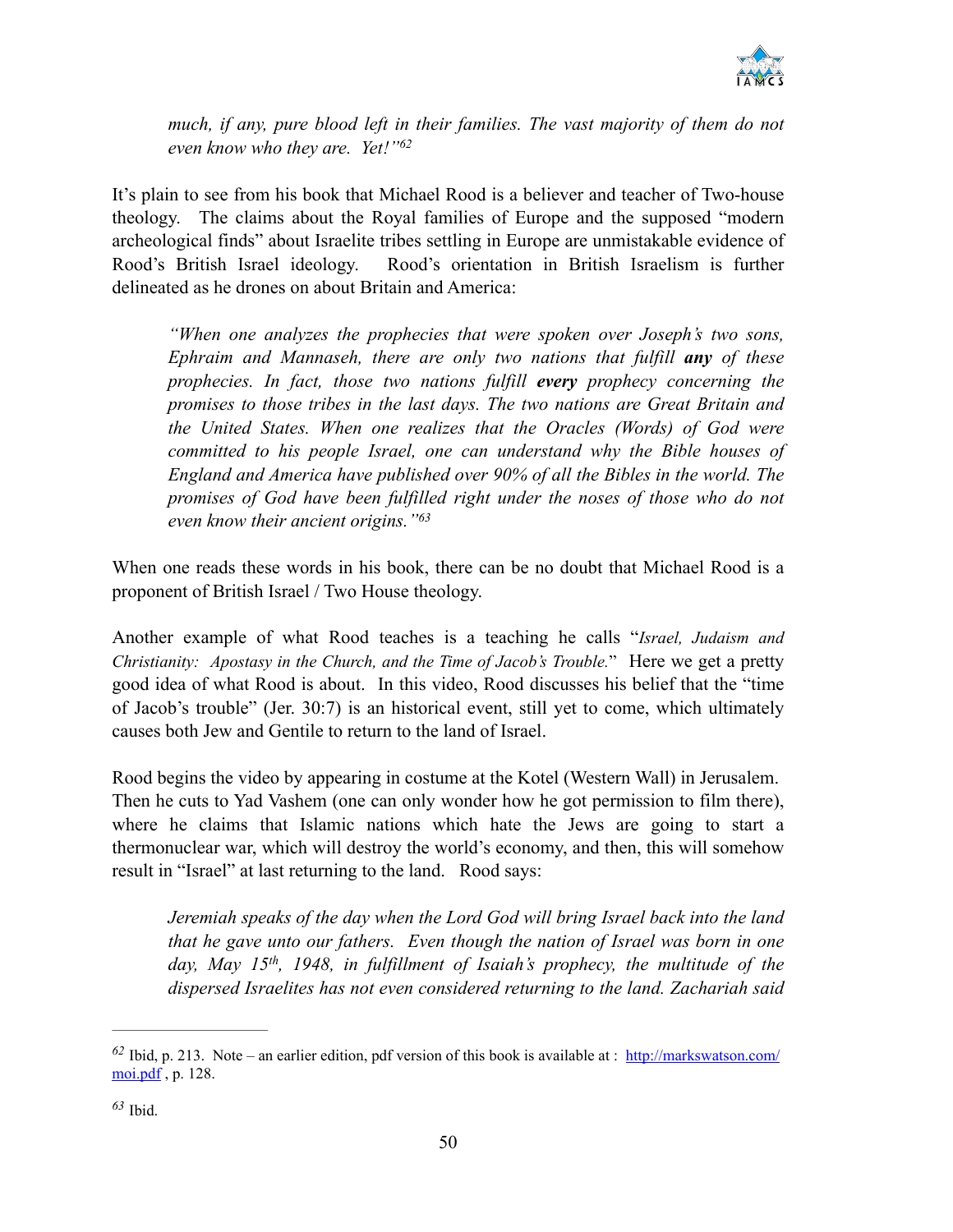> *much, if any, pure blood left in their families. The vast majority of them do not even know who they are. Yet!"*[62]

It's plain to see from his book that Michael Rood is a believer and teacher of Two-house theology. The claims about the Royal families of Europe and the supposed "modern archeological finds" about Israelite tribes settling in Europe are unmistakable evidence of Rood's British Israel ideology. Rood's orientation in British Israelism is further delineated as he drones on about Britain and America:

> *"When one analyzes the prophecies that were spoken over Joseph's two sons, Ephraim and Mannaseh, there are only two nations that fulfill* ***any*** *of these prophecies. In fact, those two nations fulfill* ***every*** *prophecy concerning the promises to those tribes in the last days. The two nations are Great Britain and the United States. When one realizes that the Oracles (Words) of God were committed to his people Israel, one can understand why the Bible houses of England and America have published over 90% of all the Bibles in the world. The promises of God have been fulfilled right under the noses of those who do not even know their ancient origins."*[63]

When one reads these words in his book, there can be no doubt that Michael Rood is a proponent of British Israel / Two House theology.

Another example of what Rood teaches is a teaching he calls "*Israel, Judaism and Christianity: Apostasy in the Church, and the Time of Jacob's Trouble.*" Here we get a pretty good idea of what Rood is about. In this video, Rood discusses his belief that the "time of Jacob's trouble" (Jer. 30:7) is an historical event, still yet to come, which ultimately causes both Jew and Gentile to return to the land of Israel.

Rood begins the video by appearing in costume at the Kotel (Western Wall) in Jerusalem. Then he cuts to Yad Vashem (one can only wonder how he got permission to film there), where he claims that Islamic nations which hate the Jews are going to start a thermonuclear war, which will destroy the world's economy, and then, this will somehow result in "Israel" at last returning to the land. Rood says:

> *Jeremiah speaks of the day when the Lord God will bring Israel back into the land that he gave unto our fathers. Even though the nation of Israel was born in one day, May 15th, 1948, in fulfillment of Isaiah's prophecy, the multitude of the dispersed Israelites has not even considered returning to the land. Zachariah said*

---

[62] Ibid, p. 213. Note – an earlier edition, pdf version of this book is available at : http://markswatson.com/moi.pdf , p. 128.

[63] Ibid.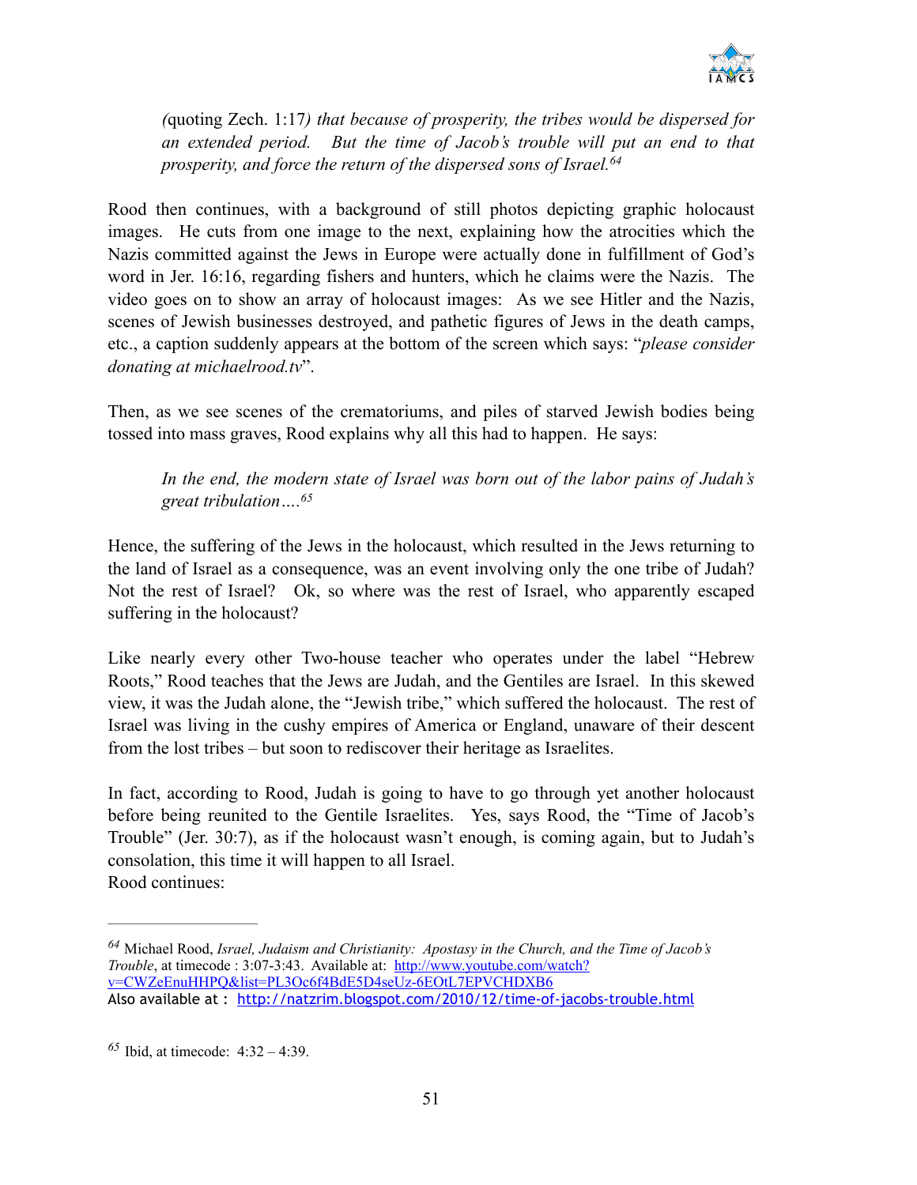> *(*quoting Zech. 1:17*) that because of prosperity, the tribes would be dispersed for an extended period. But the time of Jacob's trouble will put an end to that prosperity, and force the return of the dispersed sons of Israel.*[64]

Rood then continues, with a background of still photos depicting graphic holocaust images. He cuts from one image to the next, explaining how the atrocities which the Nazis committed against the Jews in Europe were actually done in fulfillment of God's word in Jer. 16:16, regarding fishers and hunters, which he claims were the Nazis. The video goes on to show an array of holocaust images: As we see Hitler and the Nazis, scenes of Jewish businesses destroyed, and pathetic figures of Jews in the death camps, etc., a caption suddenly appears at the bottom of the screen which says: "*please consider donating at michaelrood.tv*".

Then, as we see scenes of the crematoriums, and piles of starved Jewish bodies being tossed into mass graves, Rood explains why all this had to happen. He says:

> *In the end, the modern state of Israel was born out of the labor pains of Judah's great tribulation….*[65]

Hence, the suffering of the Jews in the holocaust, which resulted in the Jews returning to the land of Israel as a consequence, was an event involving only the one tribe of Judah? Not the rest of Israel? Ok, so where was the rest of Israel, who apparently escaped suffering in the holocaust?

Like nearly every other Two-house teacher who operates under the label "Hebrew Roots," Rood teaches that the Jews are Judah, and the Gentiles are Israel. In this skewed view, it was the Judah alone, the "Jewish tribe," which suffered the holocaust. The rest of Israel was living in the cushy empires of America or England, unaware of their descent from the lost tribes – but soon to rediscover their heritage as Israelites.

In fact, according to Rood, Judah is going to have to go through yet another holocaust before being reunited to the Gentile Israelites. Yes, says Rood, the "Time of Jacob's Trouble" (Jer. 30:7), as if the holocaust wasn't enough, is coming again, but to Judah's consolation, this time it will happen to all Israel.
Rood continues:

---

[64] Michael Rood, *Israel, Judaism and Christianity: Apostasy in the Church, and the Time of Jacob's Trouble*, at timecode : 3:07-3:43. Available at: http://www.youtube.com/watch?v=CWZeEnuHHPQ&list=PL3Oc6f4BdE5D4seUz-6EOtL7EPVCHDXB6
Also available at : http://natzrim.blogspot.com/2010/12/time-of-jacobs-trouble.html

[65] Ibid, at timecode: 4:32 – 4:39.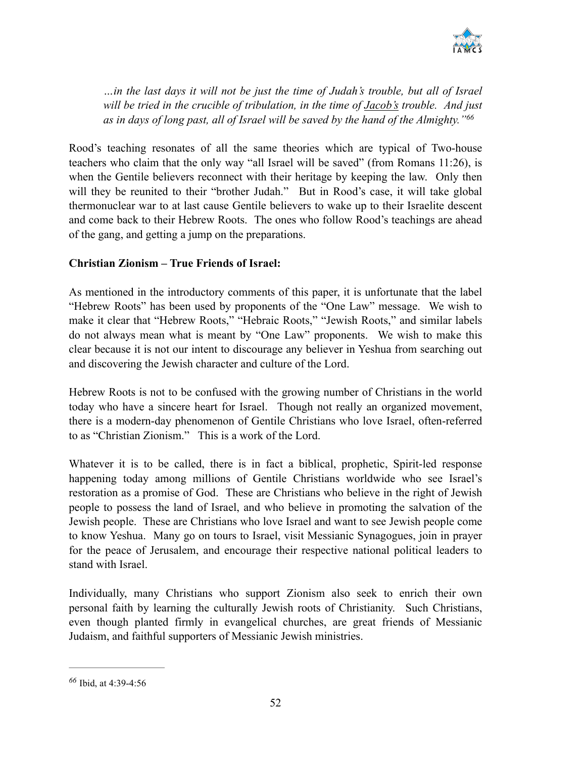*…in the last days it will not be just the time of Judah's trouble, but all of Israel will be tried in the crucible of tribulation, in the time of Jacob's trouble. And just as in days of long past, all of Israel will be saved by the hand of the Almighty."*[66]

Rood's teaching resonates of all the same theories which are typical of Two-house teachers who claim that the only way "all Israel will be saved" (from Romans 11:26), is when the Gentile believers reconnect with their heritage by keeping the law. Only then will they be reunited to their "brother Judah." But in Rood's case, it will take global thermonuclear war to at last cause Gentile believers to wake up to their Israelite descent and come back to their Hebrew Roots. The ones who follow Rood's teachings are ahead of the gang, and getting a jump on the preparations.

**Christian Zionism – True Friends of Israel:**

As mentioned in the introductory comments of this paper, it is unfortunate that the label "Hebrew Roots" has been used by proponents of the "One Law" message. We wish to make it clear that "Hebrew Roots," "Hebraic Roots," "Jewish Roots," and similar labels do not always mean what is meant by "One Law" proponents. We wish to make this clear because it is not our intent to discourage any believer in Yeshua from searching out and discovering the Jewish character and culture of the Lord.

Hebrew Roots is not to be confused with the growing number of Christians in the world today who have a sincere heart for Israel. Though not really an organized movement, there is a modern-day phenomenon of Gentile Christians who love Israel, often-referred to as "Christian Zionism." This is a work of the Lord.

Whatever it is to be called, there is in fact a biblical, prophetic, Spirit-led response happening today among millions of Gentile Christians worldwide who see Israel's restoration as a promise of God. These are Christians who believe in the right of Jewish people to possess the land of Israel, and who believe in promoting the salvation of the Jewish people. These are Christians who love Israel and want to see Jewish people come to know Yeshua. Many go on tours to Israel, visit Messianic Synagogues, join in prayer for the peace of Jerusalem, and encourage their respective national political leaders to stand with Israel.

Individually, many Christians who support Zionism also seek to enrich their own personal faith by learning the culturally Jewish roots of Christianity. Such Christians, even though planted firmly in evangelical churches, are great friends of Messianic Judaism, and faithful supporters of Messianic Jewish ministries.

---

[66] Ibid, at 4:39-4:56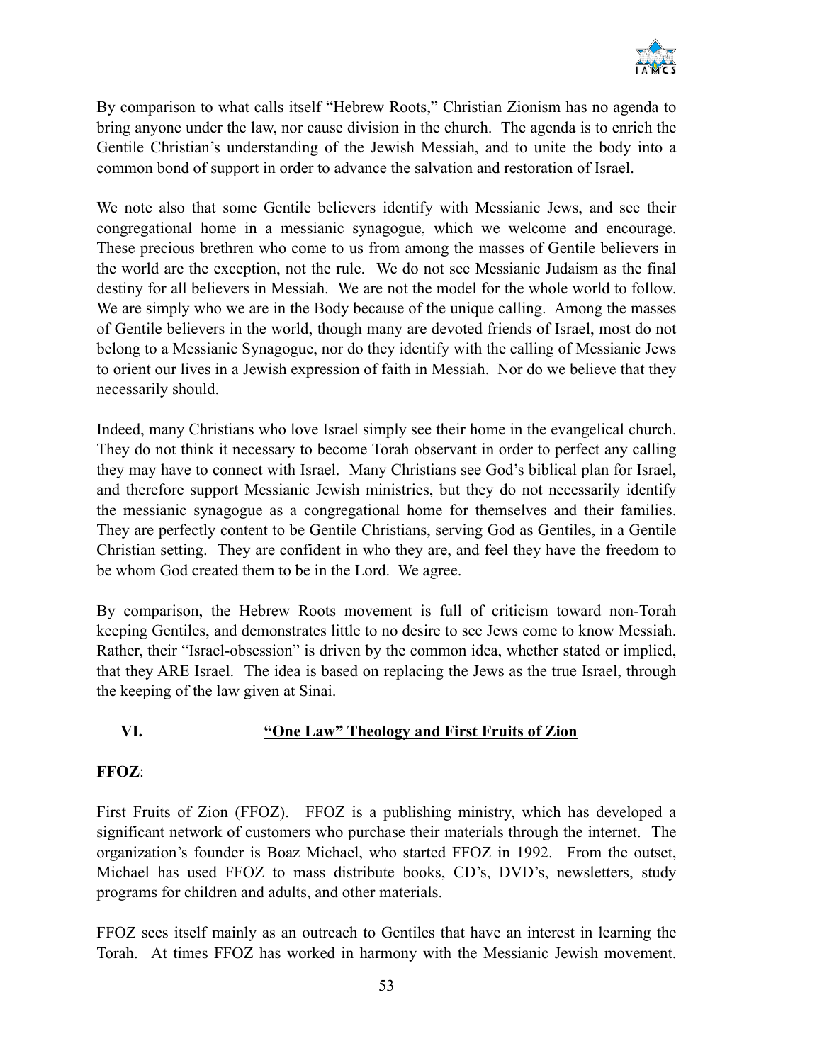By comparison to what calls itself "Hebrew Roots," Christian Zionism has no agenda to bring anyone under the law, nor cause division in the church. The agenda is to enrich the Gentile Christian's understanding of the Jewish Messiah, and to unite the body into a common bond of support in order to advance the salvation and restoration of Israel.

We note also that some Gentile believers identify with Messianic Jews, and see their congregational home in a messianic synagogue, which we welcome and encourage. These precious brethren who come to us from among the masses of Gentile believers in the world are the exception, not the rule. We do not see Messianic Judaism as the final destiny for all believers in Messiah. We are not the model for the whole world to follow. We are simply who we are in the Body because of the unique calling. Among the masses of Gentile believers in the world, though many are devoted friends of Israel, most do not belong to a Messianic Synagogue, nor do they identify with the calling of Messianic Jews to orient our lives in a Jewish expression of faith in Messiah. Nor do we believe that they necessarily should.

Indeed, many Christians who love Israel simply see their home in the evangelical church. They do not think it necessary to become Torah observant in order to perfect any calling they may have to connect with Israel. Many Christians see God's biblical plan for Israel, and therefore support Messianic Jewish ministries, but they do not necessarily identify the messianic synagogue as a congregational home for themselves and their families. They are perfectly content to be Gentile Christians, serving God as Gentiles, in a Gentile Christian setting. They are confident in who they are, and feel they have the freedom to be whom God created them to be in the Lord. We agree.

By comparison, the Hebrew Roots movement is full of criticism toward non-Torah keeping Gentiles, and demonstrates little to no desire to see Jews come to know Messiah. Rather, their "Israel-obsession" is driven by the common idea, whether stated or implied, that they ARE Israel. The idea is based on replacing the Jews as the true Israel, through the keeping of the law given at Sinai.

## VI. "One Law" Theology and First Fruits of Zion

**FFOZ**:

First Fruits of Zion (FFOZ). FFOZ is a publishing ministry, which has developed a significant network of customers who purchase their materials through the internet. The organization's founder is Boaz Michael, who started FFOZ in 1992. From the outset, Michael has used FFOZ to mass distribute books, CD's, DVD's, newsletters, study programs for children and adults, and other materials.

FFOZ sees itself mainly as an outreach to Gentiles that have an interest in learning the Torah. At times FFOZ has worked in harmony with the Messianic Jewish movement.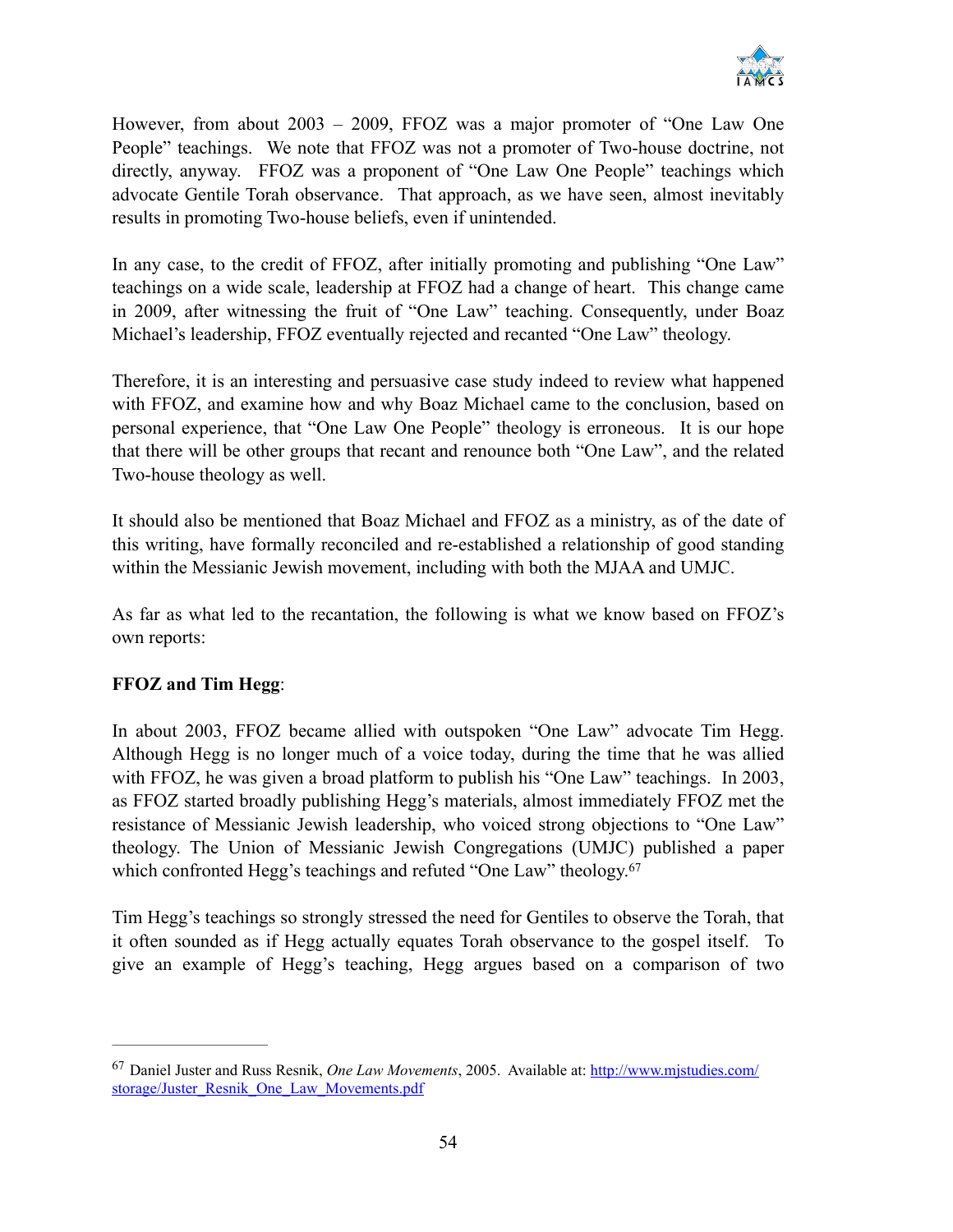However, from about 2003 – 2009, FFOZ was a major promoter of "One Law One People" teachings. We note that FFOZ was not a promoter of Two-house doctrine, not directly, anyway. FFOZ was a proponent of "One Law One People" teachings which advocate Gentile Torah observance. That approach, as we have seen, almost inevitably results in promoting Two-house beliefs, even if unintended.

In any case, to the credit of FFOZ, after initially promoting and publishing "One Law" teachings on a wide scale, leadership at FFOZ had a change of heart. This change came in 2009, after witnessing the fruit of "One Law" teaching. Consequently, under Boaz Michael's leadership, FFOZ eventually rejected and recanted "One Law" theology.

Therefore, it is an interesting and persuasive case study indeed to review what happened with FFOZ, and examine how and why Boaz Michael came to the conclusion, based on personal experience, that "One Law One People" theology is erroneous. It is our hope that there will be other groups that recant and renounce both "One Law", and the related Two-house theology as well.

It should also be mentioned that Boaz Michael and FFOZ as a ministry, as of the date of this writing, have formally reconciled and re-established a relationship of good standing within the Messianic Jewish movement, including with both the MJAA and UMJC.

As far as what led to the recantation, the following is what we know based on FFOZ's own reports:

**FFOZ and Tim Hegg**:

In about 2003, FFOZ became allied with outspoken "One Law" advocate Tim Hegg. Although Hegg is no longer much of a voice today, during the time that he was allied with FFOZ, he was given a broad platform to publish his "One Law" teachings. In 2003, as FFOZ started broadly publishing Hegg's materials, almost immediately FFOZ met the resistance of Messianic Jewish leadership, who voiced strong objections to "One Law" theology. The Union of Messianic Jewish Congregations (UMJC) published a paper which confronted Hegg's teachings and refuted "One Law" theology.[67]

Tim Hegg's teachings so strongly stressed the need for Gentiles to observe the Torah, that it often sounded as if Hegg actually equates Torah observance to the gospel itself. To give an example of Hegg's teaching, Hegg argues based on a comparison of two

---

[67] Daniel Juster and Russ Resnik, *One Law Movements*, 2005. Available at: http://www.mjstudies.com/storage/Juster_Resnik_One_Law_Movements.pdf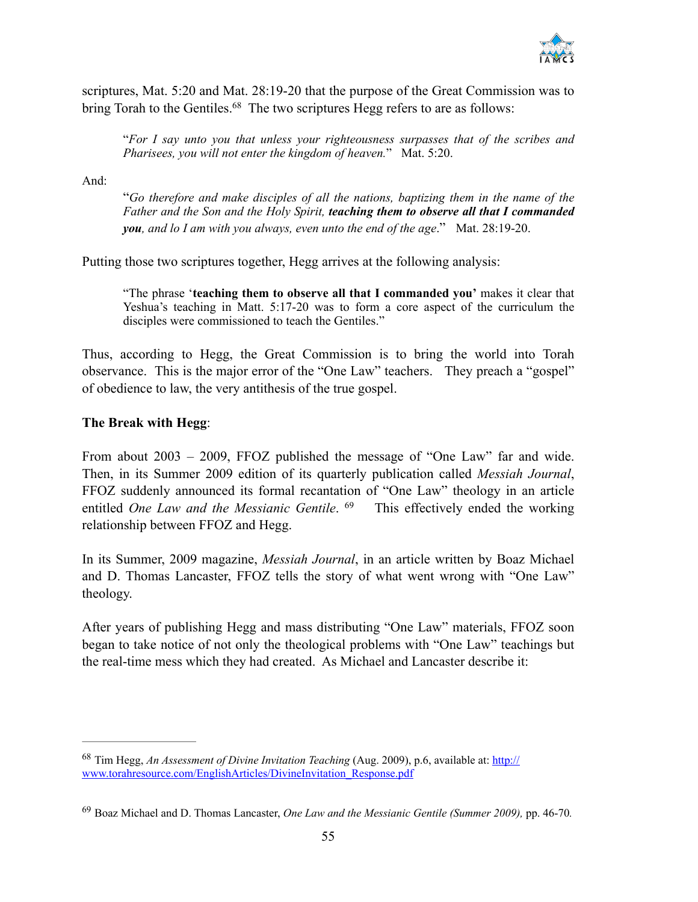scriptures, Mat. 5:20 and Mat. 28:19-20 that the purpose of the Great Commission was to bring Torah to the Gentiles.[68] The two scriptures Hegg refers to are as follows:

> "*For I say unto you that unless your righteousness surpasses that of the scribes and Pharisees, you will not enter the kingdom of heaven.*" Mat. 5:20.

And:

> "*Go therefore and make disciples of all the nations, baptizing them in the name of the Father and the Son and the Holy Spirit, **teaching them to observe all that I commanded you**, and lo I am with you always, even unto the end of the age*." Mat. 28:19-20.

Putting those two scriptures together, Hegg arrives at the following analysis:

> "The phrase '**teaching them to observe all that I commanded you'** makes it clear that Yeshua's teaching in Matt. 5:17-20 was to form a core aspect of the curriculum the disciples were commissioned to teach the Gentiles."

Thus, according to Hegg, the Great Commission is to bring the world into Torah observance. This is the major error of the "One Law" teachers. They preach a "gospel" of obedience to law, the very antithesis of the true gospel.

**The Break with Hegg**:

From about 2003 – 2009, FFOZ published the message of "One Law" far and wide. Then, in its Summer 2009 edition of its quarterly publication called *Messiah Journal*, FFOZ suddenly announced its formal recantation of "One Law" theology in an article entitled *One Law and the Messianic Gentile*. [69] This effectively ended the working relationship between FFOZ and Hegg.

In its Summer, 2009 magazine, *Messiah Journal*, in an article written by Boaz Michael and D. Thomas Lancaster, FFOZ tells the story of what went wrong with "One Law" theology.

After years of publishing Hegg and mass distributing "One Law" materials, FFOZ soon began to take notice of not only the theological problems with "One Law" teachings but the real-time mess which they had created. As Michael and Lancaster describe it:

---

[68] Tim Hegg, *An Assessment of Divine Invitation Teaching* (Aug. 2009), p.6, available at: http://www.torahresource.com/EnglishArticles/DivineInvitation_Response.pdf

[69] Boaz Michael and D. Thomas Lancaster, *One Law and the Messianic Gentile (Summer 2009),* pp. 46-70.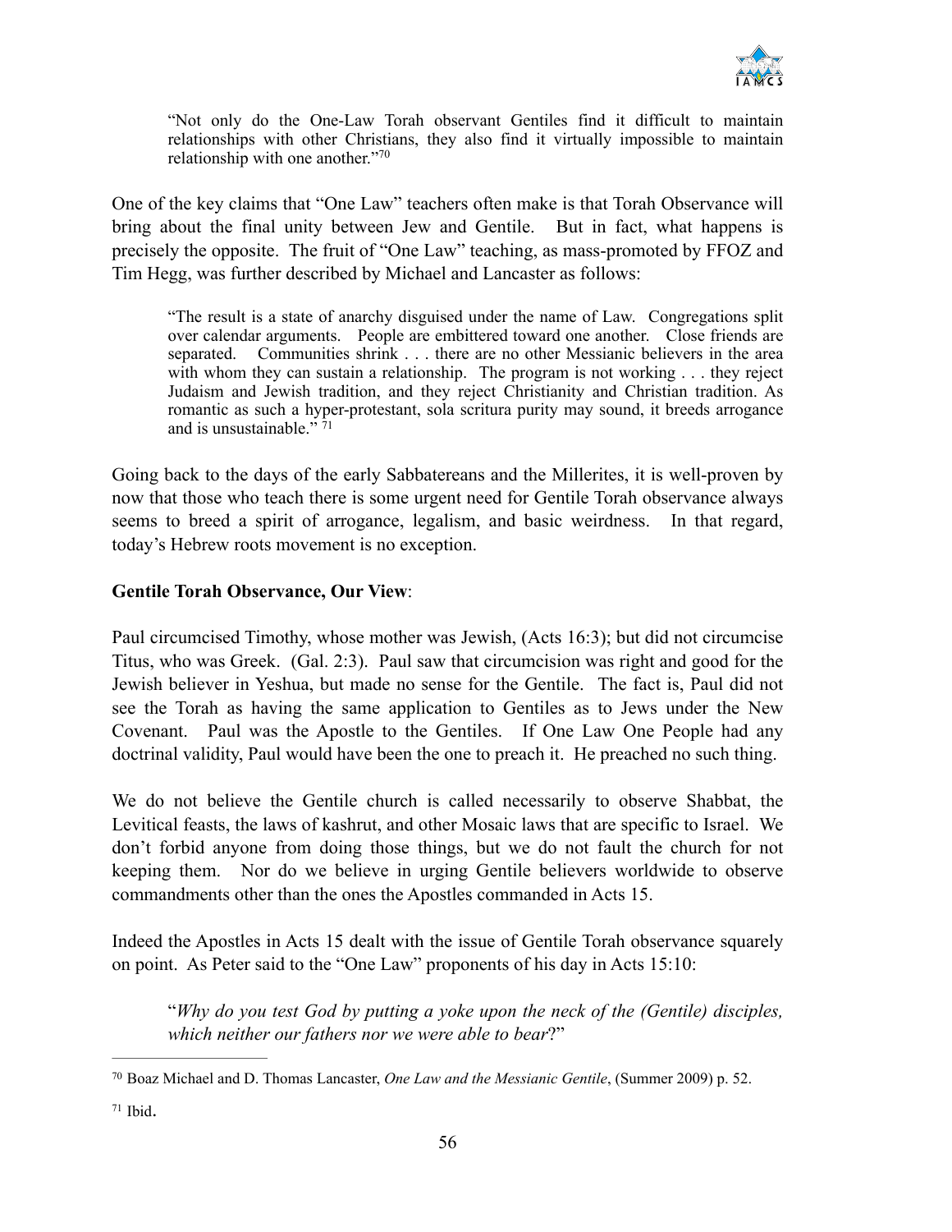> "Not only do the One-Law Torah observant Gentiles find it difficult to maintain relationships with other Christians, they also find it virtually impossible to maintain relationship with one another."[70]

One of the key claims that "One Law" teachers often make is that Torah Observance will bring about the final unity between Jew and Gentile. But in fact, what happens is precisely the opposite. The fruit of "One Law" teaching, as mass-promoted by FFOZ and Tim Hegg, was further described by Michael and Lancaster as follows:

> "The result is a state of anarchy disguised under the name of Law. Congregations split over calendar arguments. People are embittered toward one another. Close friends are separated. Communities shrink . . . there are no other Messianic believers in the area with whom they can sustain a relationship. The program is not working . . . they reject Judaism and Jewish tradition, and they reject Christianity and Christian tradition. As romantic as such a hyper-protestant, sola scritura purity may sound, it breeds arrogance and is unsustainable." [71]

Going back to the days of the early Sabbatereans and the Millerites, it is well-proven by now that those who teach there is some urgent need for Gentile Torah observance always seems to breed a spirit of arrogance, legalism, and basic weirdness. In that regard, today's Hebrew roots movement is no exception.

**Gentile Torah Observance, Our View**:

Paul circumcised Timothy, whose mother was Jewish, (Acts 16:3); but did not circumcise Titus, who was Greek. (Gal. 2:3). Paul saw that circumcision was right and good for the Jewish believer in Yeshua, but made no sense for the Gentile. The fact is, Paul did not see the Torah as having the same application to Gentiles as to Jews under the New Covenant. Paul was the Apostle to the Gentiles. If One Law One People had any doctrinal validity, Paul would have been the one to preach it. He preached no such thing.

We do not believe the Gentile church is called necessarily to observe Shabbat, the Levitical feasts, the laws of kashrut, and other Mosaic laws that are specific to Israel. We don't forbid anyone from doing those things, but we do not fault the church for not keeping them. Nor do we believe in urging Gentile believers worldwide to observe commandments other than the ones the Apostles commanded in Acts 15.

Indeed the Apostles in Acts 15 dealt with the issue of Gentile Torah observance squarely on point. As Peter said to the "One Law" proponents of his day in Acts 15:10:

> "*Why do you test God by putting a yoke upon the neck of the (Gentile) disciples, which neither our fathers nor we were able to bear*?"

---

[70] Boaz Michael and D. Thomas Lancaster, *One Law and the Messianic Gentile*, (Summer 2009) p. 52.

[71] Ibid.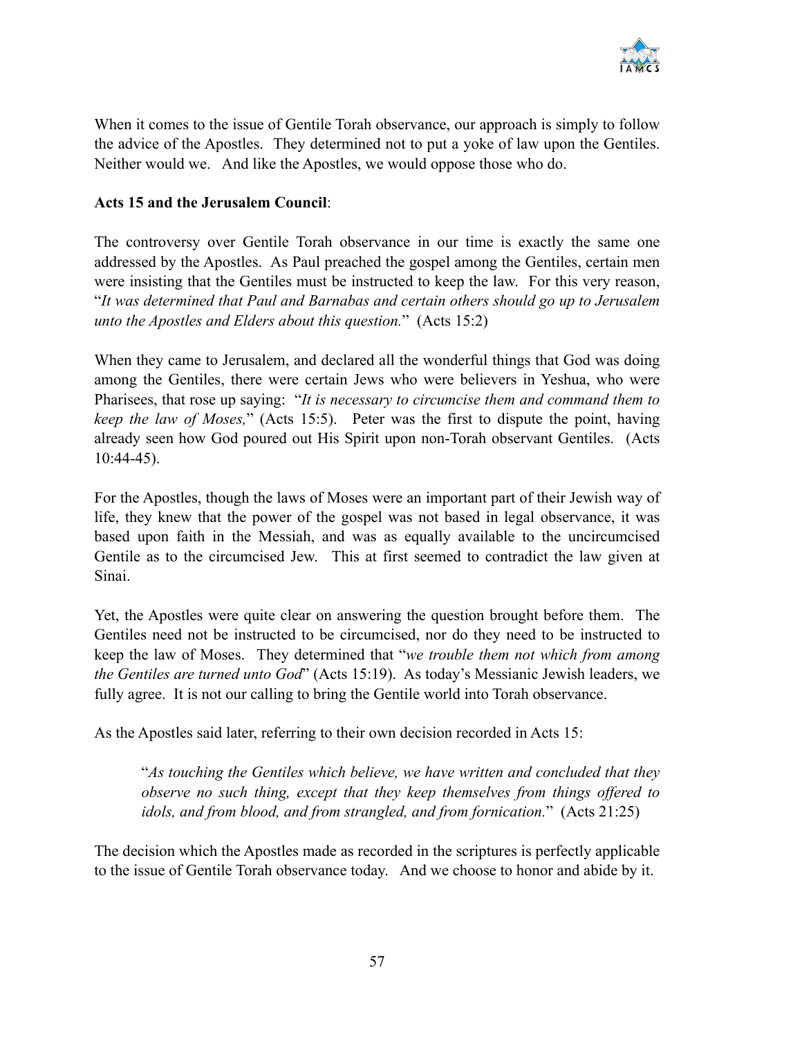When it comes to the issue of Gentile Torah observance, our approach is simply to follow the advice of the Apostles. They determined not to put a yoke of law upon the Gentiles. Neither would we. And like the Apostles, we would oppose those who do.

**Acts 15 and the Jerusalem Council**:

The controversy over Gentile Torah observance in our time is exactly the same one addressed by the Apostles. As Paul preached the gospel among the Gentiles, certain men were insisting that the Gentiles must be instructed to keep the law. For this very reason, "*It was determined that Paul and Barnabas and certain others should go up to Jerusalem unto the Apostles and Elders about this question.*" (Acts 15:2)

When they came to Jerusalem, and declared all the wonderful things that God was doing among the Gentiles, there were certain Jews who were believers in Yeshua, who were Pharisees, that rose up saying: "*It is necessary to circumcise them and command them to keep the law of Moses,*" (Acts 15:5). Peter was the first to dispute the point, having already seen how God poured out His Spirit upon non-Torah observant Gentiles. (Acts 10:44-45).

For the Apostles, though the laws of Moses were an important part of their Jewish way of life, they knew that the power of the gospel was not based in legal observance, it was based upon faith in the Messiah, and was as equally available to the uncircumcised Gentile as to the circumcised Jew. This at first seemed to contradict the law given at Sinai.

Yet, the Apostles were quite clear on answering the question brought before them. The Gentiles need not be instructed to be circumcised, nor do they need to be instructed to keep the law of Moses. They determined that "*we trouble them not which from among the Gentiles are turned unto God*" (Acts 15:19). As today's Messianic Jewish leaders, we fully agree. It is not our calling to bring the Gentile world into Torah observance.

As the Apostles said later, referring to their own decision recorded in Acts 15:

> "*As touching the Gentiles which believe, we have written and concluded that they observe no such thing, except that they keep themselves from things offered to idols, and from blood, and from strangled, and from fornication.*" (Acts 21:25)

The decision which the Apostles made as recorded in the scriptures is perfectly applicable to the issue of Gentile Torah observance today. And we choose to honor and abide by it.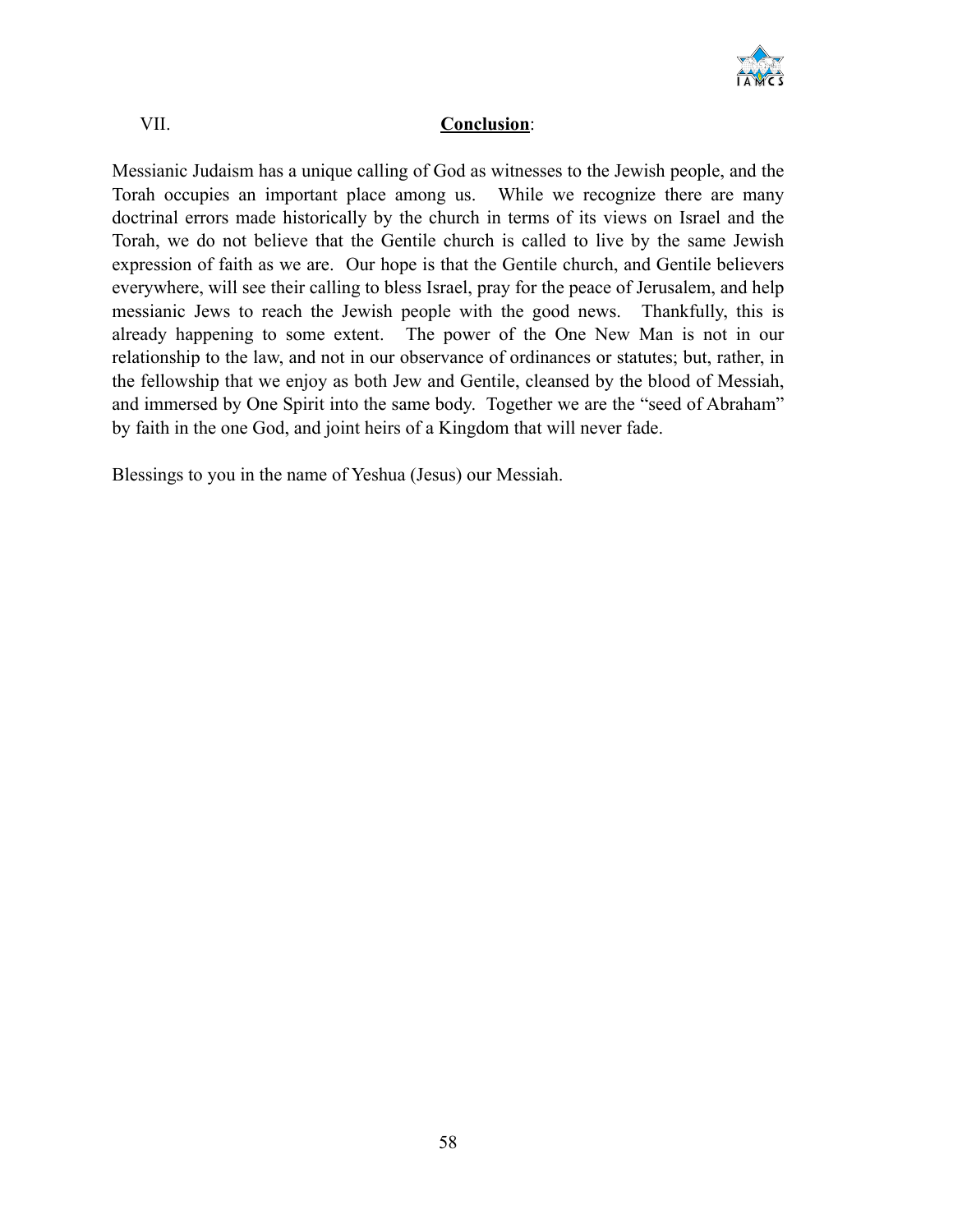## VII. **Conclusion**:

Messianic Judaism has a unique calling of God as witnesses to the Jewish people, and the Torah occupies an important place among us. While we recognize there are many doctrinal errors made historically by the church in terms of its views on Israel and the Torah, we do not believe that the Gentile church is called to live by the same Jewish expression of faith as we are. Our hope is that the Gentile church, and Gentile believers everywhere, will see their calling to bless Israel, pray for the peace of Jerusalem, and help messianic Jews to reach the Jewish people with the good news. Thankfully, this is already happening to some extent. The power of the One New Man is not in our relationship to the law, and not in our observance of ordinances or statutes; but, rather, in the fellowship that we enjoy as both Jew and Gentile, cleansed by the blood of Messiah, and immersed by One Spirit into the same body. Together we are the "seed of Abraham" by faith in the one God, and joint heirs of a Kingdom that will never fade.

Blessings to you in the name of Yeshua (Jesus) our Messiah.